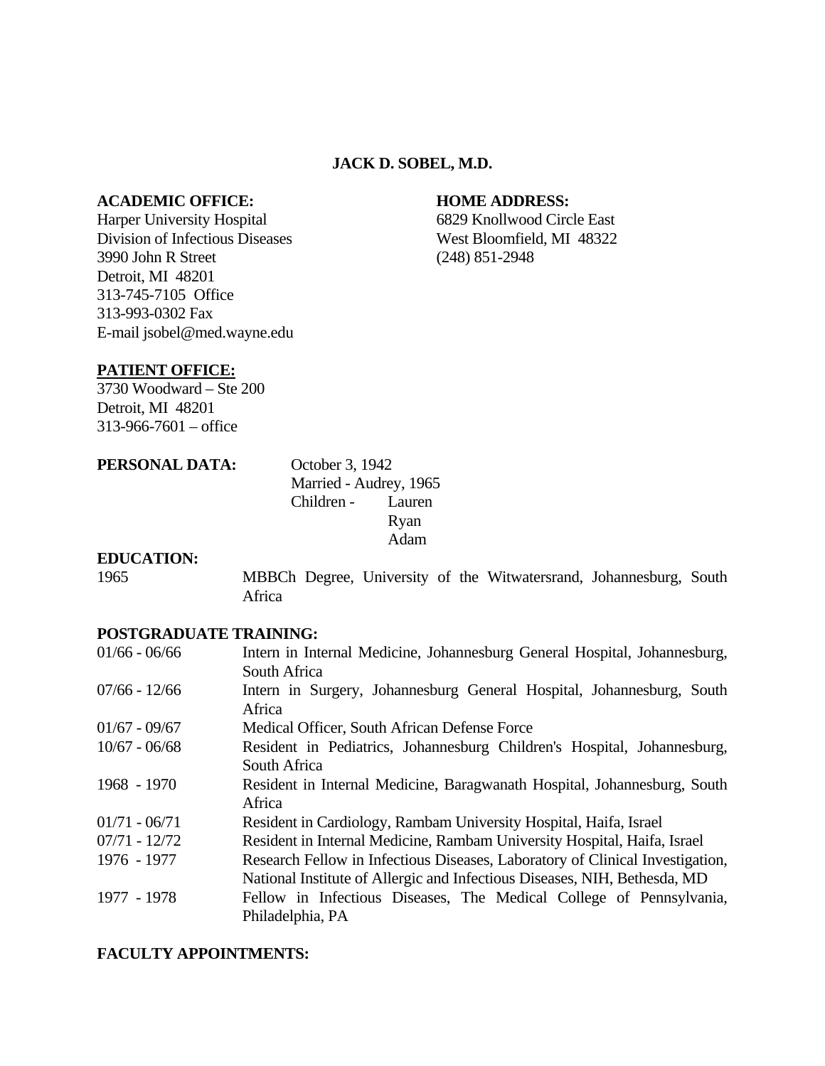# JACK D. SOBEL, M.D.

**ACADEMIC OFFICE:**
Harper University Hospital
Division of Infectious Diseases
3990 John R Street
Detroit, MI 48201
313-745-7105 Office
313-993-0302 Fax
E-mail jsobel@med.wayne.edu

**HOME ADDRESS:**
6829 Knollwood Circle East
West Bloomfield, MI 48322
(248) 851-2948

**PATIENT OFFICE:**
3730 Woodward – Ste 200
Detroit, MI 48201
313-966-7601 – office

**PERSONAL DATA:**
October 3, 1942
Married - Audrey, 1965
Children - Lauren
Ryan
Adam

**EDUCATION:**

| | |
|---|---|
| 1965 | MBBCh Degree, University of the Witwatersrand, Johannesburg, South Africa |

**POSTGRADUATE TRAINING:**

| | |
|---|---|
| 01/66 - 06/66 | Intern in Internal Medicine, Johannesburg General Hospital, Johannesburg, South Africa |
| 07/66 - 12/66 | Intern in Surgery, Johannesburg General Hospital, Johannesburg, South Africa |
| 01/67 - 09/67 | Medical Officer, South African Defense Force |
| 10/67 - 06/68 | Resident in Pediatrics, Johannesburg Children's Hospital, Johannesburg, South Africa |
| 1968 - 1970 | Resident in Internal Medicine, Baragwanath Hospital, Johannesburg, South Africa |
| 01/71 - 06/71 | Resident in Cardiology, Rambam University Hospital, Haifa, Israel |
| 07/71 - 12/72 | Resident in Internal Medicine, Rambam University Hospital, Haifa, Israel |
| 1976 - 1977 | Research Fellow in Infectious Diseases, Laboratory of Clinical Investigation, National Institute of Allergic and Infectious Diseases, NIH, Bethesda, MD |
| 1977 - 1978 | Fellow in Infectious Diseases, The Medical College of Pennsylvania, Philadelphia, PA |

**FACULTY APPOINTMENTS:**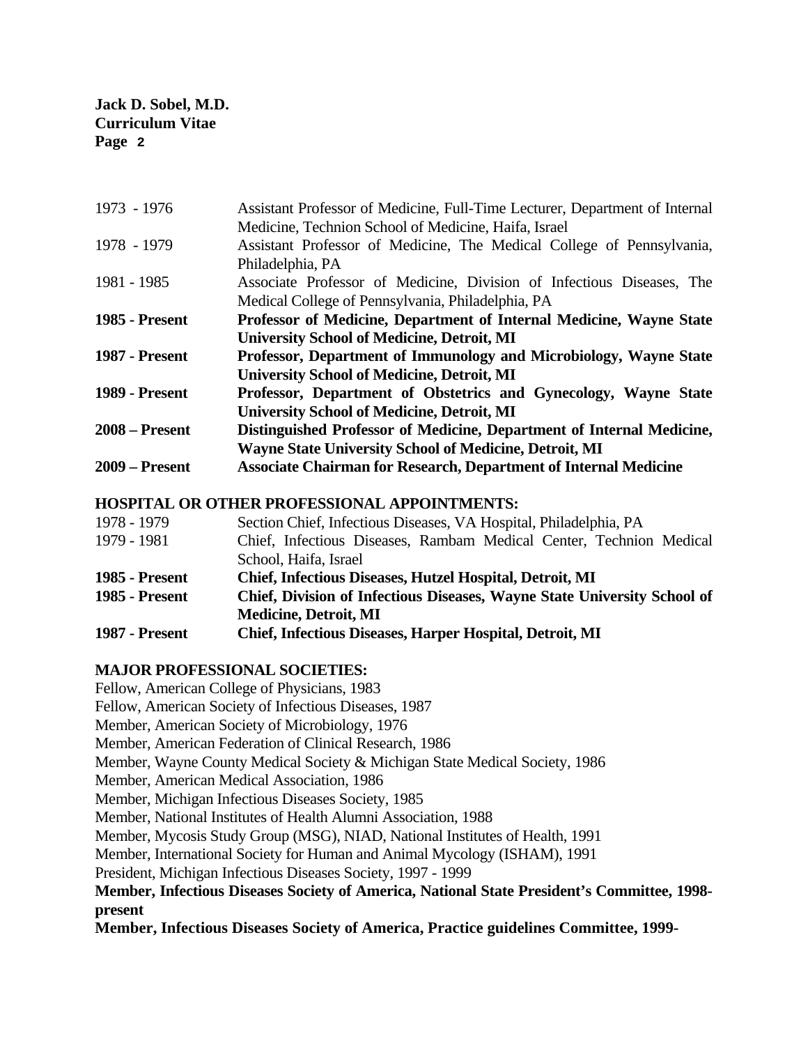| | |
|---|---|
| 1973 - 1976 | Assistant Professor of Medicine, Full-Time Lecturer, Department of Internal Medicine, Technion School of Medicine, Haifa, Israel |
| 1978 - 1979 | Assistant Professor of Medicine, The Medical College of Pennsylvania, Philadelphia, PA |
| 1981 - 1985 | Associate Professor of Medicine, Division of Infectious Diseases, The Medical College of Pennsylvania, Philadelphia, PA |
| **1985 - Present** | **Professor of Medicine, Department of Internal Medicine, Wayne State University School of Medicine, Detroit, MI** |
| **1987 - Present** | **Professor, Department of Immunology and Microbiology, Wayne State University School of Medicine, Detroit, MI** |
| **1989 - Present** | **Professor, Department of Obstetrics and Gynecology, Wayne State University School of Medicine, Detroit, MI** |
| **2008 – Present** | **Distinguished Professor of Medicine, Department of Internal Medicine, Wayne State University School of Medicine, Detroit, MI** |
| **2009 – Present** | **Associate Chairman for Research, Department of Internal Medicine** |

## HOSPITAL OR OTHER PROFESSIONAL APPOINTMENTS:

| | |
|---|---|
| 1978 - 1979 | Section Chief, Infectious Diseases, VA Hospital, Philadelphia, PA |
| 1979 - 1981 | Chief, Infectious Diseases, Rambam Medical Center, Technion Medical School, Haifa, Israel |
| **1985 - Present** | **Chief, Infectious Diseases, Hutzel Hospital, Detroit, MI** |
| **1985 - Present** | **Chief, Division of Infectious Diseases, Wayne State University School of Medicine, Detroit, MI** |
| **1987 - Present** | **Chief, Infectious Diseases, Harper Hospital, Detroit, MI** |

## MAJOR PROFESSIONAL SOCIETIES:

Fellow, American College of Physicians, 1983
Fellow, American Society of Infectious Diseases, 1987
Member, American Society of Microbiology, 1976
Member, American Federation of Clinical Research, 1986
Member, Wayne County Medical Society & Michigan State Medical Society, 1986
Member, American Medical Association, 1986
Member, Michigan Infectious Diseases Society, 1985
Member, National Institutes of Health Alumni Association, 1988
Member, Mycosis Study Group (MSG), NIAD, National Institutes of Health, 1991
Member, International Society for Human and Animal Mycology (ISHAM), 1991
President, Michigan Infectious Diseases Society, 1997 - 1999
**Member, Infectious Diseases Society of America, National State President's Committee, 1998-present**
**Member, Infectious Diseases Society of America, Practice guidelines Committee, 1999-**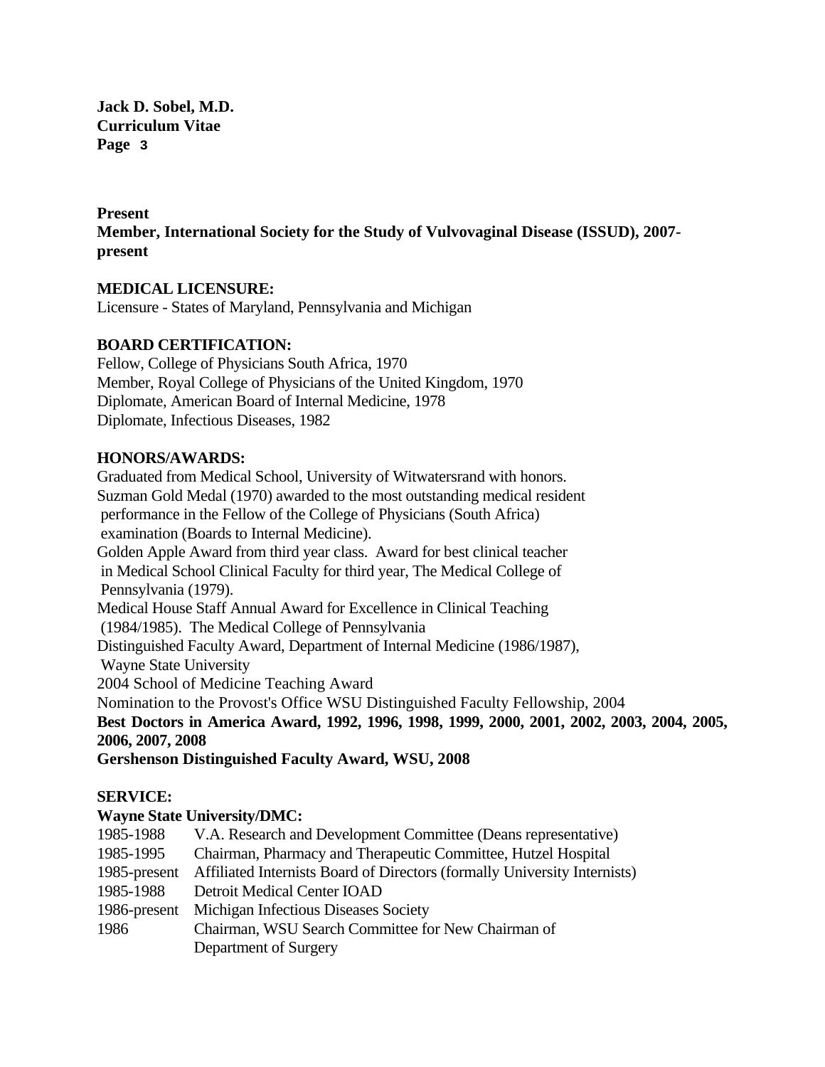**Present**
**Member, International Society for the Study of Vulvovaginal Disease (ISSUD), 2007-present**

**MEDICAL LICENSURE:**
Licensure - States of Maryland, Pennsylvania and Michigan

**BOARD CERTIFICATION:**
Fellow, College of Physicians South Africa, 1970
Member, Royal College of Physicians of the United Kingdom, 1970
Diplomate, American Board of Internal Medicine, 1978
Diplomate, Infectious Diseases, 1982

**HONORS/AWARDS:**
Graduated from Medical School, University of Witwatersrand with honors.
Suzman Gold Medal (1970) awarded to the most outstanding medical resident performance in the Fellow of the College of Physicians (South Africa) examination (Boards to Internal Medicine).
Golden Apple Award from third year class. Award for best clinical teacher in Medical School Clinical Faculty for third year, The Medical College of Pennsylvania (1979).
Medical House Staff Annual Award for Excellence in Clinical Teaching (1984/1985). The Medical College of Pennsylvania
Distinguished Faculty Award, Department of Internal Medicine (1986/1987), Wayne State University
2004 School of Medicine Teaching Award
Nomination to the Provost's Office WSU Distinguished Faculty Fellowship, 2004
**Best Doctors in America Award, 1992, 1996, 1998, 1999, 2000, 2001, 2002, 2003, 2004, 2005, 2006, 2007, 2008**
**Gershenson Distinguished Faculty Award, WSU, 2008**

**SERVICE:**

**Wayne State University/DMC:**

| | |
|---|---|
| 1985-1988 | V.A. Research and Development Committee (Deans representative) |
| 1985-1995 | Chairman, Pharmacy and Therapeutic Committee, Hutzel Hospital |
| 1985-present | Affiliated Internists Board of Directors (formally University Internists) |
| 1985-1988 | Detroit Medical Center IOAD |
| 1986-present | Michigan Infectious Diseases Society |
| 1986 | Chairman, WSU Search Committee for New Chairman of Department of Surgery |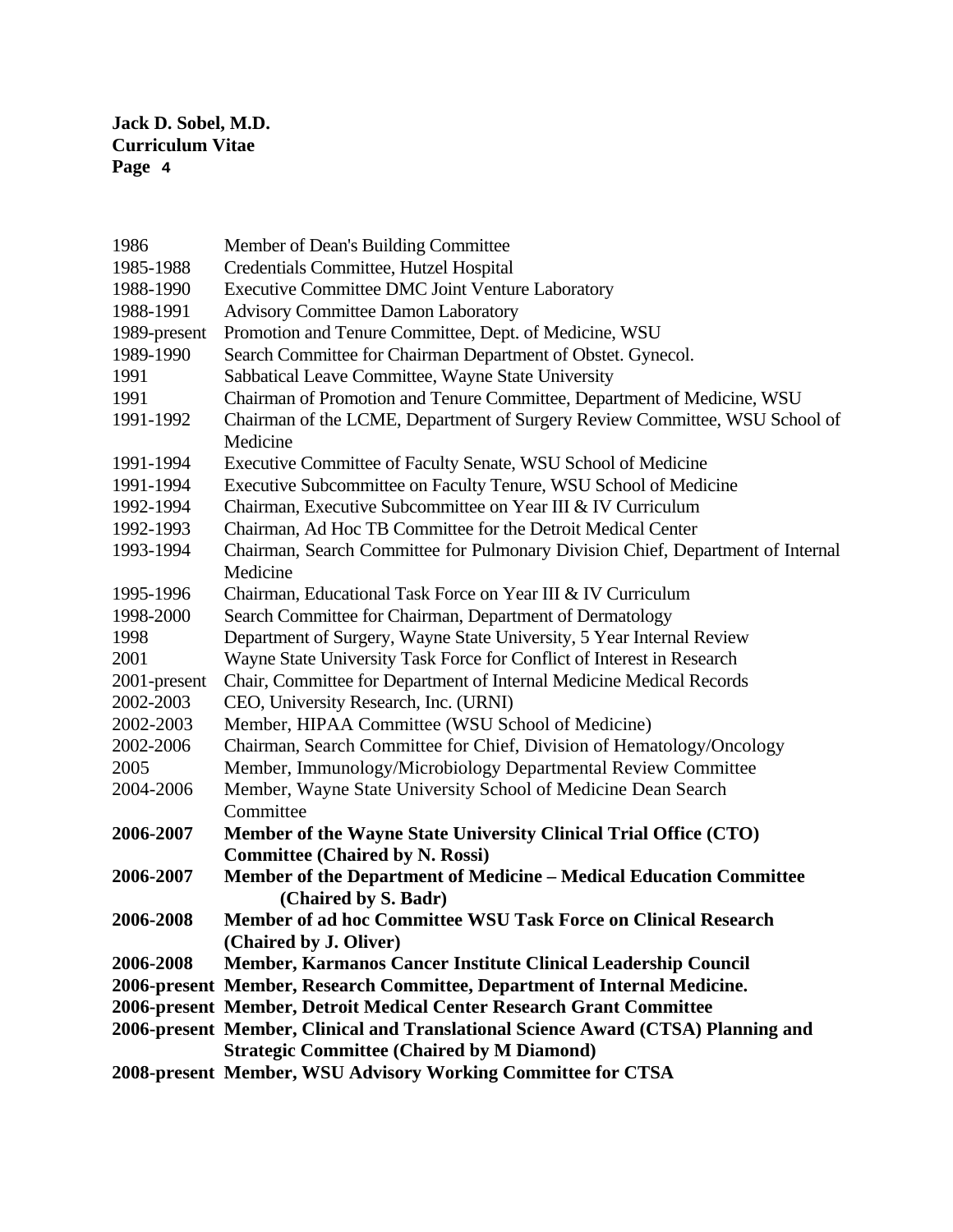| | |
|---|---|
| 1986 | Member of Dean's Building Committee |
| 1985-1988 | Credentials Committee, Hutzel Hospital |
| 1988-1990 | Executive Committee DMC Joint Venture Laboratory |
| 1988-1991 | Advisory Committee Damon Laboratory |
| 1989-present | Promotion and Tenure Committee, Dept. of Medicine, WSU |
| 1989-1990 | Search Committee for Chairman Department of Obstet. Gynecol. |
| 1991 | Sabbatical Leave Committee, Wayne State University |
| 1991 | Chairman of Promotion and Tenure Committee, Department of Medicine, WSU |
| 1991-1992 | Chairman of the LCME, Department of Surgery Review Committee, WSU School of Medicine |
| 1991-1994 | Executive Committee of Faculty Senate, WSU School of Medicine |
| 1991-1994 | Executive Subcommittee on Faculty Tenure, WSU School of Medicine |
| 1992-1994 | Chairman, Executive Subcommittee on Year III & IV Curriculum |
| 1992-1993 | Chairman, Ad Hoc TB Committee for the Detroit Medical Center |
| 1993-1994 | Chairman, Search Committee for Pulmonary Division Chief, Department of Internal Medicine |
| 1995-1996 | Chairman, Educational Task Force on Year III & IV Curriculum |
| 1998-2000 | Search Committee for Chairman, Department of Dermatology |
| 1998 | Department of Surgery, Wayne State University, 5 Year Internal Review |
| 2001 | Wayne State University Task Force for Conflict of Interest in Research |
| 2001-present | Chair, Committee for Department of Internal Medicine Medical Records |
| 2002-2003 | CEO, University Research, Inc. (URNI) |
| 2002-2003 | Member, HIPAA Committee (WSU School of Medicine) |
| 2002-2006 | Chairman, Search Committee for Chief, Division of Hematology/Oncology |
| 2005 | Member, Immunology/Microbiology Departmental Review Committee |
| 2004-2006 | Member, Wayne State University School of Medicine Dean Search Committee |
| **2006-2007** | **Member of the Wayne State University Clinical Trial Office (CTO) Committee (Chaired by N. Rossi)** |
| **2006-2007** | **Member of the Department of Medicine – Medical Education Committee (Chaired by S. Badr)** |
| **2006-2008** | **Member of ad hoc Committee WSU Task Force on Clinical Research (Chaired by J. Oliver)** |
| **2006-2008** | **Member, Karmanos Cancer Institute Clinical Leadership Council** |
| **2006-present** | **Member, Research Committee, Department of Internal Medicine.** |
| **2006-present** | **Member, Detroit Medical Center Research Grant Committee** |
| **2006-present** | **Member, Clinical and Translational Science Award (CTSA) Planning and Strategic Committee (Chaired by M Diamond)** |
| **2008-present** | **Member, WSU Advisory Working Committee for CTSA** |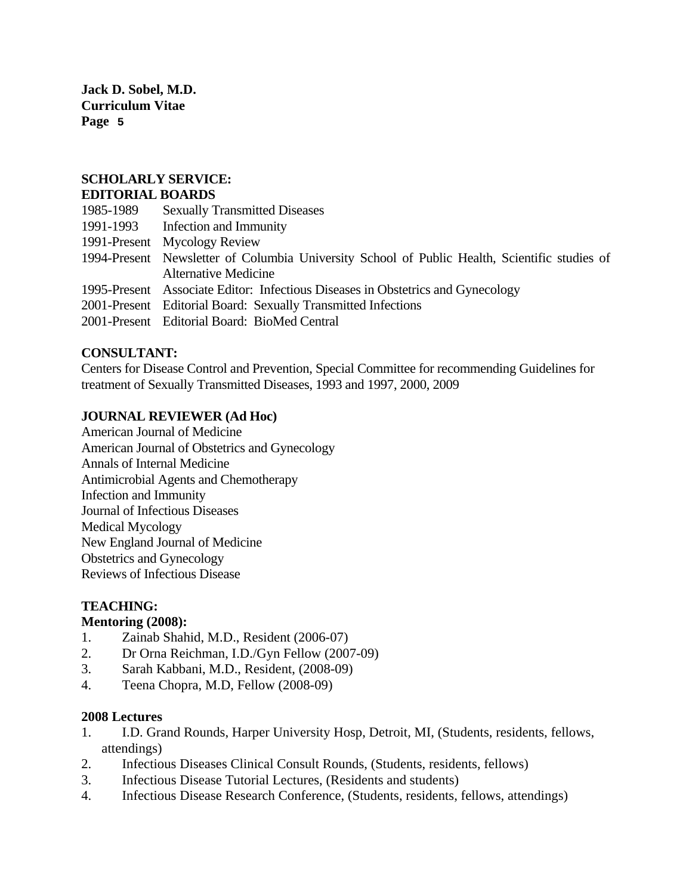## SCHOLARLY SERVICE:

### EDITORIAL BOARDS

| | |
|---|---|
| 1985-1989 | Sexually Transmitted Diseases |
| 1991-1993 | Infection and Immunity |
| 1991-Present | Mycology Review |
| 1994-Present | Newsletter of Columbia University School of Public Health, Scientific studies of Alternative Medicine |
| 1995-Present | Associate Editor: Infectious Diseases in Obstetrics and Gynecology |
| 2001-Present | Editorial Board: Sexually Transmitted Infections |
| 2001-Present | Editorial Board: BioMed Central |

### CONSULTANT:

Centers for Disease Control and Prevention, Special Committee for recommending Guidelines for treatment of Sexually Transmitted Diseases, 1993 and 1997, 2000, 2009

### JOURNAL REVIEWER (Ad Hoc)

American Journal of Medicine
American Journal of Obstetrics and Gynecology
Annals of Internal Medicine
Antimicrobial Agents and Chemotherapy
Infection and Immunity
Journal of Infectious Diseases
Medical Mycology
New England Journal of Medicine
Obstetrics and Gynecology
Reviews of Infectious Disease

## TEACHING:

### Mentoring (2008):

1. Zainab Shahid, M.D., Resident (2006-07)
2. Dr Orna Reichman, I.D./Gyn Fellow (2007-09)
3. Sarah Kabbani, M.D., Resident, (2008-09)
4. Teena Chopra, M.D, Fellow (2008-09)

### 2008 Lectures

1. I.D. Grand Rounds, Harper University Hosp, Detroit, MI, (Students, residents, fellows, attendings)
2. Infectious Diseases Clinical Consult Rounds, (Students, residents, fellows)
3. Infectious Disease Tutorial Lectures, (Residents and students)
4. Infectious Disease Research Conference, (Students, residents, fellows, attendings)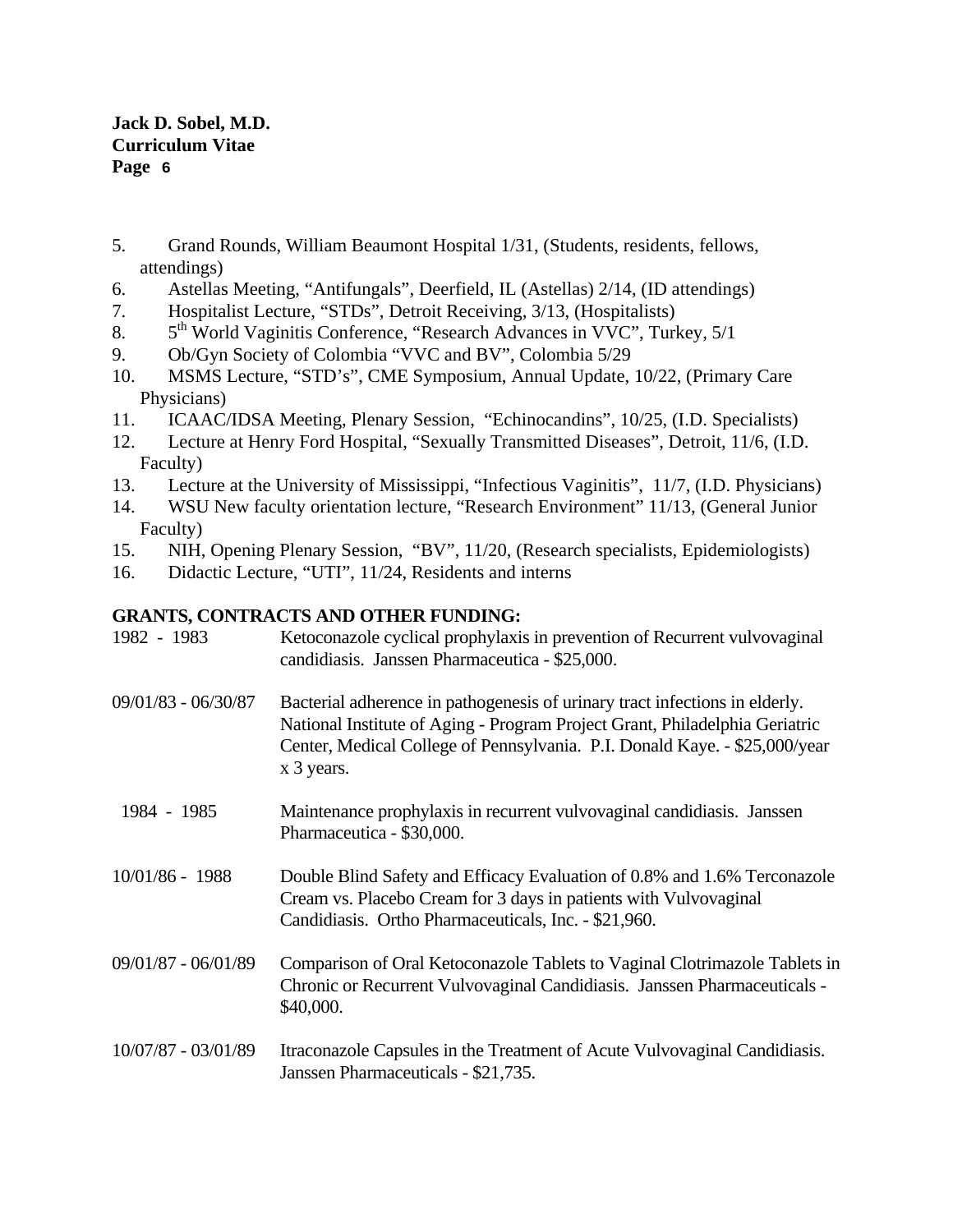5. Grand Rounds, William Beaumont Hospital 1/31, (Students, residents, fellows, attendings)
6. Astellas Meeting, "Antifungals", Deerfield, IL (Astellas) 2/14, (ID attendings)
7. Hospitalist Lecture, "STDs", Detroit Receiving, 3/13, (Hospitalists)
8. 5th World Vaginitis Conference, "Research Advances in VVC", Turkey, 5/1
9. Ob/Gyn Society of Colombia "VVC and BV", Colombia 5/29
10. MSMS Lecture, "STD's", CME Symposium, Annual Update, 10/22, (Primary Care Physicians)
11. ICAAC/IDSA Meeting, Plenary Session, "Echinocandins", 10/25, (I.D. Specialists)
12. Lecture at Henry Ford Hospital, "Sexually Transmitted Diseases", Detroit, 11/6, (I.D. Faculty)
13. Lecture at the University of Mississippi, "Infectious Vaginitis", 11/7, (I.D. Physicians)
14. WSU New faculty orientation lecture, "Research Environment" 11/13, (General Junior Faculty)
15. NIH, Opening Plenary Session, "BV", 11/20, (Research specialists, Epidemiologists)
16. Didactic Lecture, "UTI", 11/24, Residents and interns

**GRANTS, CONTRACTS AND OTHER FUNDING:**

| | |
|---|---|
| 1982 - 1983 | Ketoconazole cyclical prophylaxis in prevention of Recurrent vulvovaginal candidiasis. Janssen Pharmaceutica - $25,000. |
| 09/01/83 - 06/30/87 | Bacterial adherence in pathogenesis of urinary tract infections in elderly. National Institute of Aging - Program Project Grant, Philadelphia Geriatric Center, Medical College of Pennsylvania. P.I. Donald Kaye. - $25,000/year x 3 years. |
| 1984 - 1985 | Maintenance prophylaxis in recurrent vulvovaginal candidiasis. Janssen Pharmaceutica - $30,000. |
| 10/01/86 - 1988 | Double Blind Safety and Efficacy Evaluation of 0.8% and 1.6% Terconazole Cream vs. Placebo Cream for 3 days in patients with Vulvovaginal Candidiasis. Ortho Pharmaceuticals, Inc. - $21,960. |
| 09/01/87 - 06/01/89 | Comparison of Oral Ketoconazole Tablets to Vaginal Clotrimazole Tablets in Chronic or Recurrent Vulvovaginal Candidiasis. Janssen Pharmaceuticals - $40,000. |
| 10/07/87 - 03/01/89 | Itraconazole Capsules in the Treatment of Acute Vulvovaginal Candidiasis. Janssen Pharmaceuticals - $21,735. |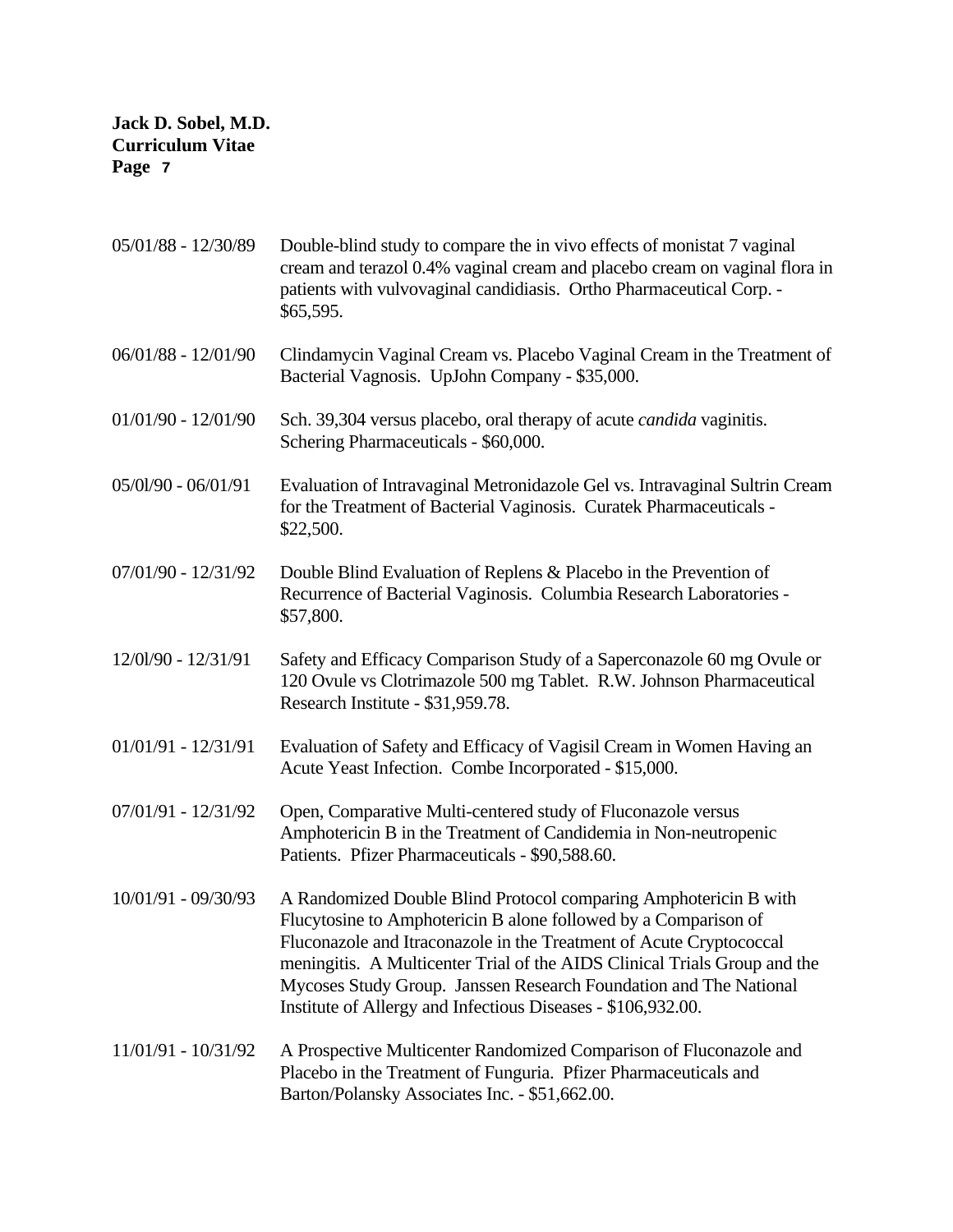05/01/88 - 12/30/89 Double-blind study to compare the in vivo effects of monistat 7 vaginal cream and terazol 0.4% vaginal cream and placebo cream on vaginal flora in patients with vulvovaginal candidiasis. Ortho Pharmaceutical Corp. - $65,595.

06/01/88 - 12/01/90 Clindamycin Vaginal Cream vs. Placebo Vaginal Cream in the Treatment of Bacterial Vagnosis. UpJohn Company - $35,000.

01/01/90 - 12/01/90 Sch. 39,304 versus placebo, oral therapy of acute *candida* vaginitis. Schering Pharmaceuticals - $60,000.

05/0l/90 - 06/01/91 Evaluation of Intravaginal Metronidazole Gel vs. Intravaginal Sultrin Cream for the Treatment of Bacterial Vaginosis. Curatek Pharmaceuticals - $22,500.

07/01/90 - 12/31/92 Double Blind Evaluation of Replens & Placebo in the Prevention of Recurrence of Bacterial Vaginosis. Columbia Research Laboratories - $57,800.

12/0l/90 - 12/31/91 Safety and Efficacy Comparison Study of a Saperconazole 60 mg Ovule or 120 Ovule vs Clotrimazole 500 mg Tablet. R.W. Johnson Pharmaceutical Research Institute - $31,959.78.

01/01/91 - 12/31/91 Evaluation of Safety and Efficacy of Vagisil Cream in Women Having an Acute Yeast Infection. Combe Incorporated - $15,000.

07/01/91 - 12/31/92 Open, Comparative Multi-centered study of Fluconazole versus Amphotericin B in the Treatment of Candidemia in Non-neutropenic Patients. Pfizer Pharmaceuticals - $90,588.60.

10/01/91 - 09/30/93 A Randomized Double Blind Protocol comparing Amphotericin B with Flucytosine to Amphotericin B alone followed by a Comparison of Fluconazole and Itraconazole in the Treatment of Acute Cryptococcal meningitis. A Multicenter Trial of the AIDS Clinical Trials Group and the Mycoses Study Group. Janssen Research Foundation and The National Institute of Allergy and Infectious Diseases - $106,932.00.

11/01/91 - 10/31/92 A Prospective Multicenter Randomized Comparison of Fluconazole and Placebo in the Treatment of Funguria. Pfizer Pharmaceuticals and Barton/Polansky Associates Inc. - $51,662.00.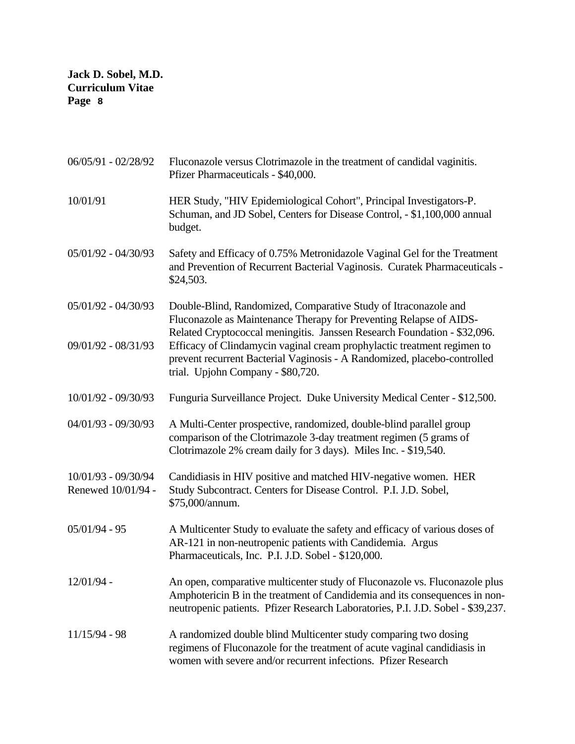06/05/91 - 02/28/92 Fluconazole versus Clotrimazole in the treatment of candidal vaginitis. Pfizer Pharmaceuticals - $40,000.

10/01/91 HER Study, "HIV Epidemiological Cohort", Principal Investigators-P. Schuman, and JD Sobel, Centers for Disease Control, - $1,100,000 annual budget.

05/01/92 - 04/30/93 Safety and Efficacy of 0.75% Metronidazole Vaginal Gel for the Treatment and Prevention of Recurrent Bacterial Vaginosis. Curatek Pharmaceuticals - $24,503.

05/01/92 - 04/30/93 Double-Blind, Randomized, Comparative Study of Itraconazole and Fluconazole as Maintenance Therapy for Preventing Relapse of AIDS-Related Cryptococcal meningitis. Janssen Research Foundation - $32,096.

09/01/92 - 08/31/93 Efficacy of Clindamycin vaginal cream prophylactic treatment regimen to prevent recurrent Bacterial Vaginosis - A Randomized, placebo-controlled trial. Upjohn Company - $80,720.

10/01/92 - 09/30/93 Funguria Surveillance Project. Duke University Medical Center - $12,500.

04/01/93 - 09/30/93 A Multi-Center prospective, randomized, double-blind parallel group comparison of the Clotrimazole 3-day treatment regimen (5 grams of Clotrimazole 2% cream daily for 3 days). Miles Inc. - $19,540.

10/01/93 - 09/30/94
Renewed 10/01/94 - Candidiasis in HIV positive and matched HIV-negative women. HER Study Subcontract. Centers for Disease Control. P.I. J.D. Sobel, $75,000/annum.

05/01/94 - 95 A Multicenter Study to evaluate the safety and efficacy of various doses of AR-121 in non-neutropenic patients with Candidemia. Argus Pharmaceuticals, Inc. P.I. J.D. Sobel - $120,000.

12/01/94 - An open, comparative multicenter study of Fluconazole vs. Fluconazole plus Amphotericin B in the treatment of Candidemia and its consequences in non-neutropenic patients. Pfizer Research Laboratories, P.I. J.D. Sobel - $39,237.

11/15/94 - 98 A randomized double blind Multicenter study comparing two dosing regimens of Fluconazole for the treatment of acute vaginal candidiasis in women with severe and/or recurrent infections. Pfizer Research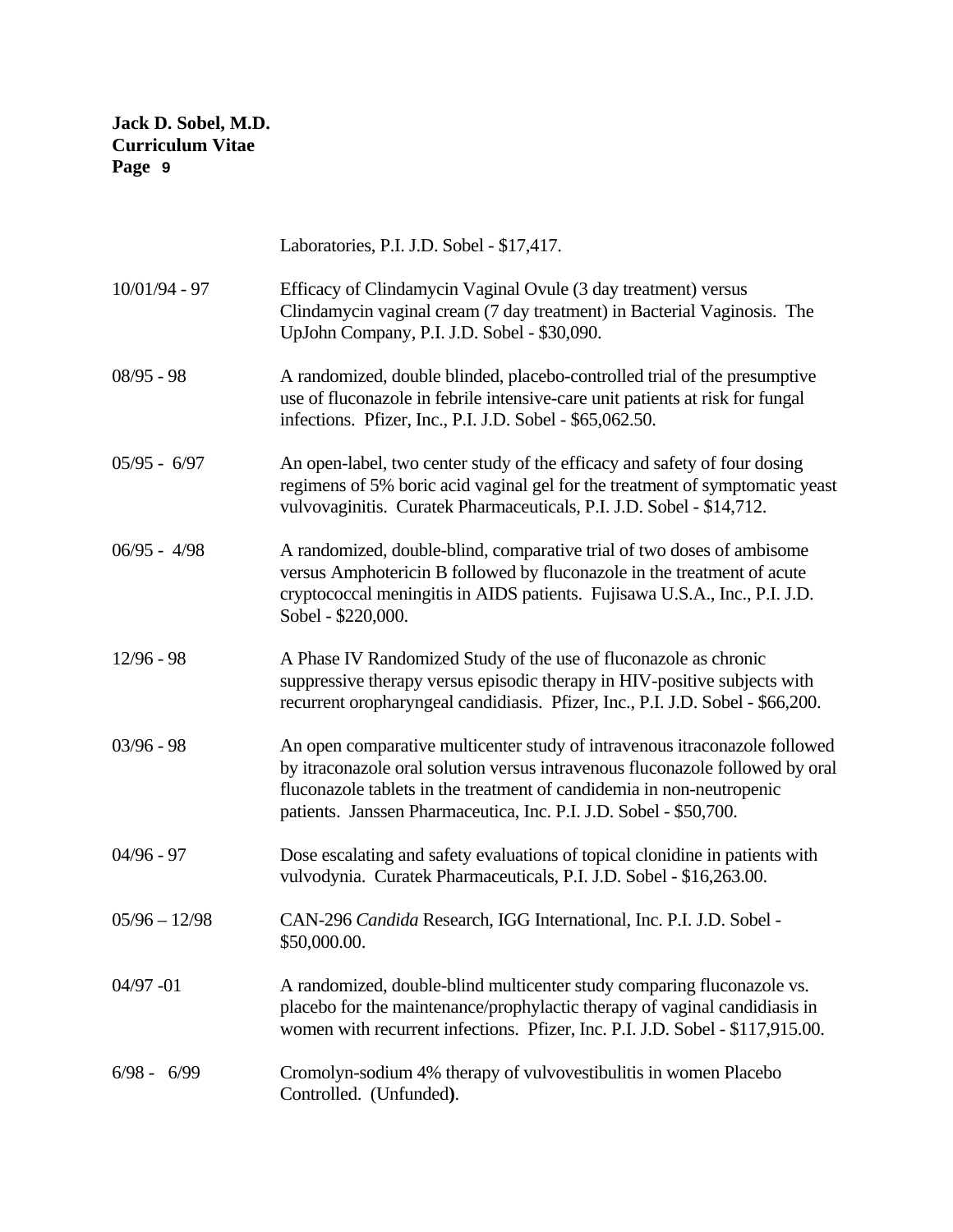Laboratories, P.I. J.D. Sobel - $17,417.

| | |
|---|---|
| 10/01/94 - 97 | Efficacy of Clindamycin Vaginal Ovule (3 day treatment) versus Clindamycin vaginal cream (7 day treatment) in Bacterial Vaginosis. The UpJohn Company, P.I. J.D. Sobel - $30,090. |
| 08/95 - 98 | A randomized, double blinded, placebo-controlled trial of the presumptive use of fluconazole in febrile intensive-care unit patients at risk for fungal infections. Pfizer, Inc., P.I. J.D. Sobel - $65,062.50. |
| 05/95 - 6/97 | An open-label, two center study of the efficacy and safety of four dosing regimens of 5% boric acid vaginal gel for the treatment of symptomatic yeast vulvovaginitis. Curatek Pharmaceuticals, P.I. J.D. Sobel - $14,712. |
| 06/95 - 4/98 | A randomized, double-blind, comparative trial of two doses of ambisome versus Amphotericin B followed by fluconazole in the treatment of acute cryptococcal meningitis in AIDS patients. Fujisawa U.S.A., Inc., P.I. J.D. Sobel - $220,000. |
| 12/96 - 98 | A Phase IV Randomized Study of the use of fluconazole as chronic suppressive therapy versus episodic therapy in HIV-positive subjects with recurrent oropharyngeal candidiasis. Pfizer, Inc., P.I. J.D. Sobel - $66,200. |
| 03/96 - 98 | An open comparative multicenter study of intravenous itraconazole followed by itraconazole oral solution versus intravenous fluconazole followed by oral fluconazole tablets in the treatment of candidemia in non-neutropenic patients. Janssen Pharmaceutica, Inc. P.I. J.D. Sobel - $50,700. |
| 04/96 - 97 | Dose escalating and safety evaluations of topical clonidine in patients with vulvodynia. Curatek Pharmaceuticals, P.I. J.D. Sobel - $16,263.00. |
| 05/96 – 12/98 | CAN-296 *Candida* Research, IGG International, Inc. P.I. J.D. Sobel - $50,000.00. |
| 04/97 -01 | A randomized, double-blind multicenter study comparing fluconazole vs. placebo for the maintenance/prophylactic therapy of vaginal candidiasis in women with recurrent infections. Pfizer, Inc. P.I. J.D. Sobel - $117,915.00. |
| 6/98 - 6/99 | Cromolyn-sodium 4% therapy of vulvovestibulitis in women Placebo Controlled. (Unfunded). |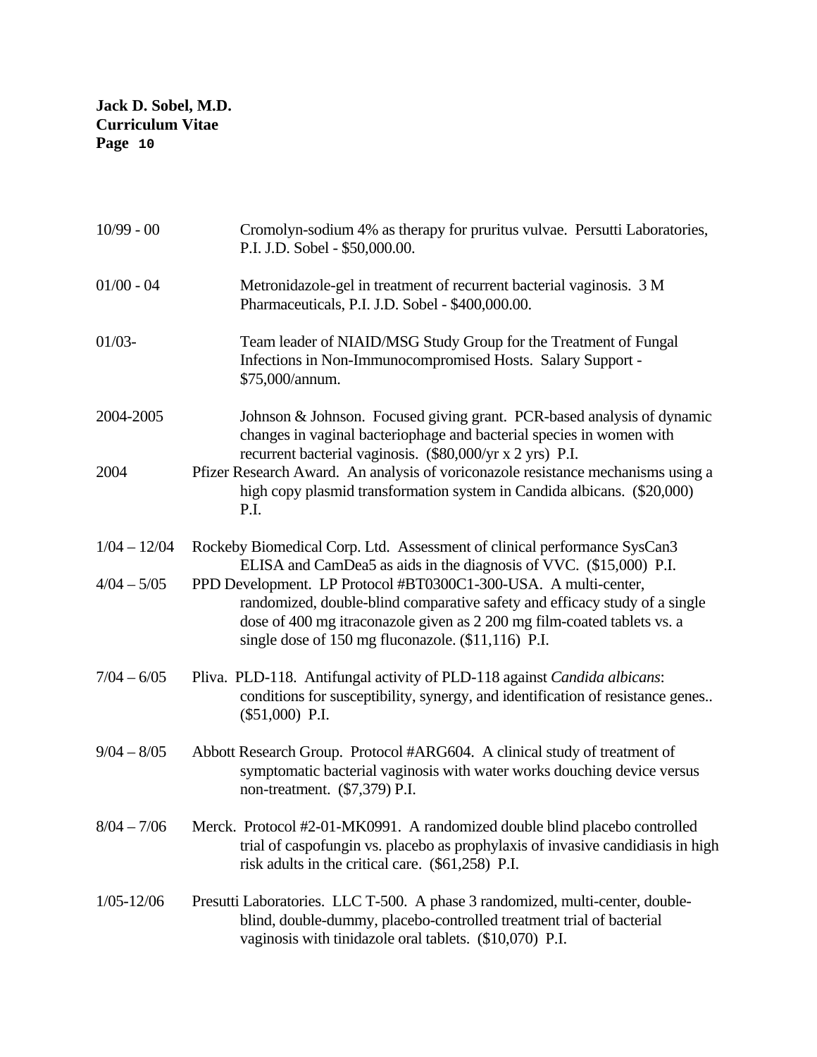10/99 - 00 Cromolyn-sodium 4% as therapy for pruritus vulvae. Persutti Laboratories, P.I. J.D. Sobel - $50,000.00.

01/00 - 04 Metronidazole-gel in treatment of recurrent bacterial vaginosis. 3 M Pharmaceuticals, P.I. J.D. Sobel - $400,000.00.

01/03- Team leader of NIAID/MSG Study Group for the Treatment of Fungal Infections in Non-Immunocompromised Hosts. Salary Support - $75,000/annum.

2004-2005 Johnson & Johnson. Focused giving grant. PCR-based analysis of dynamic changes in vaginal bacteriophage and bacterial species in women with recurrent bacterial vaginosis. ($80,000/yr x 2 yrs) P.I.

2004 Pfizer Research Award. An analysis of voriconazole resistance mechanisms using a high copy plasmid transformation system in Candida albicans. ($20,000) P.I.

1/04 – 12/04 Rockeby Biomedical Corp. Ltd. Assessment of clinical performance SysCan3 ELISA and CamDea5 as aids in the diagnosis of VVC. ($15,000) P.I.

4/04 – 5/05 PPD Development. LP Protocol #BT0300C1-300-USA. A multi-center, randomized, double-blind comparative safety and efficacy study of a single dose of 400 mg itraconazole given as 2 200 mg film-coated tablets vs. a single dose of 150 mg fluconazole. ($11,116) P.I.

7/04 – 6/05 Pliva. PLD-118. Antifungal activity of PLD-118 against *Candida albicans*: conditions for susceptibility, synergy, and identification of resistance genes.. ($51,000) P.I.

9/04 – 8/05 Abbott Research Group. Protocol #ARG604. A clinical study of treatment of symptomatic bacterial vaginosis with water works douching device versus non-treatment. ($7,379) P.I.

8/04 – 7/06 Merck. Protocol #2-01-MK0991. A randomized double blind placebo controlled trial of caspofungin vs. placebo as prophylaxis of invasive candidiasis in high risk adults in the critical care. ($61,258) P.I.

1/05-12/06 Presutti Laboratories. LLC T-500. A phase 3 randomized, multi-center, double-blind, double-dummy, placebo-controlled treatment trial of bacterial vaginosis with tinidazole oral tablets. ($10,070) P.I.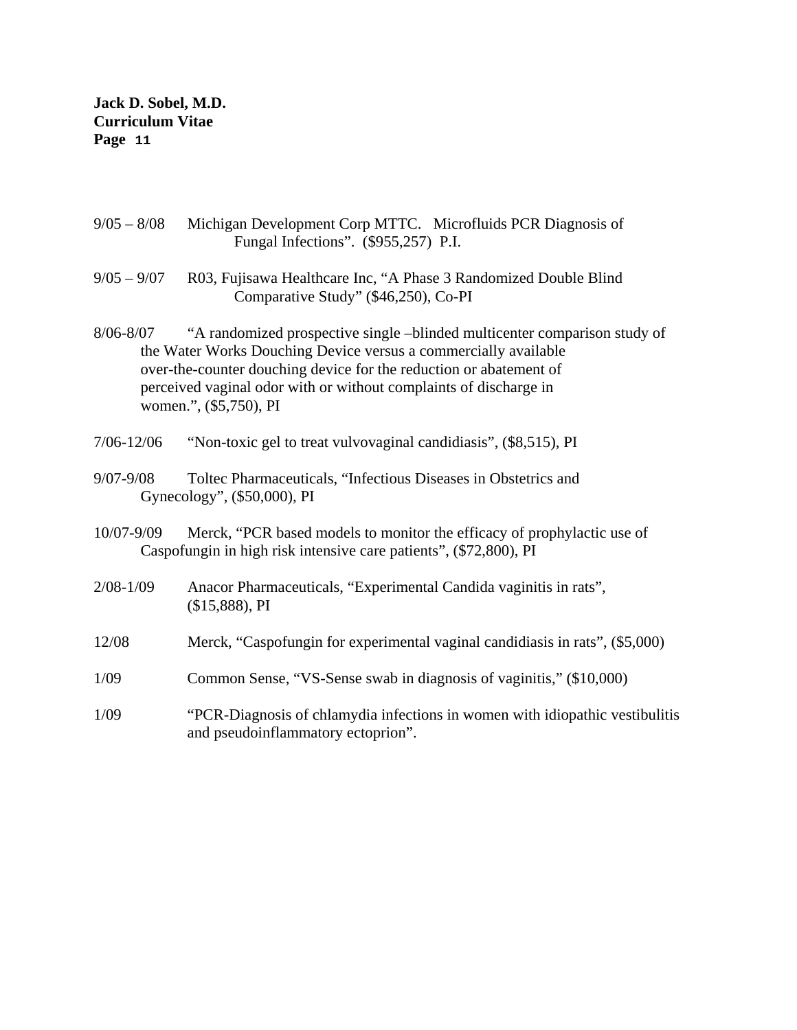9/05 – 8/08 Michigan Development Corp MTTC. Microfluids PCR Diagnosis of Fungal Infections". ($955,257) P.I.

9/05 – 9/07 R03, Fujisawa Healthcare Inc, "A Phase 3 Randomized Double Blind Comparative Study" ($46,250), Co-PI

8/06-8/07 "A randomized prospective single –blinded multicenter comparison study of the Water Works Douching Device versus a commercially available over-the-counter douching device for the reduction or abatement of perceived vaginal odor with or without complaints of discharge in women.", ($5,750), PI

7/06-12/06 "Non-toxic gel to treat vulvovaginal candidiasis", ($8,515), PI

9/07-9/08 Toltec Pharmaceuticals, "Infectious Diseases in Obstetrics and Gynecology", ($50,000), PI

10/07-9/09 Merck, "PCR based models to monitor the efficacy of prophylactic use of Caspofungin in high risk intensive care patients", ($72,800), PI

2/08-1/09 Anacor Pharmaceuticals, "Experimental Candida vaginitis in rats", ($15,888), PI

12/08 Merck, "Caspofungin for experimental vaginal candidiasis in rats", ($5,000)

1/09 Common Sense, "VS-Sense swab in diagnosis of vaginitis," ($10,000)

1/09 "PCR-Diagnosis of chlamydia infections in women with idiopathic vestibulitis and pseudoinflammatory ectoprion".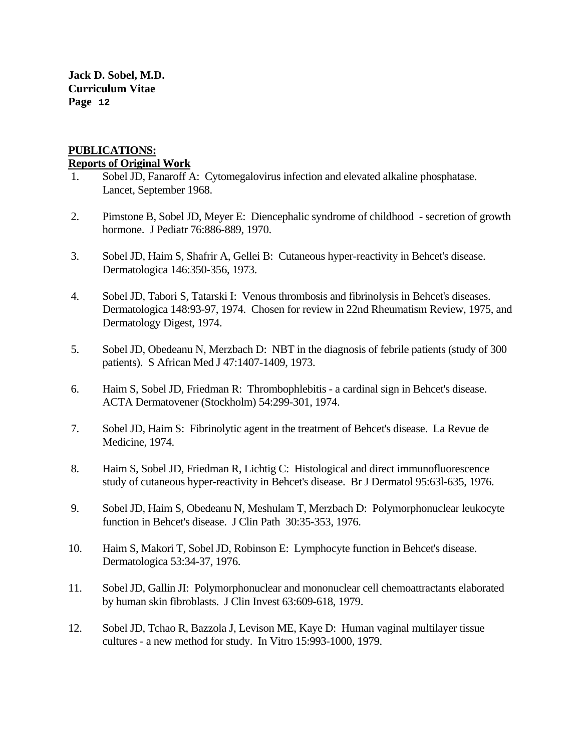## PUBLICATIONS:

### Reports of Original Work

1. Sobel JD, Fanaroff A: Cytomegalovirus infection and elevated alkaline phosphatase. Lancet, September 1968.

2. Pimstone B, Sobel JD, Meyer E: Diencephalic syndrome of childhood - secretion of growth hormone. J Pediatr 76:886-889, 1970.

3. Sobel JD, Haim S, Shafrir A, Gellei B: Cutaneous hyper-reactivity in Behcet's disease. Dermatologica 146:350-356, 1973.

4. Sobel JD, Tabori S, Tatarski I: Venous thrombosis and fibrinolysis in Behcet's diseases. Dermatologica 148:93-97, 1974. Chosen for review in 22nd Rheumatism Review, 1975, and Dermatology Digest, 1974.

5. Sobel JD, Obedeanu N, Merzbach D: NBT in the diagnosis of febrile patients (study of 300 patients). S African Med J 47:1407-1409, 1973.

6. Haim S, Sobel JD, Friedman R: Thrombophlebitis - a cardinal sign in Behcet's disease. ACTA Dermatovener (Stockholm) 54:299-301, 1974.

7. Sobel JD, Haim S: Fibrinolytic agent in the treatment of Behcet's disease. La Revue de Medicine, 1974.

8. Haim S, Sobel JD, Friedman R, Lichtig C: Histological and direct immunofluorescence study of cutaneous hyper-reactivity in Behcet's disease. Br J Dermatol 95:63l-635, 1976.

9. Sobel JD, Haim S, Obedeanu N, Meshulam T, Merzbach D: Polymorphonuclear leukocyte function in Behcet's disease. J Clin Path 30:35-353, 1976.

10. Haim S, Makori T, Sobel JD, Robinson E: Lymphocyte function in Behcet's disease. Dermatologica 53:34-37, 1976.

11. Sobel JD, Gallin JI: Polymorphonuclear and mononuclear cell chemoattractants elaborated by human skin fibroblasts. J Clin Invest 63:609-618, 1979.

12. Sobel JD, Tchao R, Bazzola J, Levison ME, Kaye D: Human vaginal multilayer tissue cultures - a new method for study. In Vitro 15:993-1000, 1979.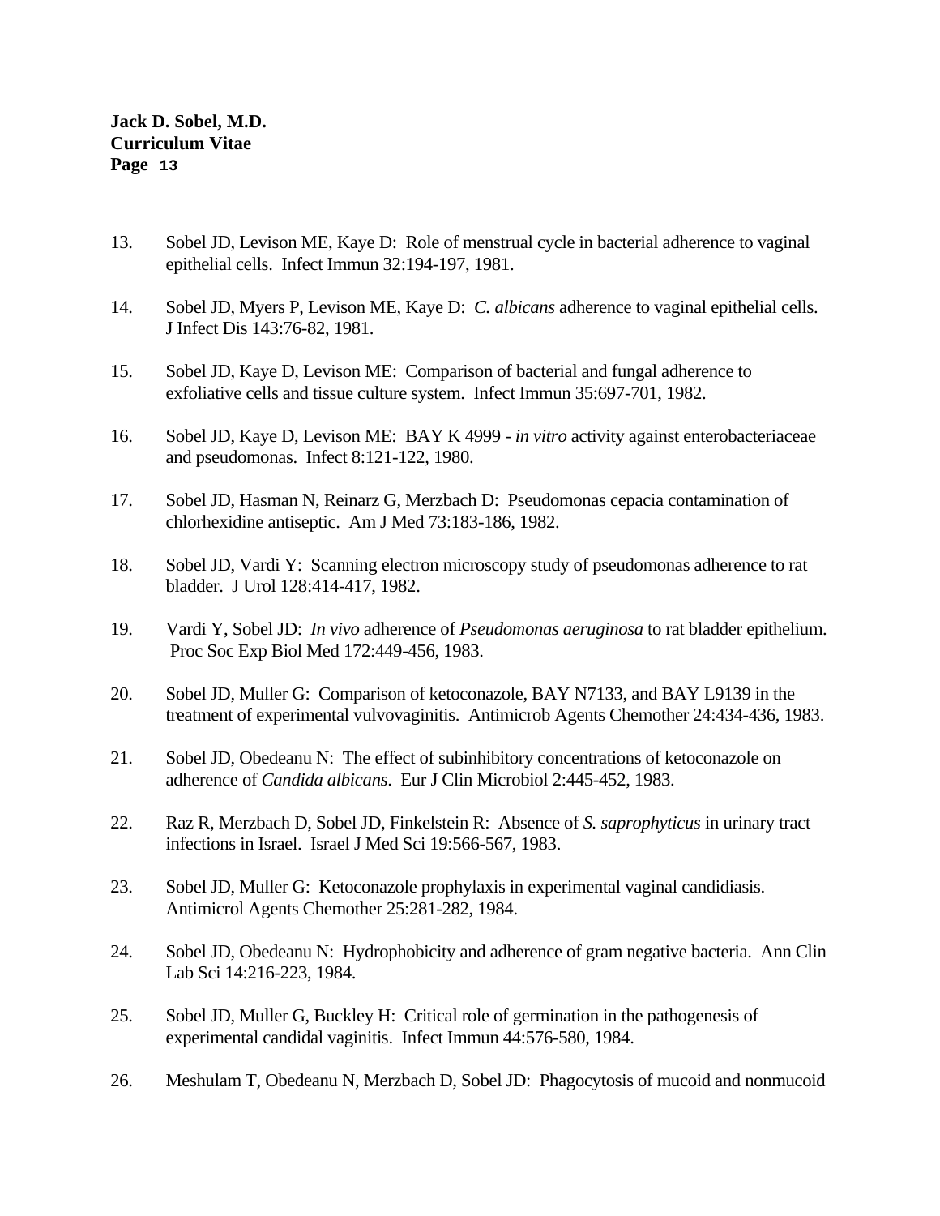13. Sobel JD, Levison ME, Kaye D: Role of menstrual cycle in bacterial adherence to vaginal epithelial cells. Infect Immun 32:194-197, 1981.

14. Sobel JD, Myers P, Levison ME, Kaye D: *C. albicans* adherence to vaginal epithelial cells. J Infect Dis 143:76-82, 1981.

15. Sobel JD, Kaye D, Levison ME: Comparison of bacterial and fungal adherence to exfoliative cells and tissue culture system. Infect Immun 35:697-701, 1982.

16. Sobel JD, Kaye D, Levison ME: BAY K 4999 - *in vitro* activity against enterobacteriaceae and pseudomonas. Infect 8:121-122, 1980.

17. Sobel JD, Hasman N, Reinarz G, Merzbach D: Pseudomonas cepacia contamination of chlorhexidine antiseptic. Am J Med 73:183-186, 1982.

18. Sobel JD, Vardi Y: Scanning electron microscopy study of pseudomonas adherence to rat bladder. J Urol 128:414-417, 1982.

19. Vardi Y, Sobel JD: *In vivo* adherence of *Pseudomonas aeruginosa* to rat bladder epithelium. Proc Soc Exp Biol Med 172:449-456, 1983.

20. Sobel JD, Muller G: Comparison of ketoconazole, BAY N7133, and BAY L9139 in the treatment of experimental vulvovaginitis. Antimicrob Agents Chemother 24:434-436, 1983.

21. Sobel JD, Obedeanu N: The effect of subinhibitory concentrations of ketoconazole on adherence of *Candida albicans*. Eur J Clin Microbiol 2:445-452, 1983.

22. Raz R, Merzbach D, Sobel JD, Finkelstein R: Absence of *S. saprophyticus* in urinary tract infections in Israel. Israel J Med Sci 19:566-567, 1983.

23. Sobel JD, Muller G: Ketoconazole prophylaxis in experimental vaginal candidiasis. Antimicrol Agents Chemother 25:281-282, 1984.

24. Sobel JD, Obedeanu N: Hydrophobicity and adherence of gram negative bacteria. Ann Clin Lab Sci 14:216-223, 1984.

25. Sobel JD, Muller G, Buckley H: Critical role of germination in the pathogenesis of experimental candidal vaginitis. Infect Immun 44:576-580, 1984.

26. Meshulam T, Obedeanu N, Merzbach D, Sobel JD: Phagocytosis of mucoid and nonmucoid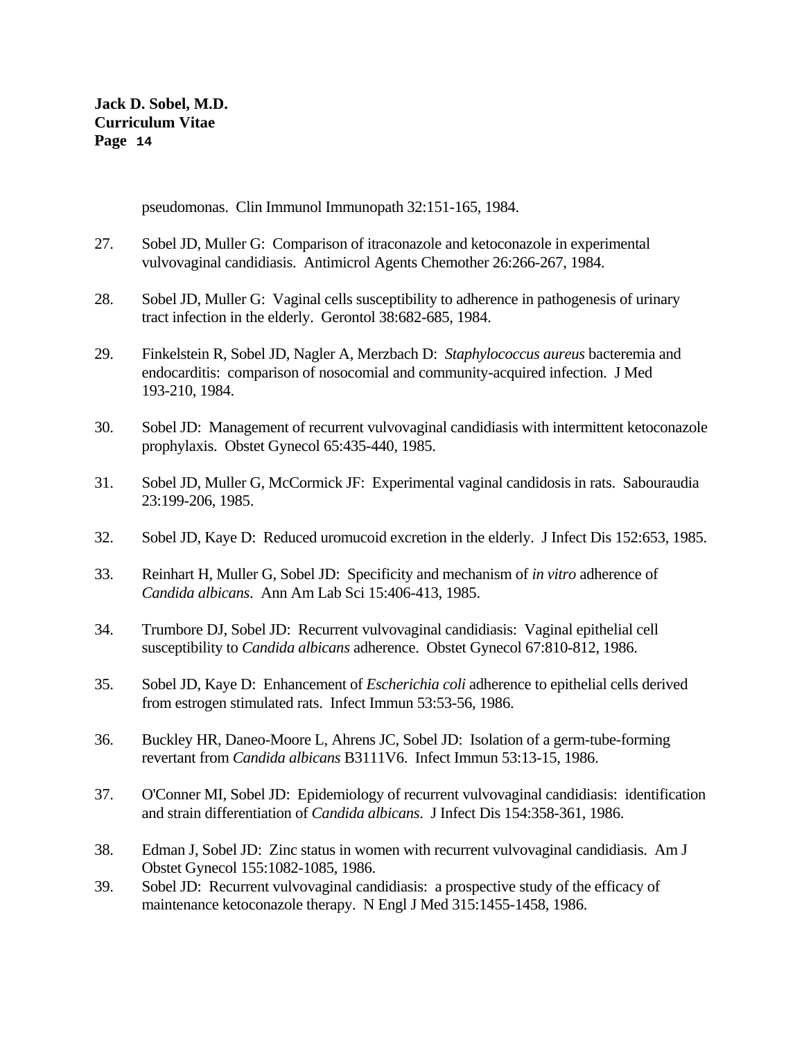pseudomonas. Clin Immunol Immunopath 32:151-165, 1984.

27. Sobel JD, Muller G: Comparison of itraconazole and ketoconazole in experimental vulvovaginal candidiasis. Antimicrol Agents Chemother 26:266-267, 1984.

28. Sobel JD, Muller G: Vaginal cells susceptibility to adherence in pathogenesis of urinary tract infection in the elderly. Gerontol 38:682-685, 1984.

29. Finkelstein R, Sobel JD, Nagler A, Merzbach D: *Staphylococcus aureus* bacteremia and endocarditis: comparison of nosocomial and community-acquired infection. J Med 193-210, 1984.

30. Sobel JD: Management of recurrent vulvovaginal candidiasis with intermittent ketoconazole prophylaxis. Obstet Gynecol 65:435-440, 1985.

31. Sobel JD, Muller G, McCormick JF: Experimental vaginal candidosis in rats. Sabouraudia 23:199-206, 1985.

32. Sobel JD, Kaye D: Reduced uromucoid excretion in the elderly. J Infect Dis 152:653, 1985.

33. Reinhart H, Muller G, Sobel JD: Specificity and mechanism of *in vitro* adherence of *Candida albicans*. Ann Am Lab Sci 15:406-413, 1985.

34. Trumbore DJ, Sobel JD: Recurrent vulvovaginal candidiasis: Vaginal epithelial cell susceptibility to *Candida albicans* adherence. Obstet Gynecol 67:810-812, 1986.

35. Sobel JD, Kaye D: Enhancement of *Escherichia coli* adherence to epithelial cells derived from estrogen stimulated rats. Infect Immun 53:53-56, 1986.

36. Buckley HR, Daneo-Moore L, Ahrens JC, Sobel JD: Isolation of a germ-tube-forming revertant from *Candida albicans* B3111V6. Infect Immun 53:13-15, 1986.

37. O'Conner MI, Sobel JD: Epidemiology of recurrent vulvovaginal candidiasis: identification and strain differentiation of *Candida albicans*. J Infect Dis 154:358-361, 1986.

38. Edman J, Sobel JD: Zinc status in women with recurrent vulvovaginal candidiasis. Am J Obstet Gynecol 155:1082-1085, 1986.

39. Sobel JD: Recurrent vulvovaginal candidiasis: a prospective study of the efficacy of maintenance ketoconazole therapy. N Engl J Med 315:1455-1458, 1986.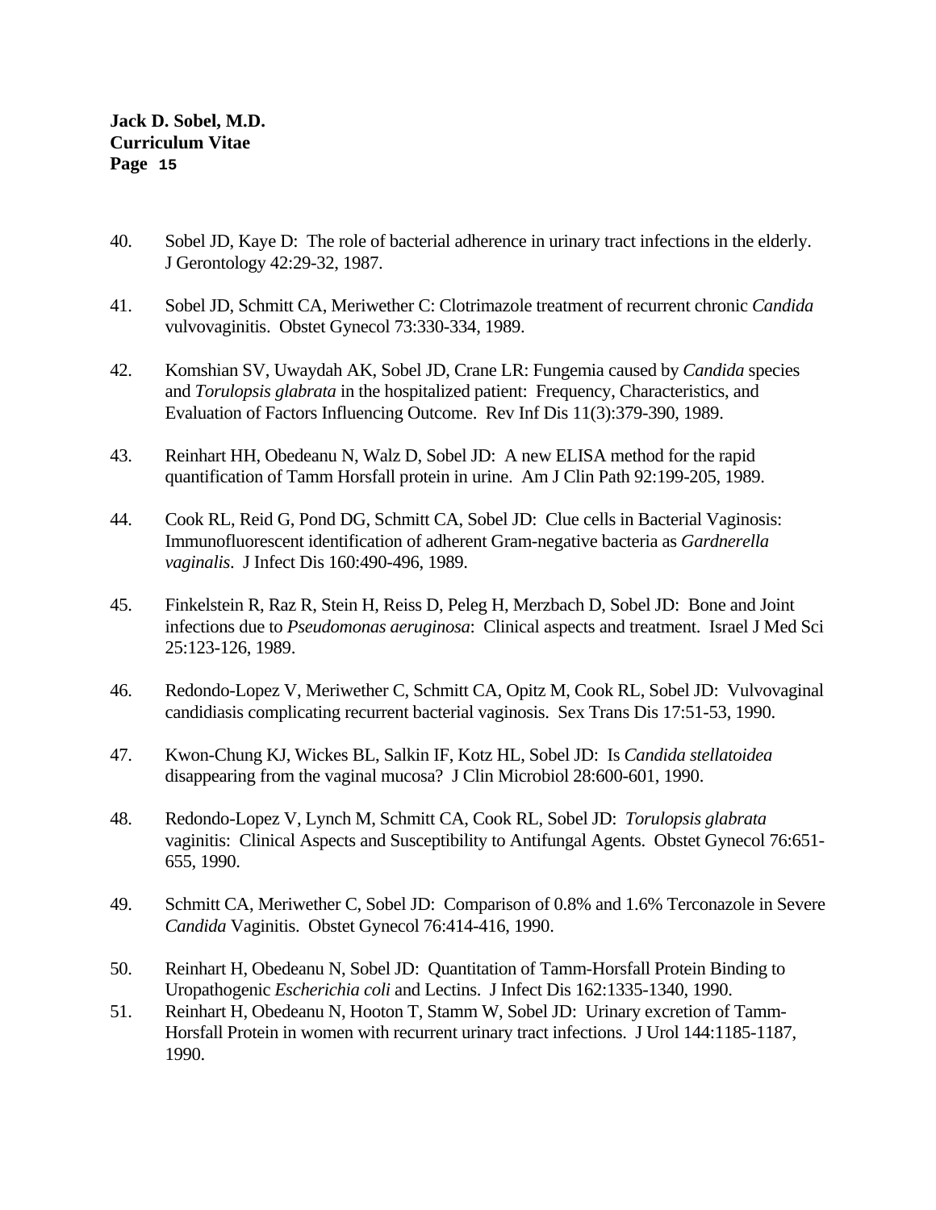40. Sobel JD, Kaye D: The role of bacterial adherence in urinary tract infections in the elderly. J Gerontology 42:29-32, 1987.

41. Sobel JD, Schmitt CA, Meriwether C: Clotrimazole treatment of recurrent chronic *Candida* vulvovaginitis. Obstet Gynecol 73:330-334, 1989.

42. Komshian SV, Uwaydah AK, Sobel JD, Crane LR: Fungemia caused by *Candida* species and *Torulopsis glabrata* in the hospitalized patient: Frequency, Characteristics, and Evaluation of Factors Influencing Outcome. Rev Inf Dis 11(3):379-390, 1989.

43. Reinhart HH, Obedeanu N, Walz D, Sobel JD: A new ELISA method for the rapid quantification of Tamm Horsfall protein in urine. Am J Clin Path 92:199-205, 1989.

44. Cook RL, Reid G, Pond DG, Schmitt CA, Sobel JD: Clue cells in Bacterial Vaginosis: Immunofluorescent identification of adherent Gram-negative bacteria as *Gardnerella vaginalis*. J Infect Dis 160:490-496, 1989.

45. Finkelstein R, Raz R, Stein H, Reiss D, Peleg H, Merzbach D, Sobel JD: Bone and Joint infections due to *Pseudomonas aeruginosa*: Clinical aspects and treatment. Israel J Med Sci 25:123-126, 1989.

46. Redondo-Lopez V, Meriwether C, Schmitt CA, Opitz M, Cook RL, Sobel JD: Vulvovaginal candidiasis complicating recurrent bacterial vaginosis. Sex Trans Dis 17:51-53, 1990.

47. Kwon-Chung KJ, Wickes BL, Salkin IF, Kotz HL, Sobel JD: Is *Candida stellatoidea* disappearing from the vaginal mucosa? J Clin Microbiol 28:600-601, 1990.

48. Redondo-Lopez V, Lynch M, Schmitt CA, Cook RL, Sobel JD: *Torulopsis glabrata* vaginitis: Clinical Aspects and Susceptibility to Antifungal Agents. Obstet Gynecol 76:651-655, 1990.

49. Schmitt CA, Meriwether C, Sobel JD: Comparison of 0.8% and 1.6% Terconazole in Severe *Candida* Vaginitis. Obstet Gynecol 76:414-416, 1990.

50. Reinhart H, Obedeanu N, Sobel JD: Quantitation of Tamm-Horsfall Protein Binding to Uropathogenic *Escherichia coli* and Lectins. J Infect Dis 162:1335-1340, 1990.

51. Reinhart H, Obedeanu N, Hooton T, Stamm W, Sobel JD: Urinary excretion of Tamm-Horsfall Protein in women with recurrent urinary tract infections. J Urol 144:1185-1187, 1990.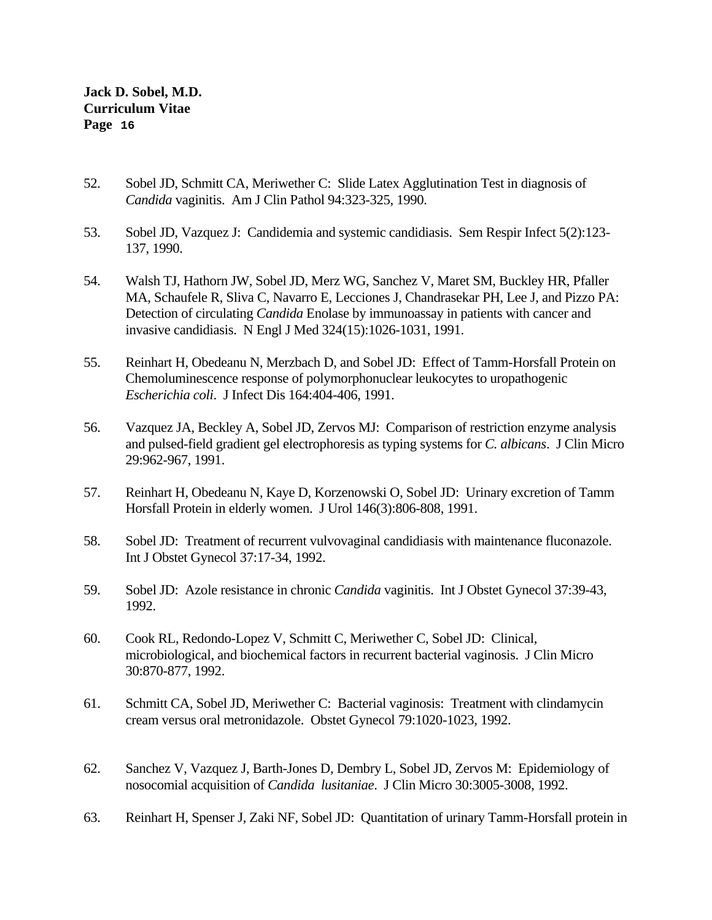52. Sobel JD, Schmitt CA, Meriwether C: Slide Latex Agglutination Test in diagnosis of *Candida* vaginitis. Am J Clin Pathol 94:323-325, 1990.

53. Sobel JD, Vazquez J: Candidemia and systemic candidiasis. Sem Respir Infect 5(2):123-137, 1990.

54. Walsh TJ, Hathorn JW, Sobel JD, Merz WG, Sanchez V, Maret SM, Buckley HR, Pfaller MA, Schaufele R, Sliva C, Navarro E, Lecciones J, Chandrasekar PH, Lee J, and Pizzo PA: Detection of circulating *Candida* Enolase by immunoassay in patients with cancer and invasive candidiasis. N Engl J Med 324(15):1026-1031, 1991.

55. Reinhart H, Obedeanu N, Merzbach D, and Sobel JD: Effect of Tamm-Horsfall Protein on Chemoluminescence response of polymorphonuclear leukocytes to uropathogenic *Escherichia coli*. J Infect Dis 164:404-406, 1991.

56. Vazquez JA, Beckley A, Sobel JD, Zervos MJ: Comparison of restriction enzyme analysis and pulsed-field gradient gel electrophoresis as typing systems for *C. albicans*. J Clin Micro 29:962-967, 1991.

57. Reinhart H, Obedeanu N, Kaye D, Korzenowski O, Sobel JD: Urinary excretion of Tamm Horsfall Protein in elderly women. J Urol 146(3):806-808, 1991.

58. Sobel JD: Treatment of recurrent vulvovaginal candidiasis with maintenance fluconazole. Int J Obstet Gynecol 37:17-34, 1992.

59. Sobel JD: Azole resistance in chronic *Candida* vaginitis. Int J Obstet Gynecol 37:39-43, 1992.

60. Cook RL, Redondo-Lopez V, Schmitt C, Meriwether C, Sobel JD: Clinical, microbiological, and biochemical factors in recurrent bacterial vaginosis. J Clin Micro 30:870-877, 1992.

61. Schmitt CA, Sobel JD, Meriwether C: Bacterial vaginosis: Treatment with clindamycin cream versus oral metronidazole. Obstet Gynecol 79:1020-1023, 1992.

62. Sanchez V, Vazquez J, Barth-Jones D, Dembry L, Sobel JD, Zervos M: Epidemiology of nosocomial acquisition of *Candida lusitaniae*. J Clin Micro 30:3005-3008, 1992.

63. Reinhart H, Spenser J, Zaki NF, Sobel JD: Quantitation of urinary Tamm-Horsfall protein in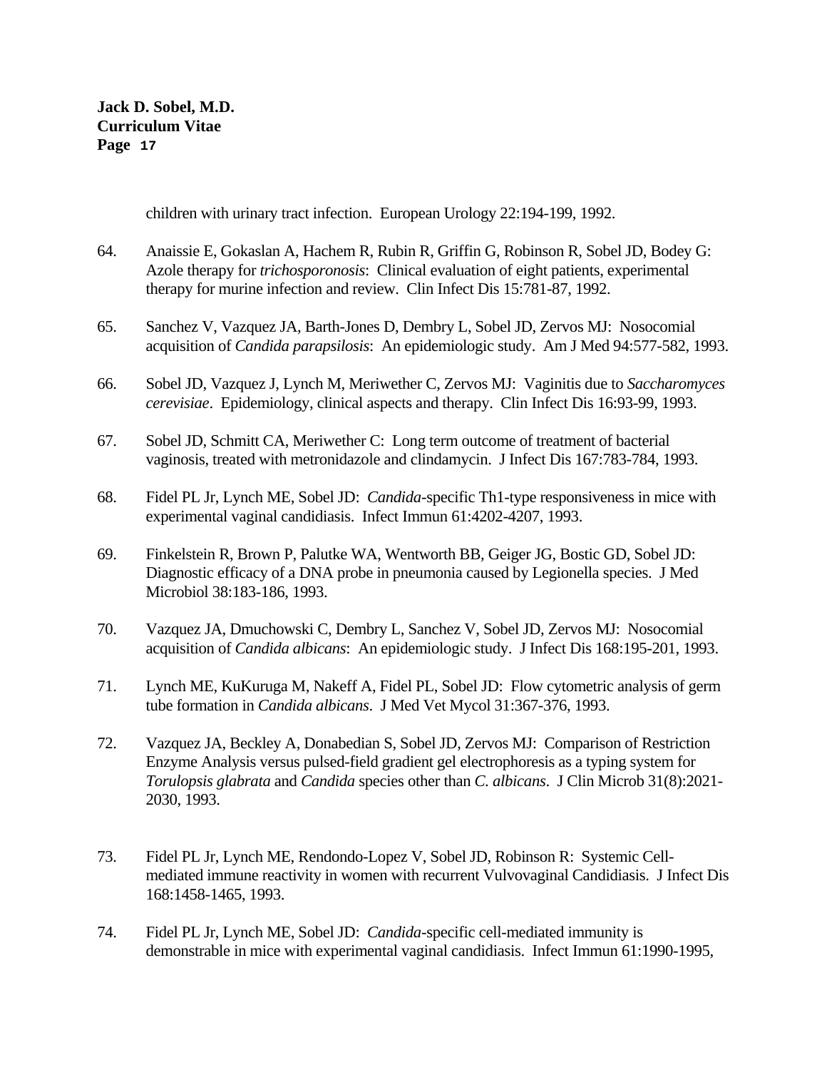children with urinary tract infection. European Urology 22:194-199, 1992.

64. Anaissie E, Gokaslan A, Hachem R, Rubin R, Griffin G, Robinson R, Sobel JD, Bodey G: Azole therapy for *trichosporonosis*: Clinical evaluation of eight patients, experimental therapy for murine infection and review. Clin Infect Dis 15:781-87, 1992.

65. Sanchez V, Vazquez JA, Barth-Jones D, Dembry L, Sobel JD, Zervos MJ: Nosocomial acquisition of *Candida parapsilosis*: An epidemiologic study. Am J Med 94:577-582, 1993.

66. Sobel JD, Vazquez J, Lynch M, Meriwether C, Zervos MJ: Vaginitis due to *Saccharomyces cerevisiae*. Epidemiology, clinical aspects and therapy. Clin Infect Dis 16:93-99, 1993.

67. Sobel JD, Schmitt CA, Meriwether C: Long term outcome of treatment of bacterial vaginosis, treated with metronidazole and clindamycin. J Infect Dis 167:783-784, 1993.

68. Fidel PL Jr, Lynch ME, Sobel JD: *Candida*-specific Th1-type responsiveness in mice with experimental vaginal candidiasis. Infect Immun 61:4202-4207, 1993.

69. Finkelstein R, Brown P, Palutke WA, Wentworth BB, Geiger JG, Bostic GD, Sobel JD: Diagnostic efficacy of a DNA probe in pneumonia caused by Legionella species. J Med Microbiol 38:183-186, 1993.

70. Vazquez JA, Dmuchowski C, Dembry L, Sanchez V, Sobel JD, Zervos MJ: Nosocomial acquisition of *Candida albicans*: An epidemiologic study. J Infect Dis 168:195-201, 1993.

71. Lynch ME, KuKuruga M, Nakeff A, Fidel PL, Sobel JD: Flow cytometric analysis of germ tube formation in *Candida albicans*. J Med Vet Mycol 31:367-376, 1993.

72. Vazquez JA, Beckley A, Donabedian S, Sobel JD, Zervos MJ: Comparison of Restriction Enzyme Analysis versus pulsed-field gradient gel electrophoresis as a typing system for *Torulopsis glabrata* and *Candida* species other than *C. albicans*. J Clin Microb 31(8):2021-2030, 1993.

73. Fidel PL Jr, Lynch ME, Rendondo-Lopez V, Sobel JD, Robinson R: Systemic Cell-mediated immune reactivity in women with recurrent Vulvovaginal Candidiasis. J Infect Dis 168:1458-1465, 1993.

74. Fidel PL Jr, Lynch ME, Sobel JD: *Candida*-specific cell-mediated immunity is demonstrable in mice with experimental vaginal candidiasis. Infect Immun 61:1990-1995,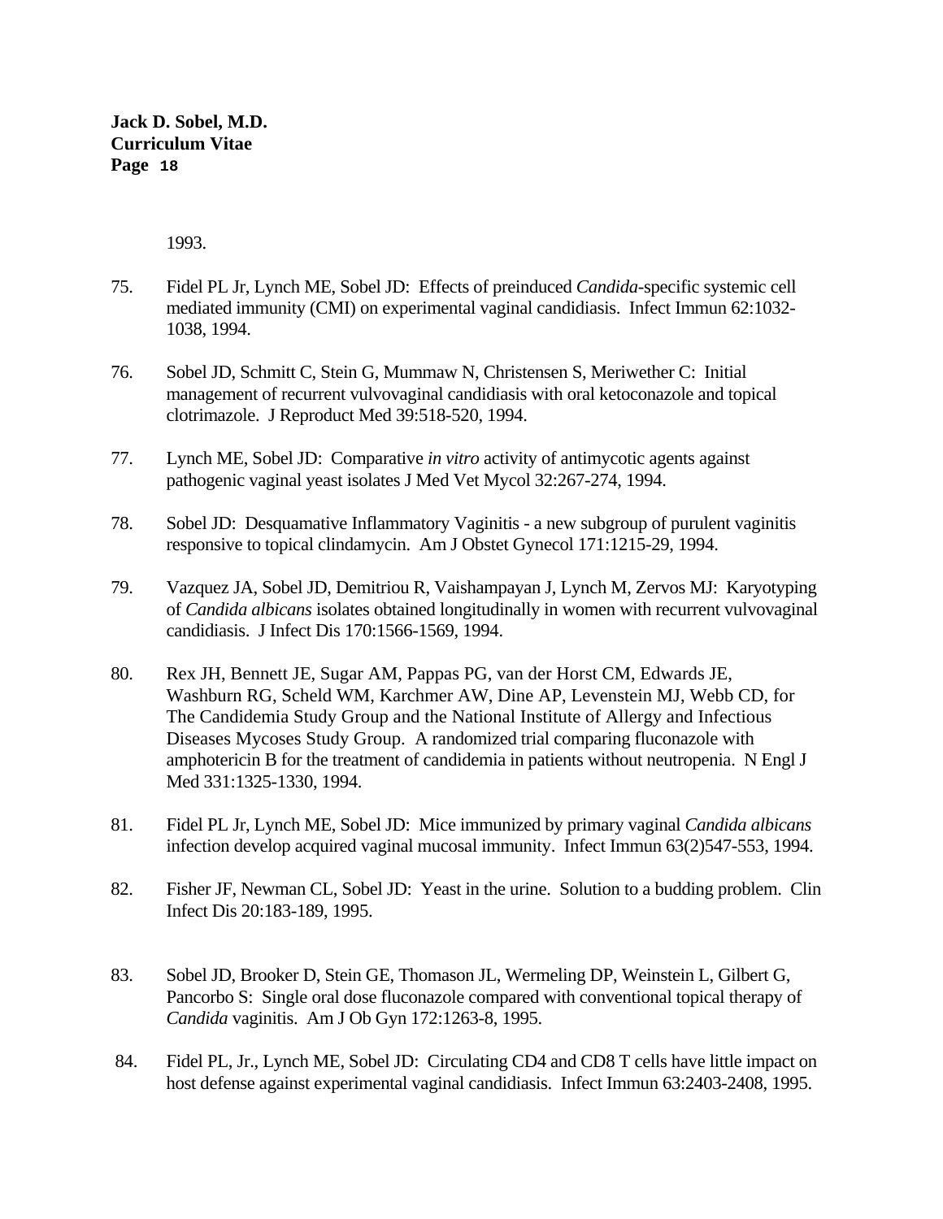1993.

75. Fidel PL Jr, Lynch ME, Sobel JD: Effects of preinduced *Candida*-specific systemic cell mediated immunity (CMI) on experimental vaginal candidiasis. Infect Immun 62:1032-1038, 1994.

76. Sobel JD, Schmitt C, Stein G, Mummaw N, Christensen S, Meriwether C: Initial management of recurrent vulvovaginal candidiasis with oral ketoconazole and topical clotrimazole. J Reproduct Med 39:518-520, 1994.

77. Lynch ME, Sobel JD: Comparative *in vitro* activity of antimycotic agents against pathogenic vaginal yeast isolates J Med Vet Mycol 32:267-274, 1994.

78. Sobel JD: Desquamative Inflammatory Vaginitis - a new subgroup of purulent vaginitis responsive to topical clindamycin. Am J Obstet Gynecol 171:1215-29, 1994.

79. Vazquez JA, Sobel JD, Demitriou R, Vaishampayan J, Lynch M, Zervos MJ: Karyotyping of *Candida albicans* isolates obtained longitudinally in women with recurrent vulvovaginal candidiasis. J Infect Dis 170:1566-1569, 1994.

80. Rex JH, Bennett JE, Sugar AM, Pappas PG, van der Horst CM, Edwards JE, Washburn RG, Scheld WM, Karchmer AW, Dine AP, Levenstein MJ, Webb CD, for The Candidemia Study Group and the National Institute of Allergy and Infectious Diseases Mycoses Study Group. A randomized trial comparing fluconazole with amphotericin B for the treatment of candidemia in patients without neutropenia. N Engl J Med 331:1325-1330, 1994.

81. Fidel PL Jr, Lynch ME, Sobel JD: Mice immunized by primary vaginal *Candida albicans* infection develop acquired vaginal mucosal immunity. Infect Immun 63(2)547-553, 1994.

82. Fisher JF, Newman CL, Sobel JD: Yeast in the urine. Solution to a budding problem. Clin Infect Dis 20:183-189, 1995.

83. Sobel JD, Brooker D, Stein GE, Thomason JL, Wermeling DP, Weinstein L, Gilbert G, Pancorbo S: Single oral dose fluconazole compared with conventional topical therapy of *Candida* vaginitis. Am J Ob Gyn 172:1263-8, 1995.

84. Fidel PL, Jr., Lynch ME, Sobel JD: Circulating CD4 and CD8 T cells have little impact on host defense against experimental vaginal candidiasis. Infect Immun 63:2403-2408, 1995.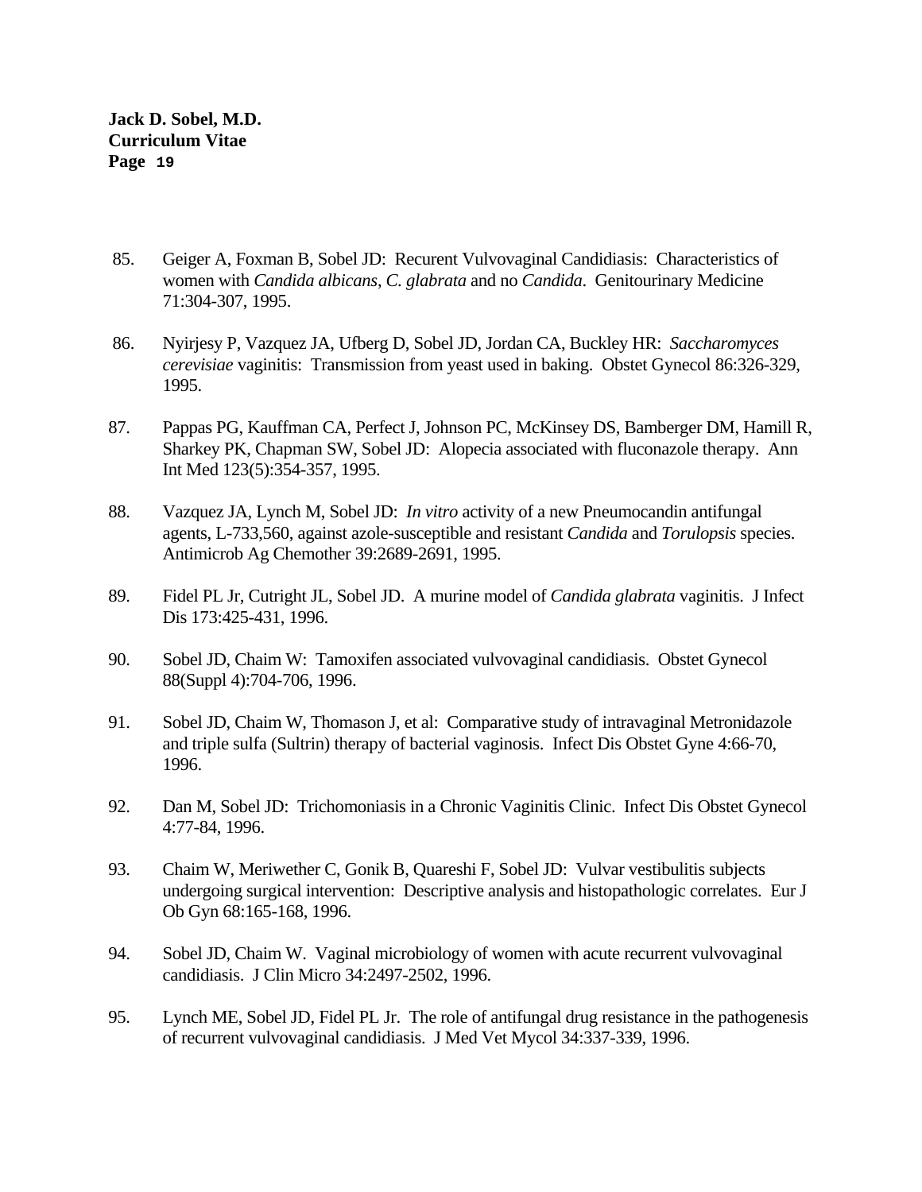85. Geiger A, Foxman B, Sobel JD: Recurent Vulvovaginal Candidiasis: Characteristics of women with *Candida albicans*, *C. glabrata* and no *Candida*. Genitourinary Medicine 71:304-307, 1995.

86. Nyirjesy P, Vazquez JA, Ufberg D, Sobel JD, Jordan CA, Buckley HR: *Saccharomyces cerevisiae* vaginitis: Transmission from yeast used in baking. Obstet Gynecol 86:326-329, 1995.

87. Pappas PG, Kauffman CA, Perfect J, Johnson PC, McKinsey DS, Bamberger DM, Hamill R, Sharkey PK, Chapman SW, Sobel JD: Alopecia associated with fluconazole therapy. Ann Int Med 123(5):354-357, 1995.

88. Vazquez JA, Lynch M, Sobel JD: *In vitro* activity of a new Pneumocandin antifungal agents, L-733,560, against azole-susceptible and resistant *Candida* and *Torulopsis* species. Antimicrob Ag Chemother 39:2689-2691, 1995.

89. Fidel PL Jr, Cutright JL, Sobel JD. A murine model of *Candida glabrata* vaginitis. J Infect Dis 173:425-431, 1996.

90. Sobel JD, Chaim W: Tamoxifen associated vulvovaginal candidiasis. Obstet Gynecol 88(Suppl 4):704-706, 1996.

91. Sobel JD, Chaim W, Thomason J, et al: Comparative study of intravaginal Metronidazole and triple sulfa (Sultrin) therapy of bacterial vaginosis. Infect Dis Obstet Gyne 4:66-70, 1996.

92. Dan M, Sobel JD: Trichomoniasis in a Chronic Vaginitis Clinic. Infect Dis Obstet Gynecol 4:77-84, 1996.

93. Chaim W, Meriwether C, Gonik B, Quareshi F, Sobel JD: Vulvar vestibulitis subjects undergoing surgical intervention: Descriptive analysis and histopathologic correlates. Eur J Ob Gyn 68:165-168, 1996.

94. Sobel JD, Chaim W. Vaginal microbiology of women with acute recurrent vulvovaginal candidiasis. J Clin Micro 34:2497-2502, 1996.

95. Lynch ME, Sobel JD, Fidel PL Jr. The role of antifungal drug resistance in the pathogenesis of recurrent vulvovaginal candidiasis. J Med Vet Mycol 34:337-339, 1996.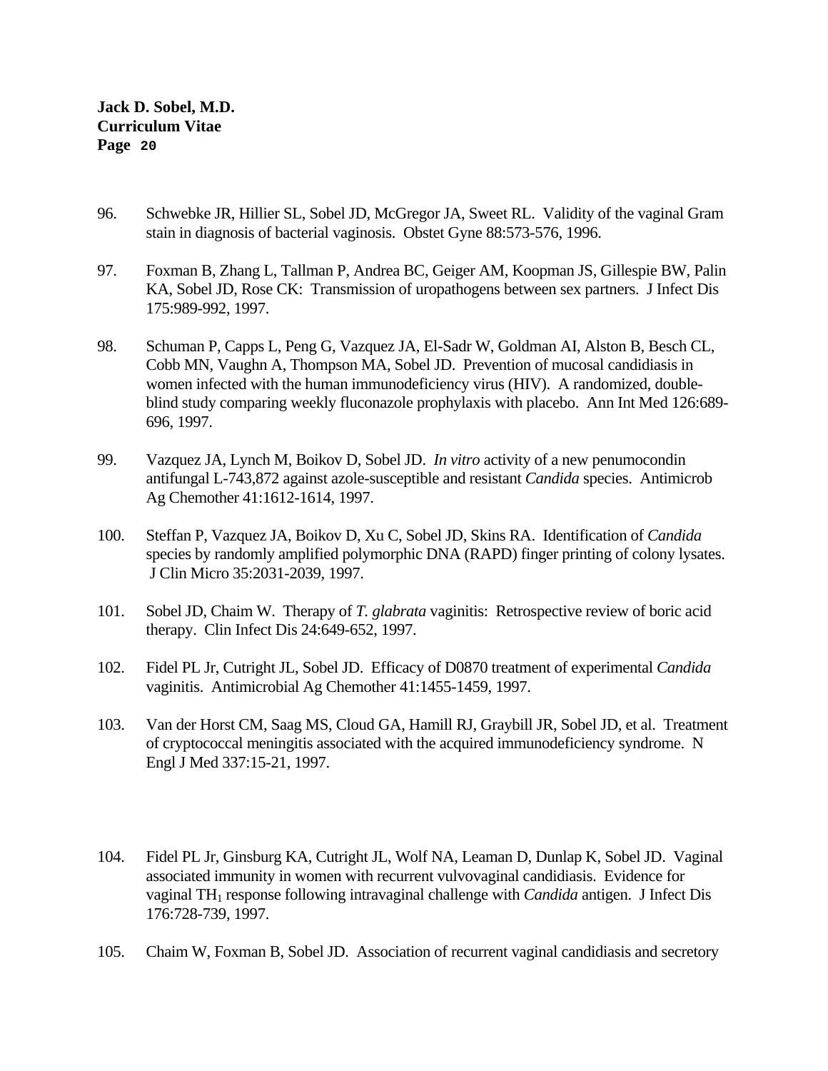96. Schwebke JR, Hillier SL, Sobel JD, McGregor JA, Sweet RL. Validity of the vaginal Gram stain in diagnosis of bacterial vaginosis. Obstet Gyne 88:573-576, 1996.

97. Foxman B, Zhang L, Tallman P, Andrea BC, Geiger AM, Koopman JS, Gillespie BW, Palin KA, Sobel JD, Rose CK: Transmission of uropathogens between sex partners. J Infect Dis 175:989-992, 1997.

98. Schuman P, Capps L, Peng G, Vazquez JA, El-Sadr W, Goldman AI, Alston B, Besch CL, Cobb MN, Vaughn A, Thompson MA, Sobel JD. Prevention of mucosal candidiasis in women infected with the human immunodeficiency virus (HIV). A randomized, double-blind study comparing weekly fluconazole prophylaxis with placebo. Ann Int Med 126:689-696, 1997.

99. Vazquez JA, Lynch M, Boikov D, Sobel JD. *In vitro* activity of a new penumocondin antifungal L-743,872 against azole-susceptible and resistant *Candida* species. Antimicrob Ag Chemother 41:1612-1614, 1997.

100. Steffan P, Vazquez JA, Boikov D, Xu C, Sobel JD, Skins RA. Identification of *Candida* species by randomly amplified polymorphic DNA (RAPD) finger printing of colony lysates. J Clin Micro 35:2031-2039, 1997.

101. Sobel JD, Chaim W. Therapy of *T. glabrata* vaginitis: Retrospective review of boric acid therapy. Clin Infect Dis 24:649-652, 1997.

102. Fidel PL Jr, Cutright JL, Sobel JD. Efficacy of D0870 treatment of experimental *Candida* vaginitis. Antimicrobial Ag Chemother 41:1455-1459, 1997.

103. Van der Horst CM, Saag MS, Cloud GA, Hamill RJ, Graybill JR, Sobel JD, et al. Treatment of cryptococcal meningitis associated with the acquired immunodeficiency syndrome. N Engl J Med 337:15-21, 1997.

104. Fidel PL Jr, Ginsburg KA, Cutright JL, Wolf NA, Leaman D, Dunlap K, Sobel JD. Vaginal associated immunity in women with recurrent vulvovaginal candidiasis. Evidence for vaginal $TH_1$ response following intravaginal challenge with *Candida* antigen. J Infect Dis 176:728-739, 1997.

105. Chaim W, Foxman B, Sobel JD. Association of recurrent vaginal candidiasis and secretory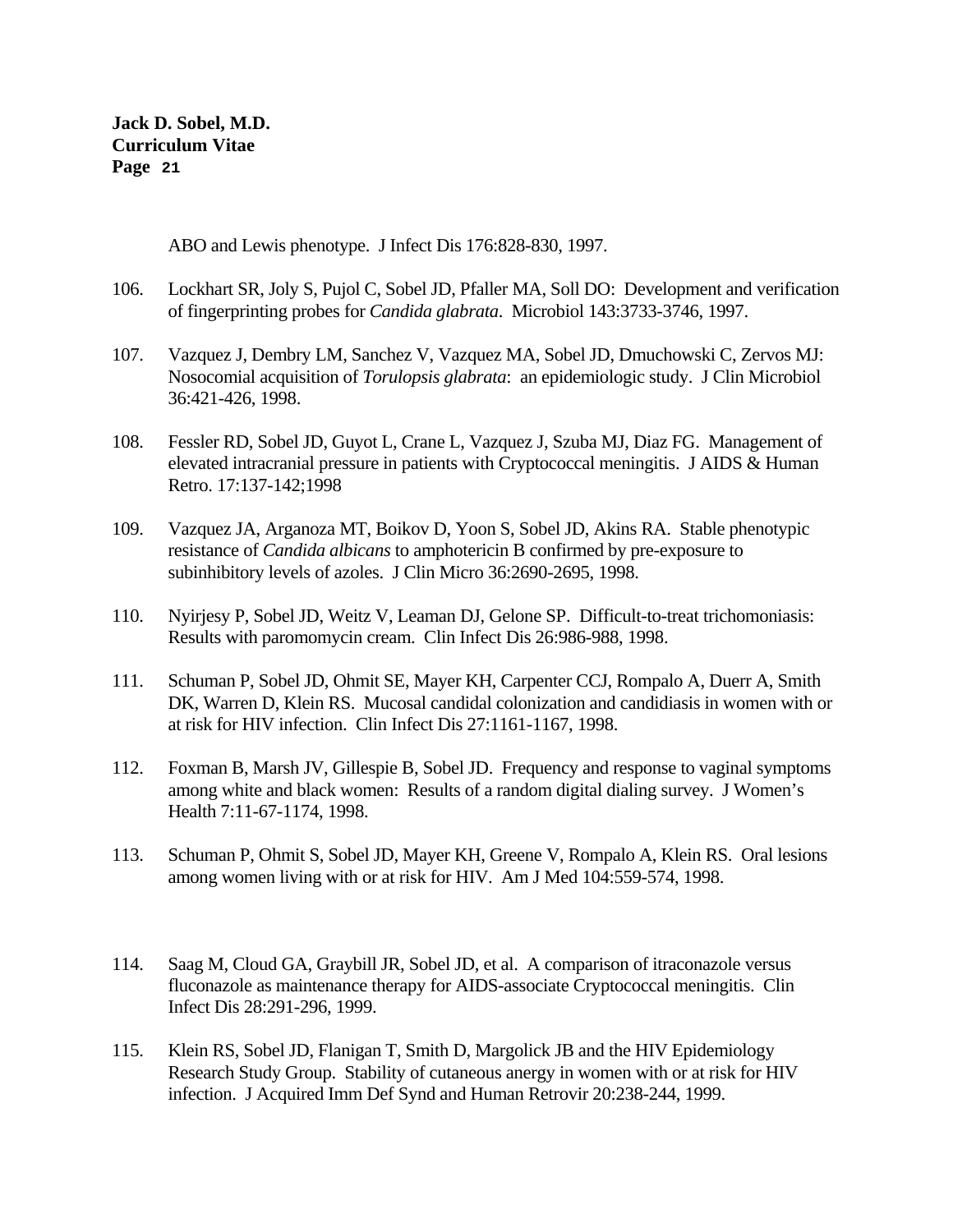ABO and Lewis phenotype. J Infect Dis 176:828-830, 1997.

106. Lockhart SR, Joly S, Pujol C, Sobel JD, Pfaller MA, Soll DO: Development and verification of fingerprinting probes for *Candida glabrata*. Microbiol 143:3733-3746, 1997.

107. Vazquez J, Dembry LM, Sanchez V, Vazquez MA, Sobel JD, Dmuchowski C, Zervos MJ: Nosocomial acquisition of *Torulopsis glabrata*: an epidemiologic study. J Clin Microbiol 36:421-426, 1998.

108. Fessler RD, Sobel JD, Guyot L, Crane L, Vazquez J, Szuba MJ, Diaz FG. Management of elevated intracranial pressure in patients with Cryptococcal meningitis. J AIDS & Human Retro. 17:137-142;1998

109. Vazquez JA, Arganoza MT, Boikov D, Yoon S, Sobel JD, Akins RA. Stable phenotypic resistance of *Candida albicans* to amphotericin B confirmed by pre-exposure to subinhibitory levels of azoles. J Clin Micro 36:2690-2695, 1998.

110. Nyirjesy P, Sobel JD, Weitz V, Leaman DJ, Gelone SP. Difficult-to-treat trichomoniasis: Results with paromomycin cream. Clin Infect Dis 26:986-988, 1998.

111. Schuman P, Sobel JD, Ohmit SE, Mayer KH, Carpenter CCJ, Rompalo A, Duerr A, Smith DK, Warren D, Klein RS. Mucosal candidal colonization and candidiasis in women with or at risk for HIV infection. Clin Infect Dis 27:1161-1167, 1998.

112. Foxman B, Marsh JV, Gillespie B, Sobel JD. Frequency and response to vaginal symptoms among white and black women: Results of a random digital dialing survey. J Women's Health 7:11-67-1174, 1998.

113. Schuman P, Ohmit S, Sobel JD, Mayer KH, Greene V, Rompalo A, Klein RS. Oral lesions among women living with or at risk for HIV. Am J Med 104:559-574, 1998.

114. Saag M, Cloud GA, Graybill JR, Sobel JD, et al. A comparison of itraconazole versus fluconazole as maintenance therapy for AIDS-associate Cryptococcal meningitis. Clin Infect Dis 28:291-296, 1999.

115. Klein RS, Sobel JD, Flanigan T, Smith D, Margolick JB and the HIV Epidemiology Research Study Group. Stability of cutaneous anergy in women with or at risk for HIV infection. J Acquired Imm Def Synd and Human Retrovir 20:238-244, 1999.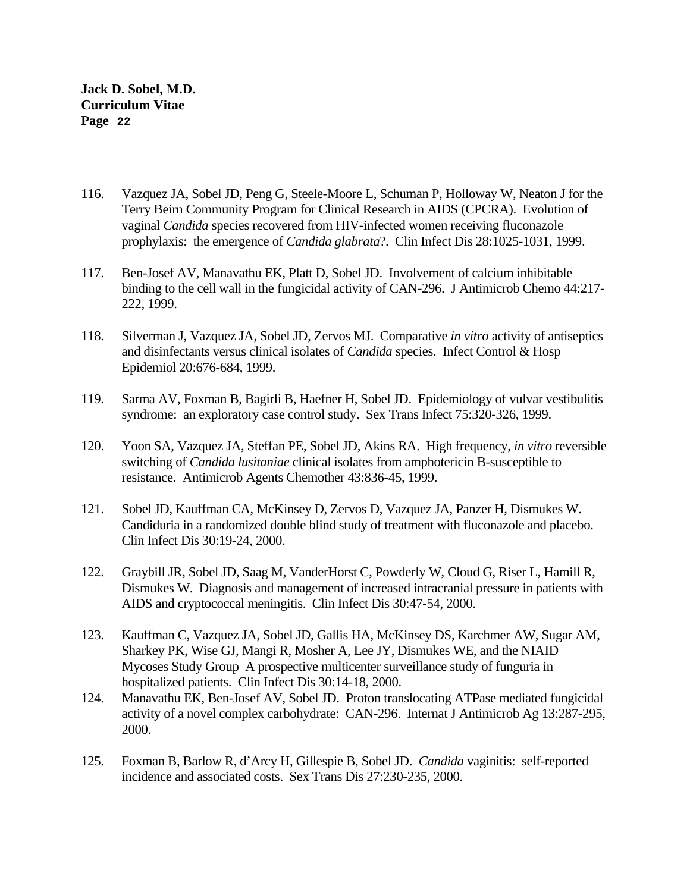116. Vazquez JA, Sobel JD, Peng G, Steele-Moore L, Schuman P, Holloway W, Neaton J for the Terry Beirn Community Program for Clinical Research in AIDS (CPCRA). Evolution of vaginal *Candida* species recovered from HIV-infected women receiving fluconazole prophylaxis: the emergence of *Candida glabrata*?. Clin Infect Dis 28:1025-1031, 1999.

117. Ben-Josef AV, Manavathu EK, Platt D, Sobel JD. Involvement of calcium inhibitable binding to the cell wall in the fungicidal activity of CAN-296. J Antimicrob Chemo 44:217-222, 1999.

118. Silverman J, Vazquez JA, Sobel JD, Zervos MJ. Comparative *in vitro* activity of antiseptics and disinfectants versus clinical isolates of *Candida* species. Infect Control & Hosp Epidemiol 20:676-684, 1999.

119. Sarma AV, Foxman B, Bagirli B, Haefner H, Sobel JD. Epidemiology of vulvar vestibulitis syndrome: an exploratory case control study. Sex Trans Infect 75:320-326, 1999.

120. Yoon SA, Vazquez JA, Steffan PE, Sobel JD, Akins RA. High frequency, *in vitro* reversible switching of *Candida lusitaniae* clinical isolates from amphotericin B-susceptible to resistance. Antimicrob Agents Chemother 43:836-45, 1999.

121. Sobel JD, Kauffman CA, McKinsey D, Zervos D, Vazquez JA, Panzer H, Dismukes W. Candiduria in a randomized double blind study of treatment with fluconazole and placebo. Clin Infect Dis 30:19-24, 2000.

122. Graybill JR, Sobel JD, Saag M, VanderHorst C, Powderly W, Cloud G, Riser L, Hamill R, Dismukes W. Diagnosis and management of increased intracranial pressure in patients with AIDS and cryptococcal meningitis. Clin Infect Dis 30:47-54, 2000.

123. Kauffman C, Vazquez JA, Sobel JD, Gallis HA, McKinsey DS, Karchmer AW, Sugar AM, Sharkey PK, Wise GJ, Mangi R, Mosher A, Lee JY, Dismukes WE, and the NIAID Mycoses Study Group A prospective multicenter surveillance study of funguria in hospitalized patients. Clin Infect Dis 30:14-18, 2000.

124. Manavathu EK, Ben-Josef AV, Sobel JD. Proton translocating ATPase mediated fungicidal activity of a novel complex carbohydrate: CAN-296. Internat J Antimicrob Ag 13:287-295, 2000.

125. Foxman B, Barlow R, d'Arcy H, Gillespie B, Sobel JD. *Candida* vaginitis: self-reported incidence and associated costs. Sex Trans Dis 27:230-235, 2000.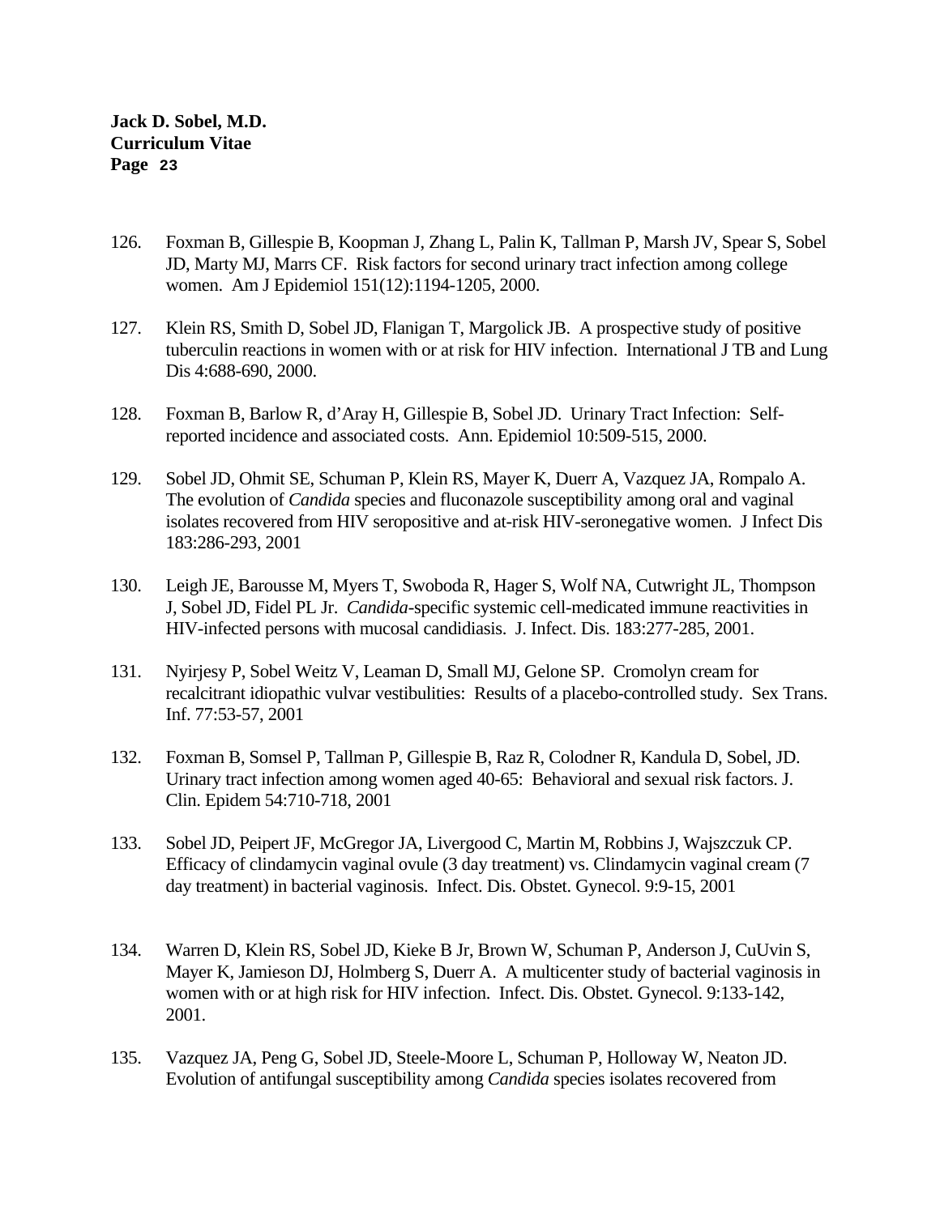126. Foxman B, Gillespie B, Koopman J, Zhang L, Palin K, Tallman P, Marsh JV, Spear S, Sobel JD, Marty MJ, Marrs CF. Risk factors for second urinary tract infection among college women. Am J Epidemiol 151(12):1194-1205, 2000.

127. Klein RS, Smith D, Sobel JD, Flanigan T, Margolick JB. A prospective study of positive tuberculin reactions in women with or at risk for HIV infection. International J TB and Lung Dis 4:688-690, 2000.

128. Foxman B, Barlow R, d'Aray H, Gillespie B, Sobel JD. Urinary Tract Infection: Self-reported incidence and associated costs. Ann. Epidemiol 10:509-515, 2000.

129. Sobel JD, Ohmit SE, Schuman P, Klein RS, Mayer K, Duerr A, Vazquez JA, Rompalo A. The evolution of *Candida* species and fluconazole susceptibility among oral and vaginal isolates recovered from HIV seropositive and at-risk HIV-seronegative women. J Infect Dis 183:286-293, 2001

130. Leigh JE, Barousse M, Myers T, Swoboda R, Hager S, Wolf NA, Cutwright JL, Thompson J, Sobel JD, Fidel PL Jr. *Candida*-specific systemic cell-medicated immune reactivities in HIV-infected persons with mucosal candidiasis. J. Infect. Dis. 183:277-285, 2001.

131. Nyirjesy P, Sobel Weitz V, Leaman D, Small MJ, Gelone SP. Cromolyn cream for recalcitrant idiopathic vulvar vestibulities: Results of a placebo-controlled study. Sex Trans. Inf. 77:53-57, 2001

132. Foxman B, Somsel P, Tallman P, Gillespie B, Raz R, Colodner R, Kandula D, Sobel, JD. Urinary tract infection among women aged 40-65: Behavioral and sexual risk factors. J. Clin. Epidem 54:710-718, 2001

133. Sobel JD, Peipert JF, McGregor JA, Livergood C, Martin M, Robbins J, Wajszczuk CP. Efficacy of clindamycin vaginal ovule (3 day treatment) vs. Clindamycin vaginal cream (7 day treatment) in bacterial vaginosis. Infect. Dis. Obstet. Gynecol. 9:9-15, 2001

134. Warren D, Klein RS, Sobel JD, Kieke B Jr, Brown W, Schuman P, Anderson J, CuUvin S, Mayer K, Jamieson DJ, Holmberg S, Duerr A. A multicenter study of bacterial vaginosis in women with or at high risk for HIV infection. Infect. Dis. Obstet. Gynecol. 9:133-142, 2001.

135. Vazquez JA, Peng G, Sobel JD, Steele-Moore L, Schuman P, Holloway W, Neaton JD. Evolution of antifungal susceptibility among *Candida* species isolates recovered from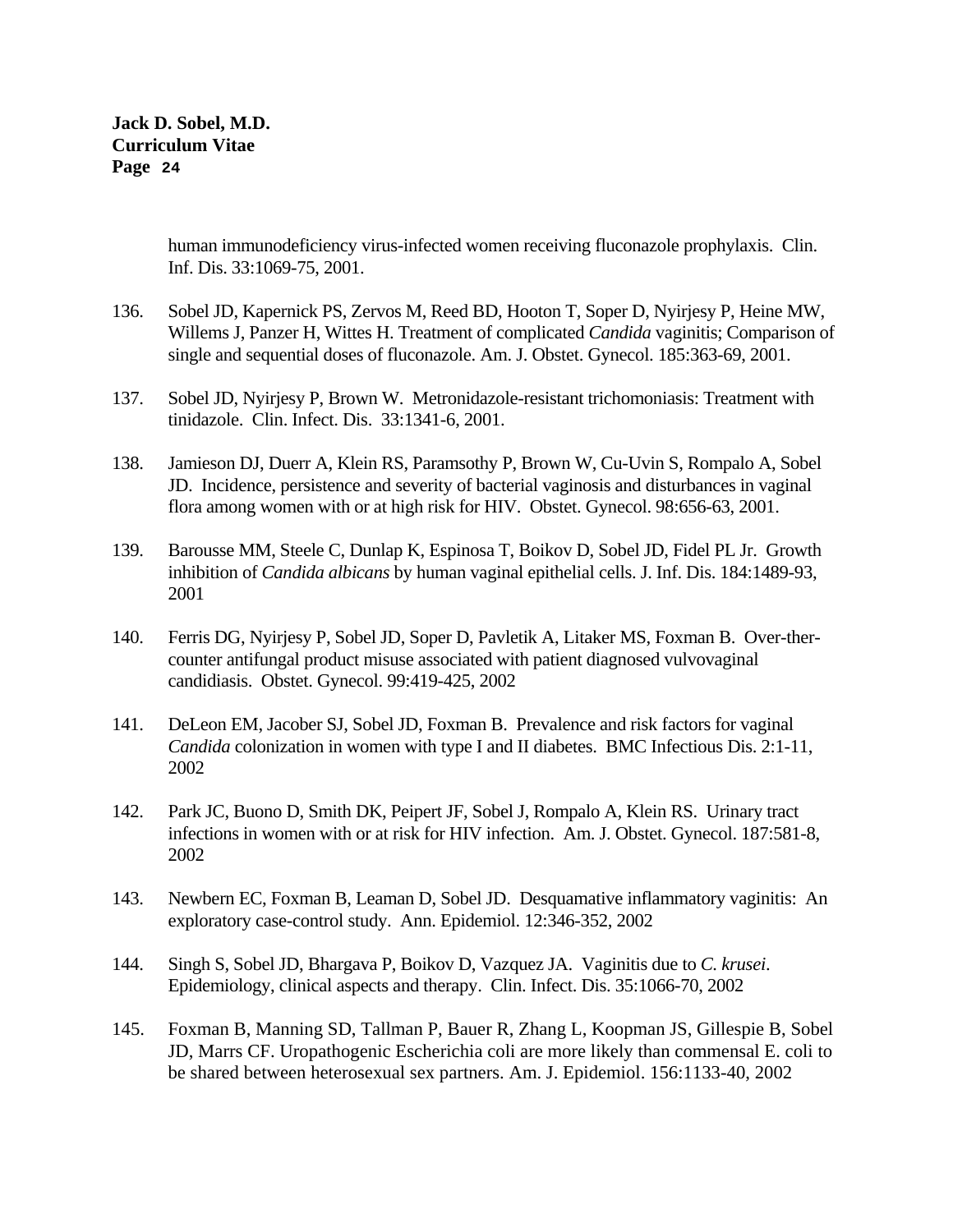human immunodeficiency virus-infected women receiving fluconazole prophylaxis. Clin. Inf. Dis. 33:1069-75, 2001.

136. Sobel JD, Kapernick PS, Zervos M, Reed BD, Hooton T, Soper D, Nyirjesy P, Heine MW, Willems J, Panzer H, Wittes H. Treatment of complicated *Candida* vaginitis; Comparison of single and sequential doses of fluconazole. Am. J. Obstet. Gynecol. 185:363-69, 2001.

137. Sobel JD, Nyirjesy P, Brown W. Metronidazole-resistant trichomoniasis: Treatment with tinidazole. Clin. Infect. Dis. 33:1341-6, 2001.

138. Jamieson DJ, Duerr A, Klein RS, Paramsothy P, Brown W, Cu-Uvin S, Rompalo A, Sobel JD. Incidence, persistence and severity of bacterial vaginosis and disturbances in vaginal flora among women with or at high risk for HIV. Obstet. Gynecol. 98:656-63, 2001.

139. Barousse MM, Steele C, Dunlap K, Espinosa T, Boikov D, Sobel JD, Fidel PL Jr. Growth inhibition of *Candida albicans* by human vaginal epithelial cells. J. Inf. Dis. 184:1489-93, 2001

140. Ferris DG, Nyirjesy P, Sobel JD, Soper D, Pavletik A, Litaker MS, Foxman B. Over-ther-counter antifungal product misuse associated with patient diagnosed vulvovaginal candidiasis. Obstet. Gynecol. 99:419-425, 2002

141. DeLeon EM, Jacober SJ, Sobel JD, Foxman B. Prevalence and risk factors for vaginal *Candida* colonization in women with type I and II diabetes. BMC Infectious Dis. 2:1-11, 2002

142. Park JC, Buono D, Smith DK, Peipert JF, Sobel J, Rompalo A, Klein RS. Urinary tract infections in women with or at risk for HIV infection. Am. J. Obstet. Gynecol. 187:581-8, 2002

143. Newbern EC, Foxman B, Leaman D, Sobel JD. Desquamative inflammatory vaginitis: An exploratory case-control study. Ann. Epidemiol. 12:346-352, 2002

144. Singh S, Sobel JD, Bhargava P, Boikov D, Vazquez JA. Vaginitis due to *C. krusei*. Epidemiology, clinical aspects and therapy. Clin. Infect. Dis. 35:1066-70, 2002

145. Foxman B, Manning SD, Tallman P, Bauer R, Zhang L, Koopman JS, Gillespie B, Sobel JD, Marrs CF. Uropathogenic Escherichia coli are more likely than commensal E. coli to be shared between heterosexual sex partners. Am. J. Epidemiol. 156:1133-40, 2002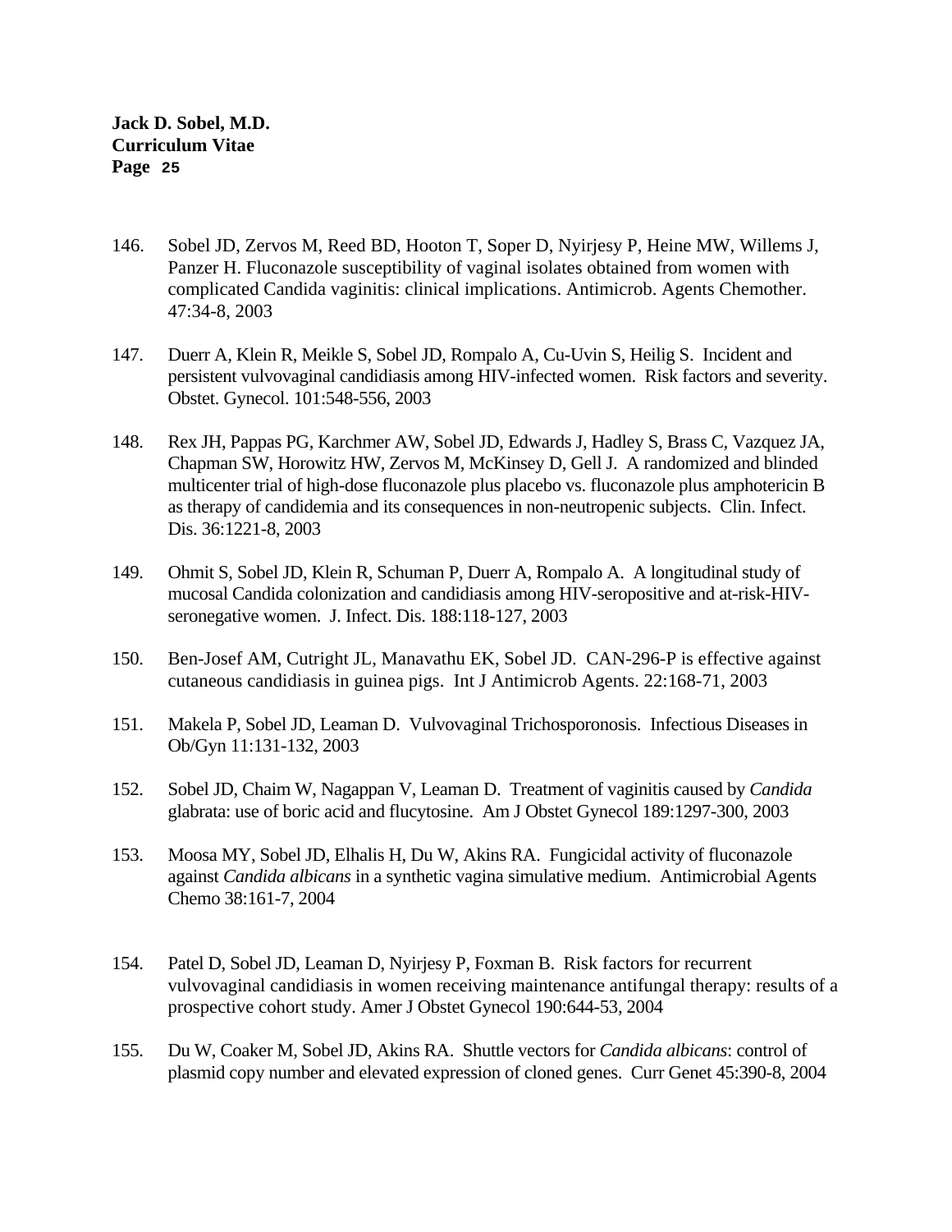146. Sobel JD, Zervos M, Reed BD, Hooton T, Soper D, Nyirjesy P, Heine MW, Willems J, Panzer H. Fluconazole susceptibility of vaginal isolates obtained from women with complicated Candida vaginitis: clinical implications. Antimicrob. Agents Chemother. 47:34-8, 2003

147. Duerr A, Klein R, Meikle S, Sobel JD, Rompalo A, Cu-Uvin S, Heilig S. Incident and persistent vulvovaginal candidiasis among HIV-infected women. Risk factors and severity. Obstet. Gynecol. 101:548-556, 2003

148. Rex JH, Pappas PG, Karchmer AW, Sobel JD, Edwards J, Hadley S, Brass C, Vazquez JA, Chapman SW, Horowitz HW, Zervos M, McKinsey D, Gell J. A randomized and blinded multicenter trial of high-dose fluconazole plus placebo vs. fluconazole plus amphotericin B as therapy of candidemia and its consequences in non-neutropenic subjects. Clin. Infect. Dis. 36:1221-8, 2003

149. Ohmit S, Sobel JD, Klein R, Schuman P, Duerr A, Rompalo A. A longitudinal study of mucosal Candida colonization and candidiasis among HIV-seropositive and at-risk-HIV-seronegative women. J. Infect. Dis. 188:118-127, 2003

150. Ben-Josef AM, Cutright JL, Manavathu EK, Sobel JD. CAN-296-P is effective against cutaneous candidiasis in guinea pigs. Int J Antimicrob Agents. 22:168-71, 2003

151. Makela P, Sobel JD, Leaman D. Vulvovaginal Trichosporonosis. Infectious Diseases in Ob/Gyn 11:131-132, 2003

152. Sobel JD, Chaim W, Nagappan V, Leaman D. Treatment of vaginitis caused by *Candida* glabrata: use of boric acid and flucytosine. Am J Obstet Gynecol 189:1297-300, 2003

153. Moosa MY, Sobel JD, Elhalis H, Du W, Akins RA. Fungicidal activity of fluconazole against *Candida albicans* in a synthetic vagina simulative medium. Antimicrobial Agents Chemo 38:161-7, 2004

154. Patel D, Sobel JD, Leaman D, Nyirjesy P, Foxman B. Risk factors for recurrent vulvovaginal candidiasis in women receiving maintenance antifungal therapy: results of a prospective cohort study. Amer J Obstet Gynecol 190:644-53, 2004

155. Du W, Coaker M, Sobel JD, Akins RA. Shuttle vectors for *Candida albicans*: control of plasmid copy number and elevated expression of cloned genes. Curr Genet 45:390-8, 2004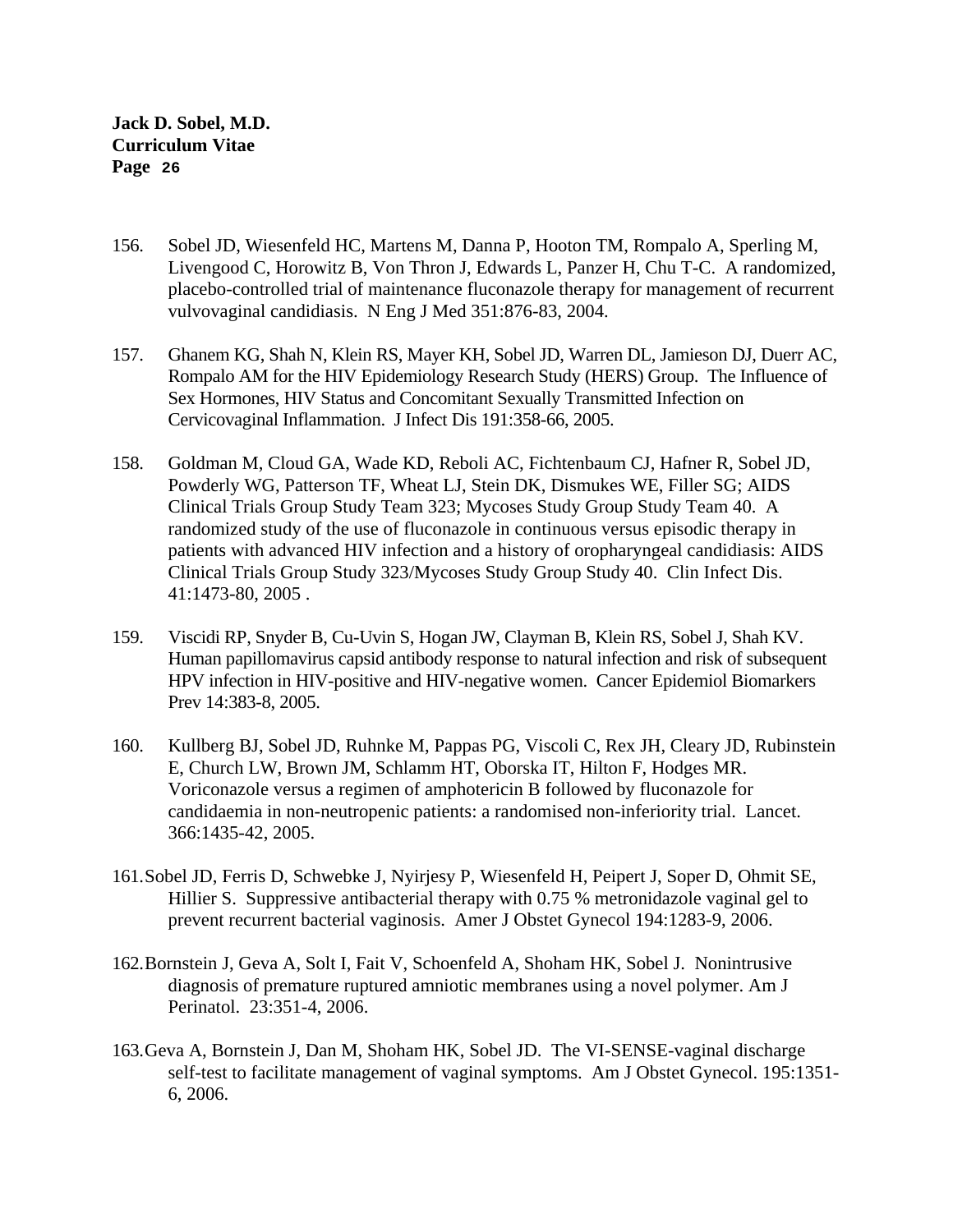156. Sobel JD, Wiesenfeld HC, Martens M, Danna P, Hooton TM, Rompalo A, Sperling M, Livengood C, Horowitz B, Von Thron J, Edwards L, Panzer H, Chu T-C. A randomized, placebo-controlled trial of maintenance fluconazole therapy for management of recurrent vulvovaginal candidiasis. N Eng J Med 351:876-83, 2004.

157. Ghanem KG, Shah N, Klein RS, Mayer KH, Sobel JD, Warren DL, Jamieson DJ, Duerr AC, Rompalo AM for the HIV Epidemiology Research Study (HERS) Group. The Influence of Sex Hormones, HIV Status and Concomitant Sexually Transmitted Infection on Cervicovaginal Inflammation. J Infect Dis 191:358-66, 2005.

158. Goldman M, Cloud GA, Wade KD, Reboli AC, Fichtenbaum CJ, Hafner R, Sobel JD, Powderly WG, Patterson TF, Wheat LJ, Stein DK, Dismukes WE, Filler SG; AIDS Clinical Trials Group Study Team 323; Mycoses Study Group Study Team 40. A randomized study of the use of fluconazole in continuous versus episodic therapy in patients with advanced HIV infection and a history of oropharyngeal candidiasis: AIDS Clinical Trials Group Study 323/Mycoses Study Group Study 40. Clin Infect Dis. 41:1473-80, 2005 .

159. Viscidi RP, Snyder B, Cu-Uvin S, Hogan JW, Clayman B, Klein RS, Sobel J, Shah KV. Human papillomavirus capsid antibody response to natural infection and risk of subsequent HPV infection in HIV-positive and HIV-negative women. Cancer Epidemiol Biomarkers Prev 14:383-8, 2005.

160. Kullberg BJ, Sobel JD, Ruhnke M, Pappas PG, Viscoli C, Rex JH, Cleary JD, Rubinstein E, Church LW, Brown JM, Schlamm HT, Oborska IT, Hilton F, Hodges MR. Voriconazole versus a regimen of amphotericin B followed by fluconazole for candidaemia in non-neutropenic patients: a randomised non-inferiority trial. Lancet. 366:1435-42, 2005.

161. Sobel JD, Ferris D, Schwebke J, Nyirjesy P, Wiesenfeld H, Peipert J, Soper D, Ohmit SE, Hillier S. Suppressive antibacterial therapy with 0.75 % metronidazole vaginal gel to prevent recurrent bacterial vaginosis. Amer J Obstet Gynecol 194:1283-9, 2006.

162. Bornstein J, Geva A, Solt I, Fait V, Schoenfeld A, Shoham HK, Sobel J. Nonintrusive diagnosis of premature ruptured amniotic membranes using a novel polymer. Am J Perinatol. 23:351-4, 2006.

163. Geva A, Bornstein J, Dan M, Shoham HK, Sobel JD. The VI-SENSE-vaginal discharge self-test to facilitate management of vaginal symptoms. Am J Obstet Gynecol. 195:1351-6, 2006.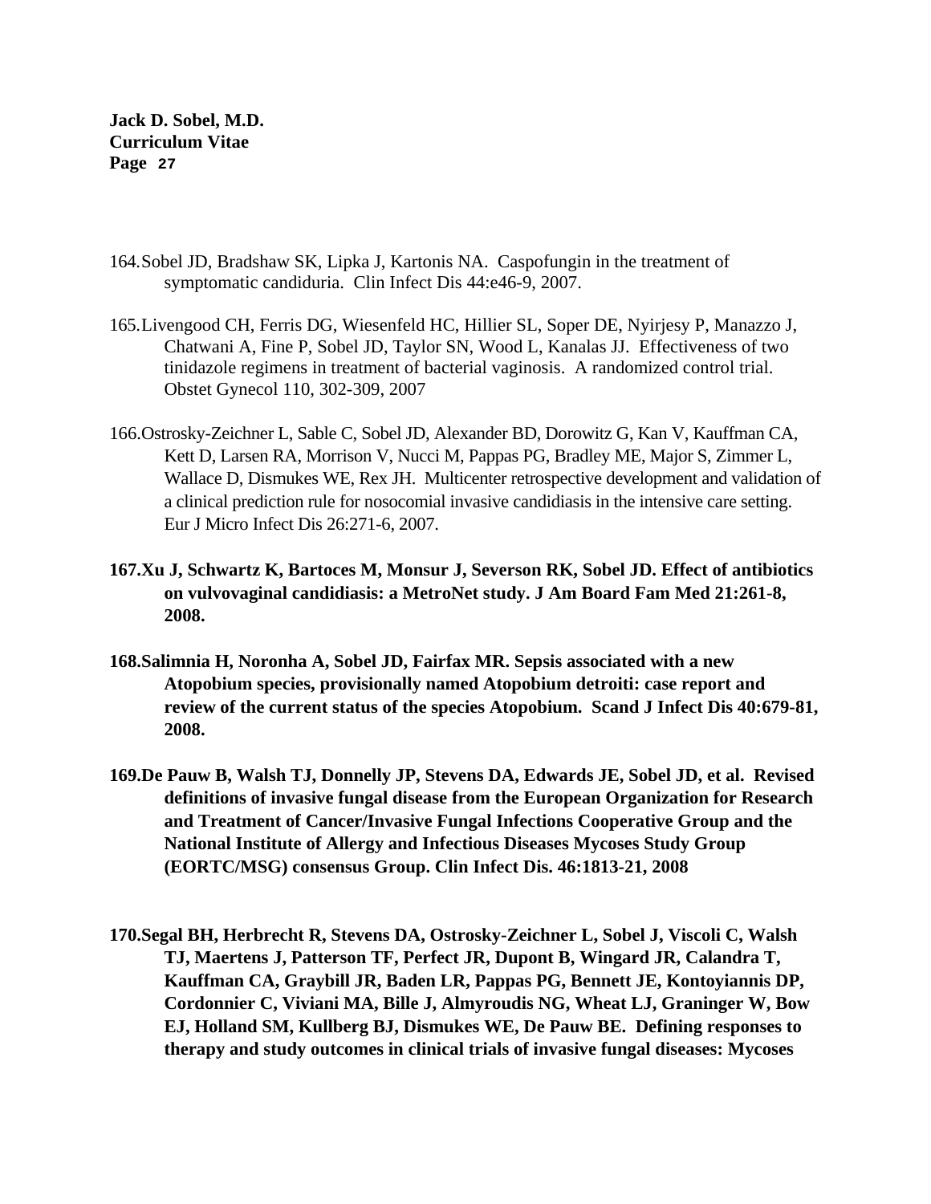164. Sobel JD, Bradshaw SK, Lipka J, Kartonis NA. Caspofungin in the treatment of symptomatic candiduria. Clin Infect Dis 44:e46-9, 2007.

165. Livengood CH, Ferris DG, Wiesenfeld HC, Hillier SL, Soper DE, Nyirjesy P, Manazzo J, Chatwani A, Fine P, Sobel JD, Taylor SN, Wood L, Kanalas JJ. Effectiveness of two tinidazole regimens in treatment of bacterial vaginosis. A randomized control trial. Obstet Gynecol 110, 302-309, 2007

166. Ostrosky-Zeichner L, Sable C, Sobel JD, Alexander BD, Dorowitz G, Kan V, Kauffman CA, Kett D, Larsen RA, Morrison V, Nucci M, Pappas PG, Bradley ME, Major S, Zimmer L, Wallace D, Dismukes WE, Rex JH. Multicenter retrospective development and validation of a clinical prediction rule for nosocomial invasive candidiasis in the intensive care setting. Eur J Micro Infect Dis 26:271-6, 2007.

**167. Xu J, Schwartz K, Bartoces M, Monsur J, Severson RK, Sobel JD. Effect of antibiotics on vulvovaginal candidiasis: a MetroNet study. J Am Board Fam Med 21:261-8, 2008.**

**168. Salimnia H, Noronha A, Sobel JD, Fairfax MR. Sepsis associated with a new Atopobium species, provisionally named Atopobium detroiti: case report and review of the current status of the species Atopobium. Scand J Infect Dis 40:679-81, 2008.**

**169. De Pauw B, Walsh TJ, Donnelly JP, Stevens DA, Edwards JE, Sobel JD, et al. Revised definitions of invasive fungal disease from the European Organization for Research and Treatment of Cancer/Invasive Fungal Infections Cooperative Group and the National Institute of Allergy and Infectious Diseases Mycoses Study Group (EORTC/MSG) consensus Group. Clin Infect Dis. 46:1813-21, 2008**

**170. Segal BH, Herbrecht R, Stevens DA, Ostrosky-Zeichner L, Sobel J, Viscoli C, Walsh TJ, Maertens J, Patterson TF, Perfect JR, Dupont B, Wingard JR, Calandra T, Kauffman CA, Graybill JR, Baden LR, Pappas PG, Bennett JE, Kontoyiannis DP, Cordonnier C, Viviani MA, Bille J, Almyroudis NG, Wheat LJ, Graninger W, Bow EJ, Holland SM, Kullberg BJ, Dismukes WE, De Pauw BE. Defining responses to therapy and study outcomes in clinical trials of invasive fungal diseases: Mycoses**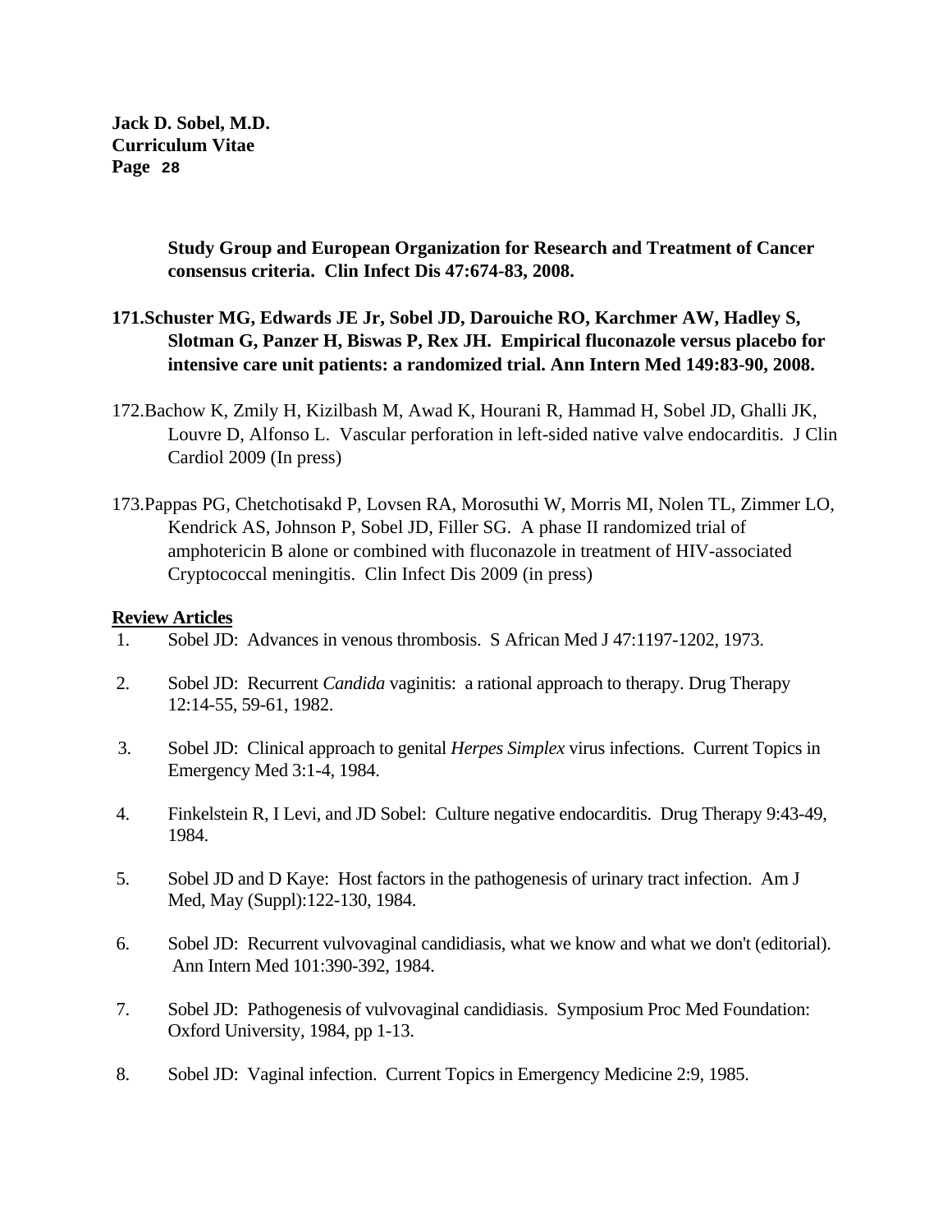**Study Group and European Organization for Research and Treatment of Cancer consensus criteria. Clin Infect Dis 47:674-83, 2008.**

**171.Schuster MG, Edwards JE Jr, Sobel JD, Darouiche RO, Karchmer AW, Hadley S, Slotman G, Panzer H, Biswas P, Rex JH. Empirical fluconazole versus placebo for intensive care unit patients: a randomized trial. Ann Intern Med 149:83-90, 2008.**

172.Bachow K, Zmily H, Kizilbash M, Awad K, Hourani R, Hammad H, Sobel JD, Ghalli JK, Louvre D, Alfonso L. Vascular perforation in left-sided native valve endocarditis. J Clin Cardiol 2009 (In press)

173.Pappas PG, Chetchotisakd P, Lovsen RA, Morosuthi W, Morris MI, Nolen TL, Zimmer LO, Kendrick AS, Johnson P, Sobel JD, Filler SG. A phase II randomized trial of amphotericin B alone or combined with fluconazole in treatment of HIV-associated Cryptococcal meningitis. Clin Infect Dis 2009 (in press)

**<u>Review Articles</u>**

1. Sobel JD: Advances in venous thrombosis. S African Med J 47:1197-1202, 1973.

2. Sobel JD: Recurrent *Candida* vaginitis: a rational approach to therapy. Drug Therapy 12:14-55, 59-61, 1982.

3. Sobel JD: Clinical approach to genital *Herpes Simplex* virus infections. Current Topics in Emergency Med 3:1-4, 1984.

4. Finkelstein R, I Levi, and JD Sobel: Culture negative endocarditis. Drug Therapy 9:43-49, 1984.

5. Sobel JD and D Kaye: Host factors in the pathogenesis of urinary tract infection. Am J Med, May (Suppl):122-130, 1984.

6. Sobel JD: Recurrent vulvovaginal candidiasis, what we know and what we don't (editorial). Ann Intern Med 101:390-392, 1984.

7. Sobel JD: Pathogenesis of vulvovaginal candidiasis. Symposium Proc Med Foundation: Oxford University, 1984, pp 1-13.

8. Sobel JD: Vaginal infection. Current Topics in Emergency Medicine 2:9, 1985.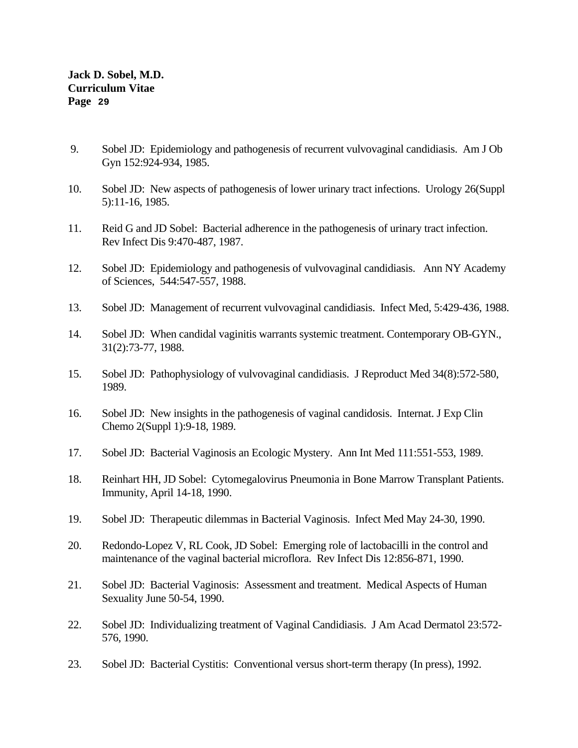9. Sobel JD: Epidemiology and pathogenesis of recurrent vulvovaginal candidiasis. Am J Ob Gyn 152:924-934, 1985.

10. Sobel JD: New aspects of pathogenesis of lower urinary tract infections. Urology 26(Suppl 5):11-16, 1985.

11. Reid G and JD Sobel: Bacterial adherence in the pathogenesis of urinary tract infection. Rev Infect Dis 9:470-487, 1987.

12. Sobel JD: Epidemiology and pathogenesis of vulvovaginal candidiasis. Ann NY Academy of Sciences, 544:547-557, 1988.

13. Sobel JD: Management of recurrent vulvovaginal candidiasis. Infect Med, 5:429-436, 1988.

14. Sobel JD: When candidal vaginitis warrants systemic treatment. Contemporary OB-GYN., 31(2):73-77, 1988.

15. Sobel JD: Pathophysiology of vulvovaginal candidiasis. J Reproduct Med 34(8):572-580, 1989.

16. Sobel JD: New insights in the pathogenesis of vaginal candidosis. Internat. J Exp Clin Chemo 2(Suppl 1):9-18, 1989.

17. Sobel JD: Bacterial Vaginosis an Ecologic Mystery. Ann Int Med 111:551-553, 1989.

18. Reinhart HH, JD Sobel: Cytomegalovirus Pneumonia in Bone Marrow Transplant Patients. Immunity, April 14-18, 1990.

19. Sobel JD: Therapeutic dilemmas in Bacterial Vaginosis. Infect Med May 24-30, 1990.

20. Redondo-Lopez V, RL Cook, JD Sobel: Emerging role of lactobacilli in the control and maintenance of the vaginal bacterial microflora. Rev Infect Dis 12:856-871, 1990.

21. Sobel JD: Bacterial Vaginosis: Assessment and treatment. Medical Aspects of Human Sexuality June 50-54, 1990.

22. Sobel JD: Individualizing treatment of Vaginal Candidiasis. J Am Acad Dermatol 23:572-576, 1990.

23. Sobel JD: Bacterial Cystitis: Conventional versus short-term therapy (In press), 1992.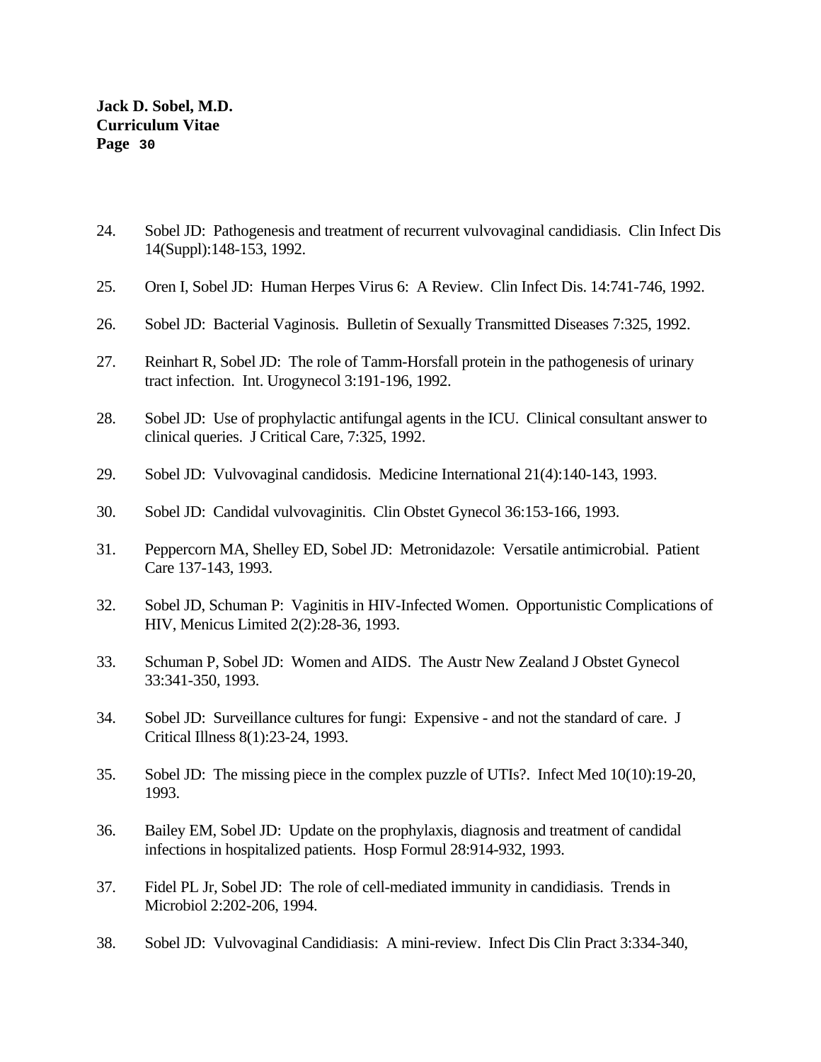24. Sobel JD: Pathogenesis and treatment of recurrent vulvovaginal candidiasis. Clin Infect Dis 14(Suppl):148-153, 1992.

25. Oren I, Sobel JD: Human Herpes Virus 6: A Review. Clin Infect Dis. 14:741-746, 1992.

26. Sobel JD: Bacterial Vaginosis. Bulletin of Sexually Transmitted Diseases 7:325, 1992.

27. Reinhart R, Sobel JD: The role of Tamm-Horsfall protein in the pathogenesis of urinary tract infection. Int. Urogynecol 3:191-196, 1992.

28. Sobel JD: Use of prophylactic antifungal agents in the ICU. Clinical consultant answer to clinical queries. J Critical Care, 7:325, 1992.

29. Sobel JD: Vulvovaginal candidosis. Medicine International 21(4):140-143, 1993.

30. Sobel JD: Candidal vulvovaginitis. Clin Obstet Gynecol 36:153-166, 1993.

31. Peppercorn MA, Shelley ED, Sobel JD: Metronidazole: Versatile antimicrobial. Patient Care 137-143, 1993.

32. Sobel JD, Schuman P: Vaginitis in HIV-Infected Women. Opportunistic Complications of HIV, Menicus Limited 2(2):28-36, 1993.

33. Schuman P, Sobel JD: Women and AIDS. The Austr New Zealand J Obstet Gynecol 33:341-350, 1993.

34. Sobel JD: Surveillance cultures for fungi: Expensive - and not the standard of care. J Critical Illness 8(1):23-24, 1993.

35. Sobel JD: The missing piece in the complex puzzle of UTIs?. Infect Med 10(10):19-20, 1993.

36. Bailey EM, Sobel JD: Update on the prophylaxis, diagnosis and treatment of candidal infections in hospitalized patients. Hosp Formul 28:914-932, 1993.

37. Fidel PL Jr, Sobel JD: The role of cell-mediated immunity in candidiasis. Trends in Microbiol 2:202-206, 1994.

38. Sobel JD: Vulvovaginal Candidiasis: A mini-review. Infect Dis Clin Pract 3:334-340,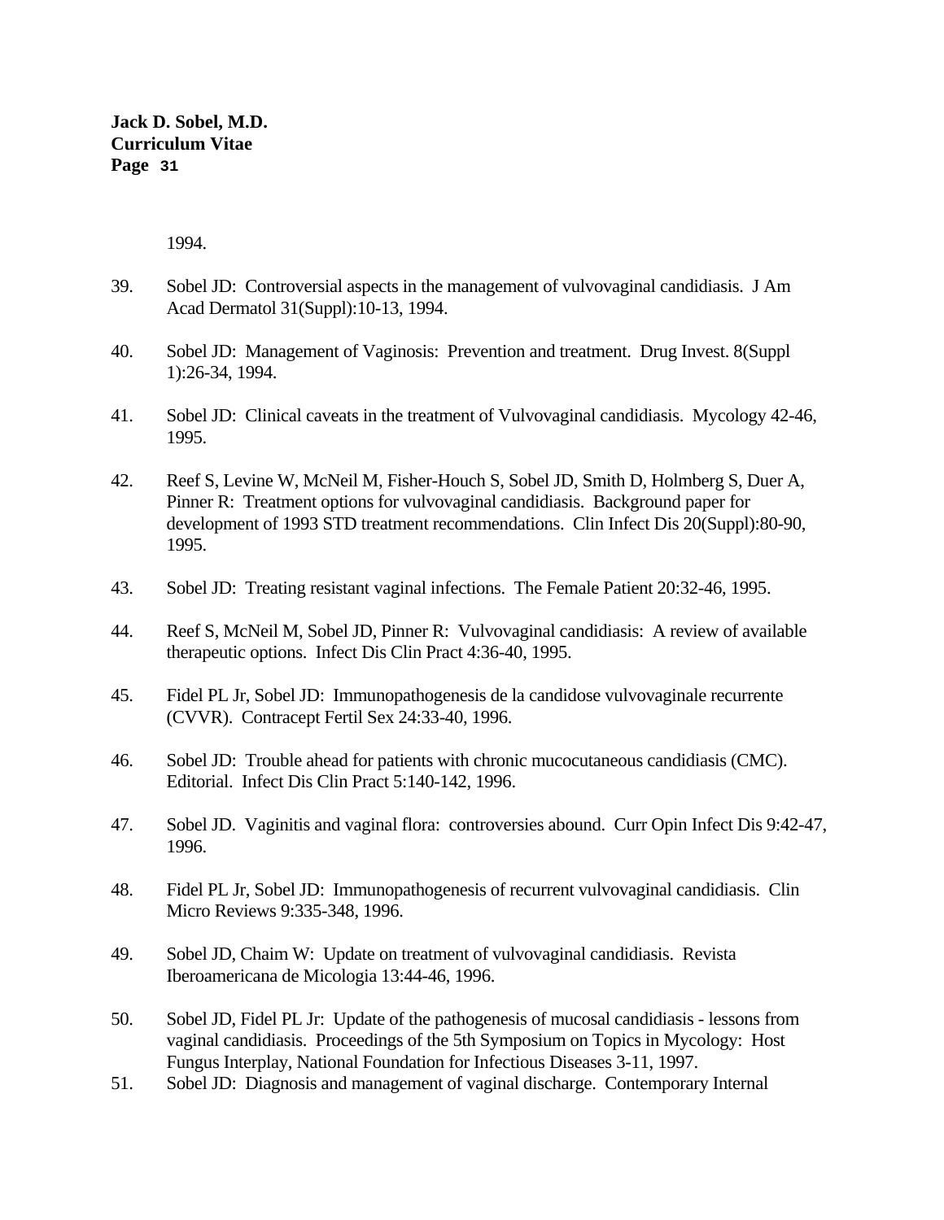1994.

39. Sobel JD: Controversial aspects in the management of vulvovaginal candidiasis. J Am Acad Dermatol 31(Suppl):10-13, 1994.

40. Sobel JD: Management of Vaginosis: Prevention and treatment. Drug Invest. 8(Suppl 1):26-34, 1994.

41. Sobel JD: Clinical caveats in the treatment of Vulvovaginal candidiasis. Mycology 42-46, 1995.

42. Reef S, Levine W, McNeil M, Fisher-Houch S, Sobel JD, Smith D, Holmberg S, Duer A, Pinner R: Treatment options for vulvovaginal candidiasis. Background paper for development of 1993 STD treatment recommendations. Clin Infect Dis 20(Suppl):80-90, 1995.

43. Sobel JD: Treating resistant vaginal infections. The Female Patient 20:32-46, 1995.

44. Reef S, McNeil M, Sobel JD, Pinner R: Vulvovaginal candidiasis: A review of available therapeutic options. Infect Dis Clin Pract 4:36-40, 1995.

45. Fidel PL Jr, Sobel JD: Immunopathogenesis de la candidose vulvovaginale recurrente (CVVR). Contracept Fertil Sex 24:33-40, 1996.

46. Sobel JD: Trouble ahead for patients with chronic mucocutaneous candidiasis (CMC). Editorial. Infect Dis Clin Pract 5:140-142, 1996.

47. Sobel JD. Vaginitis and vaginal flora: controversies abound. Curr Opin Infect Dis 9:42-47, 1996.

48. Fidel PL Jr, Sobel JD: Immunopathogenesis of recurrent vulvovaginal candidiasis. Clin Micro Reviews 9:335-348, 1996.

49. Sobel JD, Chaim W: Update on treatment of vulvovaginal candidiasis. Revista Iberoamericana de Micologia 13:44-46, 1996.

50. Sobel JD, Fidel PL Jr: Update of the pathogenesis of mucosal candidiasis - lessons from vaginal candidiasis. Proceedings of the 5th Symposium on Topics in Mycology: Host Fungus Interplay, National Foundation for Infectious Diseases 3-11, 1997.

51. Sobel JD: Diagnosis and management of vaginal discharge. Contemporary Internal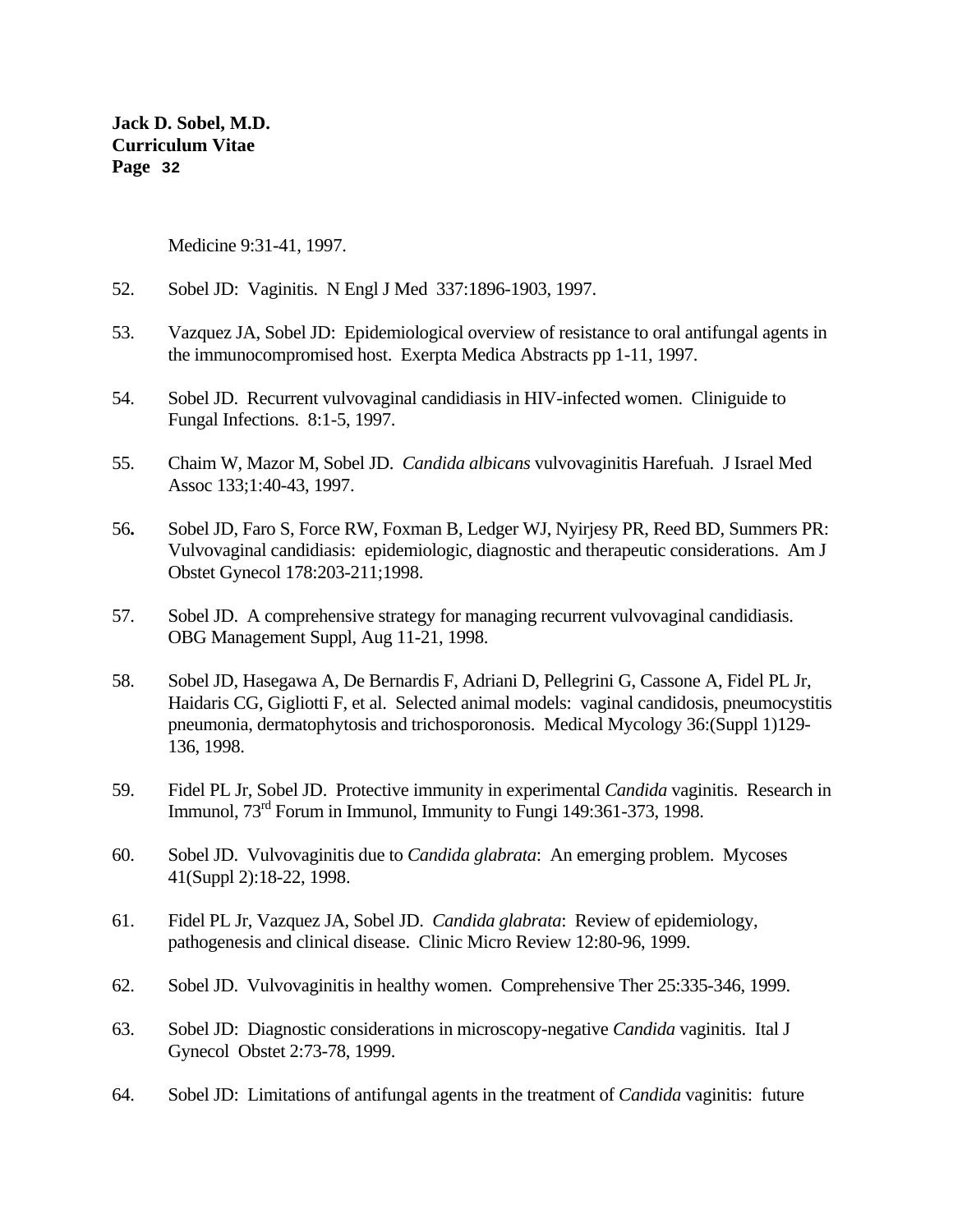Medicine 9:31-41, 1997.

52. Sobel JD: Vaginitis. N Engl J Med 337:1896-1903, 1997.

53. Vazquez JA, Sobel JD: Epidemiological overview of resistance to oral antifungal agents in the immunocompromised host. Exerpta Medica Abstracts pp 1-11, 1997.

54. Sobel JD. Recurrent vulvovaginal candidiasis in HIV-infected women. Cliniguide to Fungal Infections. 8:1-5, 1997.

55. Chaim W, Mazor M, Sobel JD. *Candida albicans* vulvovaginitis Harefuah. J Israel Med Assoc 133;1:40-43, 1997.

56. Sobel JD, Faro S, Force RW, Foxman B, Ledger WJ, Nyirjesy PR, Reed BD, Summers PR: Vulvovaginal candidiasis: epidemiologic, diagnostic and therapeutic considerations. Am J Obstet Gynecol 178:203-211;1998.

57. Sobel JD. A comprehensive strategy for managing recurrent vulvovaginal candidiasis. OBG Management Suppl, Aug 11-21, 1998.

58. Sobel JD, Hasegawa A, De Bernardis F, Adriani D, Pellegrini G, Cassone A, Fidel PL Jr, Haidaris CG, Gigliotti F, et al. Selected animal models: vaginal candidosis, pneumocystitis pneumonia, dermatophytosis and trichosporonosis. Medical Mycology 36:(Suppl 1)129-136, 1998.

59. Fidel PL Jr, Sobel JD. Protective immunity in experimental *Candida* vaginitis. Research in Immunol, 73rd Forum in Immunol, Immunity to Fungi 149:361-373, 1998.

60. Sobel JD. Vulvovaginitis due to *Candida glabrata*: An emerging problem. Mycoses 41(Suppl 2):18-22, 1998.

61. Fidel PL Jr, Vazquez JA, Sobel JD. *Candida glabrata*: Review of epidemiology, pathogenesis and clinical disease. Clinic Micro Review 12:80-96, 1999.

62. Sobel JD. Vulvovaginitis in healthy women. Comprehensive Ther 25:335-346, 1999.

63. Sobel JD: Diagnostic considerations in microscopy-negative *Candida* vaginitis. Ital J Gynecol Obstet 2:73-78, 1999.

64. Sobel JD: Limitations of antifungal agents in the treatment of *Candida* vaginitis: future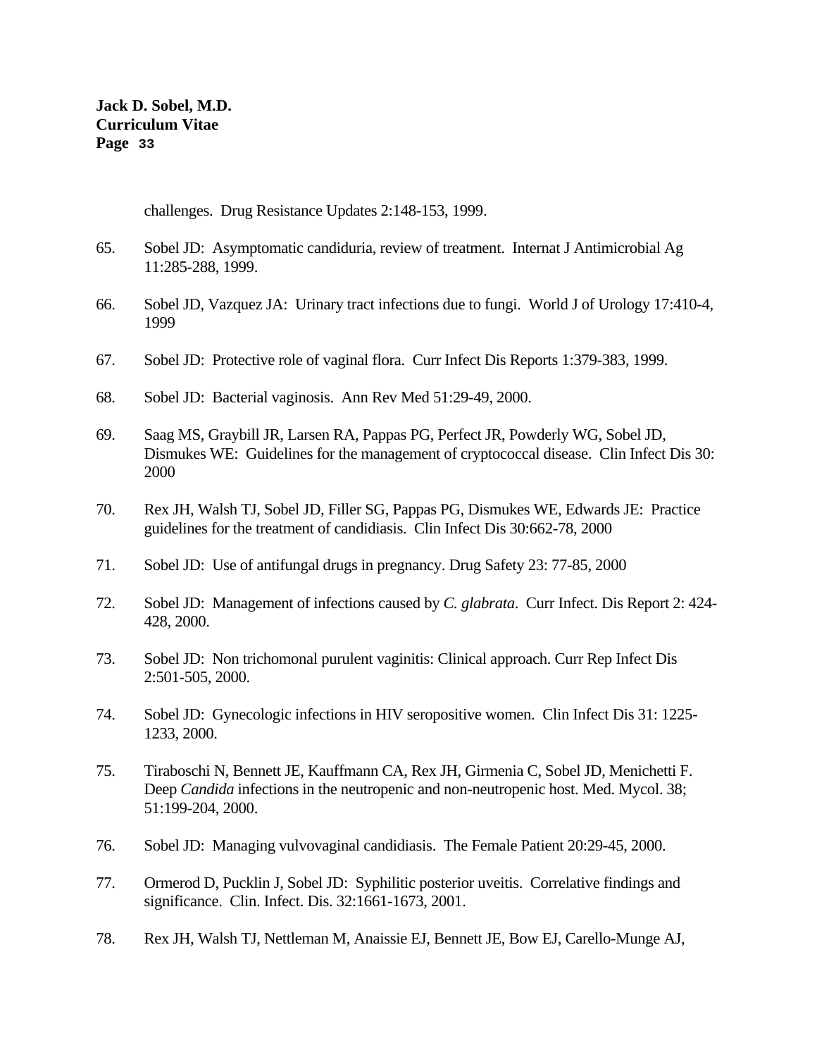challenges. Drug Resistance Updates 2:148-153, 1999.

65. Sobel JD: Asymptomatic candiduria, review of treatment. Internat J Antimicrobial Ag 11:285-288, 1999.

66. Sobel JD, Vazquez JA: Urinary tract infections due to fungi. World J of Urology 17:410-4, 1999

67. Sobel JD: Protective role of vaginal flora. Curr Infect Dis Reports 1:379-383, 1999.

68. Sobel JD: Bacterial vaginosis. Ann Rev Med 51:29-49, 2000.

69. Saag MS, Graybill JR, Larsen RA, Pappas PG, Perfect JR, Powderly WG, Sobel JD, Dismukes WE: Guidelines for the management of cryptococcal disease. Clin Infect Dis 30: 2000

70. Rex JH, Walsh TJ, Sobel JD, Filler SG, Pappas PG, Dismukes WE, Edwards JE: Practice guidelines for the treatment of candidiasis. Clin Infect Dis 30:662-78, 2000

71. Sobel JD: Use of antifungal drugs in pregnancy. Drug Safety 23: 77-85, 2000

72. Sobel JD: Management of infections caused by *C. glabrata*. Curr Infect. Dis Report 2: 424-428, 2000.

73. Sobel JD: Non trichomonal purulent vaginitis: Clinical approach. Curr Rep Infect Dis 2:501-505, 2000.

74. Sobel JD: Gynecologic infections in HIV seropositive women. Clin Infect Dis 31: 1225-1233, 2000.

75. Tiraboschi N, Bennett JE, Kauffmann CA, Rex JH, Girmenia C, Sobel JD, Menichetti F. Deep *Candida* infections in the neutropenic and non-neutropenic host. Med. Mycol. 38; 51:199-204, 2000.

76. Sobel JD: Managing vulvovaginal candidiasis. The Female Patient 20:29-45, 2000.

77. Ormerod D, Pucklin J, Sobel JD: Syphilitic posterior uveitis. Correlative findings and significance. Clin. Infect. Dis. 32:1661-1673, 2001.

78. Rex JH, Walsh TJ, Nettleman M, Anaissie EJ, Bennett JE, Bow EJ, Carello-Munge AJ,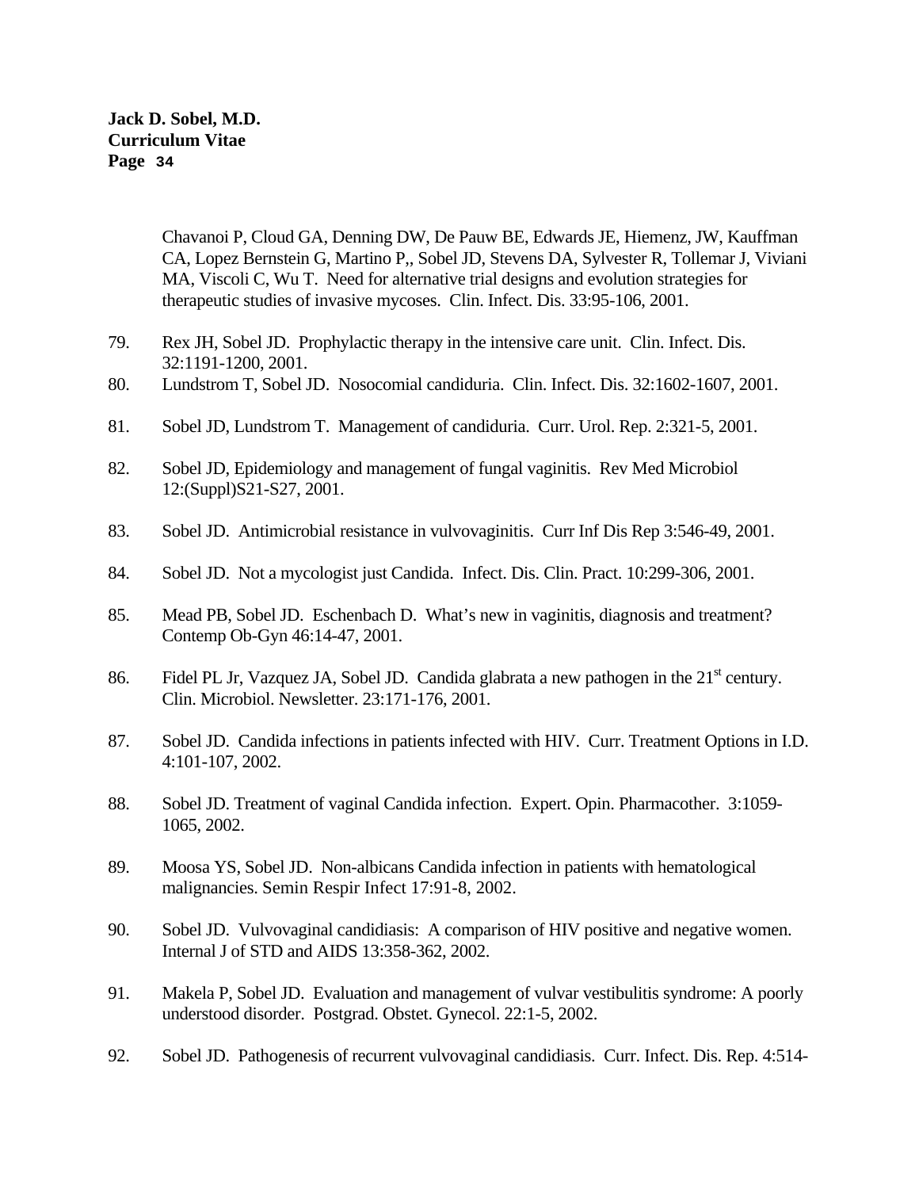Chavanoi P, Cloud GA, Denning DW, De Pauw BE, Edwards JE, Hiemenz, JW, Kauffman CA, Lopez Bernstein G, Martino P,, Sobel JD, Stevens DA, Sylvester R, Tollemar J, Viviani MA, Viscoli C, Wu T. Need for alternative trial designs and evolution strategies for therapeutic studies of invasive mycoses. Clin. Infect. Dis. 33:95-106, 2001.

79. Rex JH, Sobel JD. Prophylactic therapy in the intensive care unit. Clin. Infect. Dis. 32:1191-1200, 2001.

80. Lundstrom T, Sobel JD. Nosocomial candiduria. Clin. Infect. Dis. 32:1602-1607, 2001.

81. Sobel JD, Lundstrom T. Management of candiduria. Curr. Urol. Rep. 2:321-5, 2001.

82. Sobel JD, Epidemiology and management of fungal vaginitis. Rev Med Microbiol 12:(Suppl)S21-S27, 2001.

83. Sobel JD. Antimicrobial resistance in vulvovaginitis. Curr Inf Dis Rep 3:546-49, 2001.

84. Sobel JD. Not a mycologist just Candida. Infect. Dis. Clin. Pract. 10:299-306, 2001.

85. Mead PB, Sobel JD. Eschenbach D. What's new in vaginitis, diagnosis and treatment? Contemp Ob-Gyn 46:14-47, 2001.

86. Fidel PL Jr, Vazquez JA, Sobel JD. Candida glabrata a new pathogen in the 21st century. Clin. Microbiol. Newsletter. 23:171-176, 2001.

87. Sobel JD. Candida infections in patients infected with HIV. Curr. Treatment Options in I.D. 4:101-107, 2002.

88. Sobel JD. Treatment of vaginal Candida infection. Expert. Opin. Pharmacother. 3:1059-1065, 2002.

89. Moosa YS, Sobel JD. Non-albicans Candida infection in patients with hematological malignancies. Semin Respir Infect 17:91-8, 2002.

90. Sobel JD. Vulvovaginal candidiasis: A comparison of HIV positive and negative women. Internal J of STD and AIDS 13:358-362, 2002.

91. Makela P, Sobel JD. Evaluation and management of vulvar vestibulitis syndrome: A poorly understood disorder. Postgrad. Obstet. Gynecol. 22:1-5, 2002.

92. Sobel JD. Pathogenesis of recurrent vulvovaginal candidiasis. Curr. Infect. Dis. Rep. 4:514-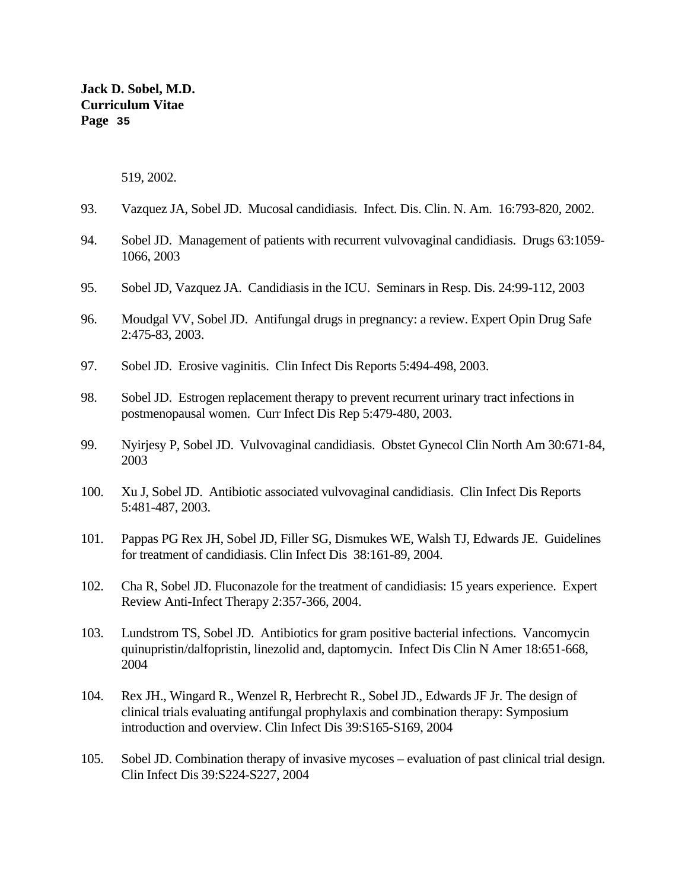519, 2002.

93. Vazquez JA, Sobel JD. Mucosal candidiasis. Infect. Dis. Clin. N. Am. 16:793-820, 2002.

94. Sobel JD. Management of patients with recurrent vulvovaginal candidiasis. Drugs 63:1059-1066, 2003

95. Sobel JD, Vazquez JA. Candidiasis in the ICU. Seminars in Resp. Dis. 24:99-112, 2003

96. Moudgal VV, Sobel JD. Antifungal drugs in pregnancy: a review. Expert Opin Drug Safe 2:475-83, 2003.

97. Sobel JD. Erosive vaginitis. Clin Infect Dis Reports 5:494-498, 2003.

98. Sobel JD. Estrogen replacement therapy to prevent recurrent urinary tract infections in postmenopausal women. Curr Infect Dis Rep 5:479-480, 2003.

99. Nyirjesy P, Sobel JD. Vulvovaginal candidiasis. Obstet Gynecol Clin North Am 30:671-84, 2003

100. Xu J, Sobel JD. Antibiotic associated vulvovaginal candidiasis. Clin Infect Dis Reports 5:481-487, 2003.

101. Pappas PG Rex JH, Sobel JD, Filler SG, Dismukes WE, Walsh TJ, Edwards JE. Guidelines for treatment of candidiasis. Clin Infect Dis 38:161-89, 2004.

102. Cha R, Sobel JD. Fluconazole for the treatment of candidiasis: 15 years experience. Expert Review Anti-Infect Therapy 2:357-366, 2004.

103. Lundstrom TS, Sobel JD. Antibiotics for gram positive bacterial infections. Vancomycin quinupristin/dalfopristin, linezolid and, daptomycin. Infect Dis Clin N Amer 18:651-668, 2004

104. Rex JH., Wingard R., Wenzel R, Herbrecht R., Sobel JD., Edwards JF Jr. The design of clinical trials evaluating antifungal prophylaxis and combination therapy: Symposium introduction and overview. Clin Infect Dis 39:S165-S169, 2004

105. Sobel JD. Combination therapy of invasive mycoses – evaluation of past clinical trial design. Clin Infect Dis 39:S224-S227, 2004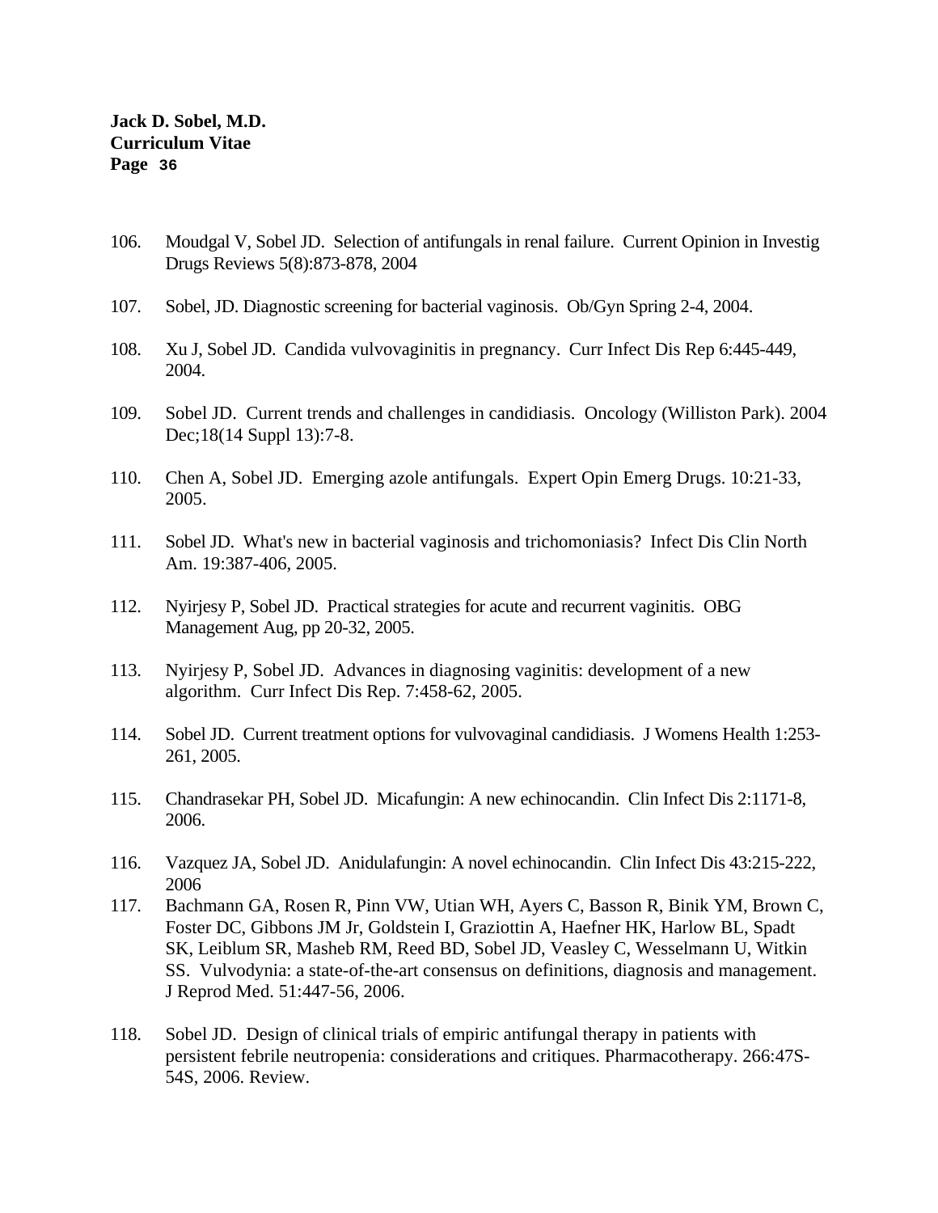106. Moudgal V, Sobel JD. Selection of antifungals in renal failure. Current Opinion in Investig Drugs Reviews 5(8):873-878, 2004

107. Sobel, JD. Diagnostic screening for bacterial vaginosis. Ob/Gyn Spring 2-4, 2004.

108. Xu J, Sobel JD. Candida vulvovaginitis in pregnancy. Curr Infect Dis Rep 6:445-449, 2004.

109. Sobel JD. Current trends and challenges in candidiasis. Oncology (Williston Park). 2004 Dec;18(14 Suppl 13):7-8.

110. Chen A, Sobel JD. Emerging azole antifungals. Expert Opin Emerg Drugs. 10:21-33, 2005.

111. Sobel JD. What's new in bacterial vaginosis and trichomoniasis? Infect Dis Clin North Am. 19:387-406, 2005.

112. Nyirjesy P, Sobel JD. Practical strategies for acute and recurrent vaginitis. OBG Management Aug, pp 20-32, 2005.

113. Nyirjesy P, Sobel JD. Advances in diagnosing vaginitis: development of a new algorithm. Curr Infect Dis Rep. 7:458-62, 2005.

114. Sobel JD. Current treatment options for vulvovaginal candidiasis. J Womens Health 1:253-261, 2005.

115. Chandrasekar PH, Sobel JD. Micafungin: A new echinocandin. Clin Infect Dis 2:1171-8, 2006.

116. Vazquez JA, Sobel JD. Anidulafungin: A novel echinocandin. Clin Infect Dis 43:215-222, 2006

117. Bachmann GA, Rosen R, Pinn VW, Utian WH, Ayers C, Basson R, Binik YM, Brown C, Foster DC, Gibbons JM Jr, Goldstein I, Graziottin A, Haefner HK, Harlow BL, Spadt SK, Leiblum SR, Masheb RM, Reed BD, Sobel JD, Veasley C, Wesselmann U, Witkin SS. Vulvodynia: a state-of-the-art consensus on definitions, diagnosis and management. J Reprod Med. 51:447-56, 2006.

118. Sobel JD. Design of clinical trials of empiric antifungal therapy in patients with persistent febrile neutropenia: considerations and critiques. Pharmacotherapy. 266:47S-54S, 2006. Review.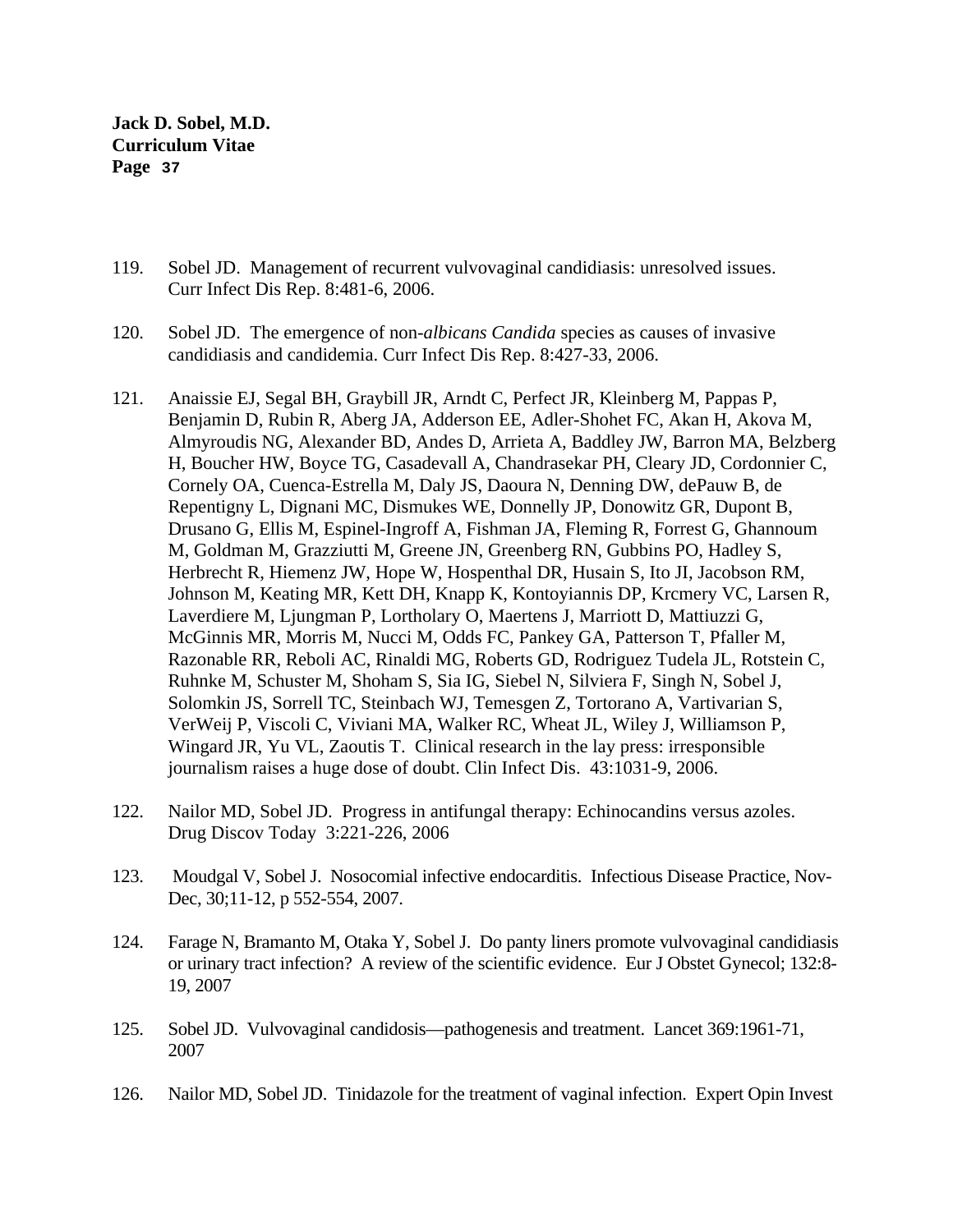119. Sobel JD. Management of recurrent vulvovaginal candidiasis: unresolved issues. Curr Infect Dis Rep. 8:481-6, 2006.

120. Sobel JD. The emergence of non-*albicans Candida* species as causes of invasive candidiasis and candidemia. Curr Infect Dis Rep. 8:427-33, 2006.

121. Anaissie EJ, Segal BH, Graybill JR, Arndt C, Perfect JR, Kleinberg M, Pappas P, Benjamin D, Rubin R, Aberg JA, Adderson EE, Adler-Shohet FC, Akan H, Akova M, Almyroudis NG, Alexander BD, Andes D, Arrieta A, Baddley JW, Barron MA, Belzberg H, Boucher HW, Boyce TG, Casadevall A, Chandrasekar PH, Cleary JD, Cordonnier C, Cornely OA, Cuenca-Estrella M, Daly JS, Daoura N, Denning DW, dePauw B, de Repentigny L, Dignani MC, Dismukes WE, Donnelly JP, Donowitz GR, Dupont B, Drusano G, Ellis M, Espinel-Ingroff A, Fishman JA, Fleming R, Forrest G, Ghannoum M, Goldman M, Grazziutti M, Greene JN, Greenberg RN, Gubbins PO, Hadley S, Herbrecht R, Hiemenz JW, Hope W, Hospenthal DR, Husain S, Ito JI, Jacobson RM, Johnson M, Keating MR, Kett DH, Knapp K, Kontoyiannis DP, Krcmery VC, Larsen R, Laverdiere M, Ljungman P, Lortholary O, Maertens J, Marriott D, Mattiuzzi G, McGinnis MR, Morris M, Nucci M, Odds FC, Pankey GA, Patterson T, Pfaller M, Razonable RR, Reboli AC, Rinaldi MG, Roberts GD, Rodriguez Tudela JL, Rotstein C, Ruhnke M, Schuster M, Shoham S, Sia IG, Siebel N, Silviera F, Singh N, Sobel J, Solomkin JS, Sorrell TC, Steinbach WJ, Temesgen Z, Tortorano A, Vartivarian S, VerWeij P, Viscoli C, Viviani MA, Walker RC, Wheat JL, Wiley J, Williamson P, Wingard JR, Yu VL, Zaoutis T. Clinical research in the lay press: irresponsible journalism raises a huge dose of doubt. Clin Infect Dis. 43:1031-9, 2006.

122. Nailor MD, Sobel JD. Progress in antifungal therapy: Echinocandins versus azoles. Drug Discov Today 3:221-226, 2006

123. Moudgal V, Sobel J. Nosocomial infective endocarditis. Infectious Disease Practice, Nov-Dec, 30;11-12, p 552-554, 2007.

124. Farage N, Bramanto M, Otaka Y, Sobel J. Do panty liners promote vulvovaginal candidiasis or urinary tract infection? A review of the scientific evidence. Eur J Obstet Gynecol; 132:8-19, 2007

125. Sobel JD. Vulvovaginal candidosis—pathogenesis and treatment. Lancet 369:1961-71, 2007

126. Nailor MD, Sobel JD. Tinidazole for the treatment of vaginal infection. Expert Opin Invest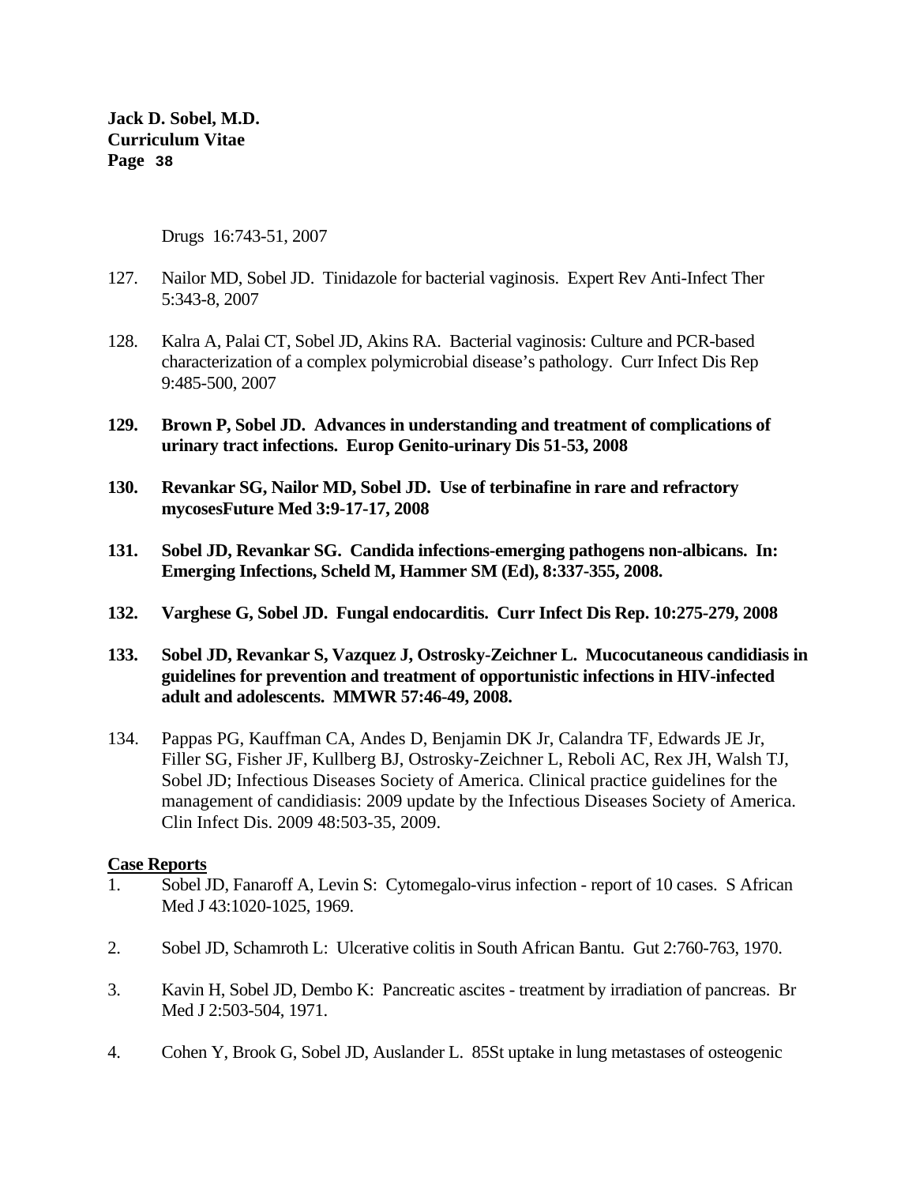Drugs 16:743-51, 2007

127. Nailor MD, Sobel JD. Tinidazole for bacterial vaginosis. Expert Rev Anti-Infect Ther 5:343-8, 2007

128. Kalra A, Palai CT, Sobel JD, Akins RA. Bacterial vaginosis: Culture and PCR-based characterization of a complex polymicrobial disease's pathology. Curr Infect Dis Rep 9:485-500, 2007

**129. Brown P, Sobel JD. Advances in understanding and treatment of complications of urinary tract infections. Europ Genito-urinary Dis 51-53, 2008**

**130. Revankar SG, Nailor MD, Sobel JD. Use of terbinafine in rare and refractory mycosesFuture Med 3:9-17-17, 2008**

**131. Sobel JD, Revankar SG. Candida infections-emerging pathogens non-albicans. In: Emerging Infections, Scheld M, Hammer SM (Ed), 8:337-355, 2008.**

**132. Varghese G, Sobel JD. Fungal endocarditis. Curr Infect Dis Rep. 10:275-279, 2008**

**133. Sobel JD, Revankar S, Vazquez J, Ostrosky-Zeichner L. Mucocutaneous candidiasis in guidelines for prevention and treatment of opportunistic infections in HIV-infected adult and adolescents. MMWR 57:46-49, 2008.**

134. Pappas PG, Kauffman CA, Andes D, Benjamin DK Jr, Calandra TF, Edwards JE Jr, Filler SG, Fisher JF, Kullberg BJ, Ostrosky-Zeichner L, Reboli AC, Rex JH, Walsh TJ, Sobel JD; Infectious Diseases Society of America. Clinical practice guidelines for the management of candidiasis: 2009 update by the Infectious Diseases Society of America. Clin Infect Dis. 2009 48:503-35, 2009.

**Case Reports**

1. Sobel JD, Fanaroff A, Levin S: Cytomegalo-virus infection - report of 10 cases. S African Med J 43:1020-1025, 1969.

2. Sobel JD, Schamroth L: Ulcerative colitis in South African Bantu. Gut 2:760-763, 1970.

3. Kavin H, Sobel JD, Dembo K: Pancreatic ascites - treatment by irradiation of pancreas. Br Med J 2:503-504, 1971.

4. Cohen Y, Brook G, Sobel JD, Auslander L. 85St uptake in lung metastases of osteogenic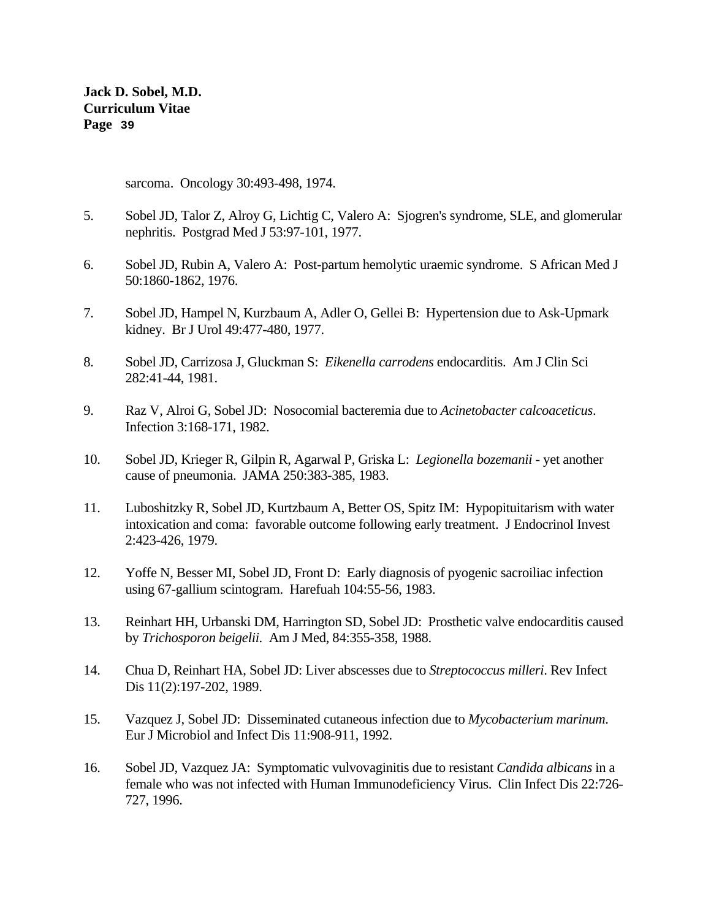sarcoma. Oncology 30:493-498, 1974.

5. Sobel JD, Talor Z, Alroy G, Lichtig C, Valero A: Sjogren's syndrome, SLE, and glomerular nephritis. Postgrad Med J 53:97-101, 1977.

6. Sobel JD, Rubin A, Valero A: Post-partum hemolytic uraemic syndrome. S African Med J 50:1860-1862, 1976.

7. Sobel JD, Hampel N, Kurzbaum A, Adler O, Gellei B: Hypertension due to Ask-Upmark kidney. Br J Urol 49:477-480, 1977.

8. Sobel JD, Carrizosa J, Gluckman S: *Eikenella carrodens* endocarditis. Am J Clin Sci 282:41-44, 1981.

9. Raz V, Alroi G, Sobel JD: Nosocomial bacteremia due to *Acinetobacter calcoaceticus*. Infection 3:168-171, 1982.

10. Sobel JD, Krieger R, Gilpin R, Agarwal P, Griska L: *Legionella bozemanii* - yet another cause of pneumonia. JAMA 250:383-385, 1983.

11. Luboshitzky R, Sobel JD, Kurtzbaum A, Better OS, Spitz IM: Hypopituitarism with water intoxication and coma: favorable outcome following early treatment. J Endocrinol Invest 2:423-426, 1979.

12. Yoffe N, Besser MI, Sobel JD, Front D: Early diagnosis of pyogenic sacroiliac infection using 67-gallium scintogram. Harefuah 104:55-56, 1983.

13. Reinhart HH, Urbanski DM, Harrington SD, Sobel JD: Prosthetic valve endocarditis caused by *Trichosporon beigelii*. Am J Med, 84:355-358, 1988.

14. Chua D, Reinhart HA, Sobel JD: Liver abscesses due to *Streptococcus milleri*. Rev Infect Dis 11(2):197-202, 1989.

15. Vazquez J, Sobel JD: Disseminated cutaneous infection due to *Mycobacterium marinum*. Eur J Microbiol and Infect Dis 11:908-911, 1992.

16. Sobel JD, Vazquez JA: Symptomatic vulvovaginitis due to resistant *Candida albicans* in a female who was not infected with Human Immunodeficiency Virus. Clin Infect Dis 22:726-727, 1996.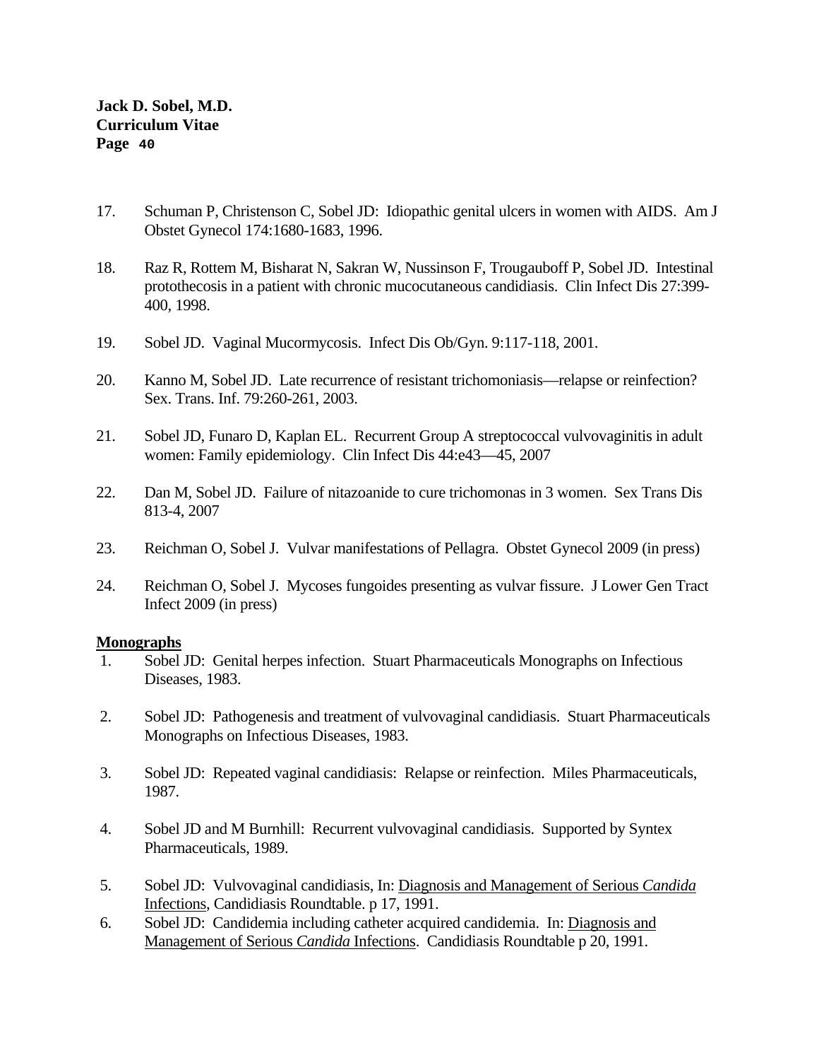17. Schuman P, Christenson C, Sobel JD: Idiopathic genital ulcers in women with AIDS. Am J Obstet Gynecol 174:1680-1683, 1996.

18. Raz R, Rottem M, Bisharat N, Sakran W, Nussinson F, Trougauboff P, Sobel JD. Intestinal protothecosis in a patient with chronic mucocutaneous candidiasis. Clin Infect Dis 27:399-400, 1998.

19. Sobel JD. Vaginal Mucormycosis. Infect Dis Ob/Gyn. 9:117-118, 2001.

20. Kanno M, Sobel JD. Late recurrence of resistant trichomoniasis—relapse or reinfection? Sex. Trans. Inf. 79:260-261, 2003.

21. Sobel JD, Funaro D, Kaplan EL. Recurrent Group A streptococcal vulvovaginitis in adult women: Family epidemiology. Clin Infect Dis 44:e43—45, 2007

22. Dan M, Sobel JD. Failure of nitazoanide to cure trichomonas in 3 women. Sex Trans Dis 813-4, 2007

23. Reichman O, Sobel J. Vulvar manifestations of Pellagra. Obstet Gynecol 2009 (in press)

24. Reichman O, Sobel J. Mycoses fungoides presenting as vulvar fissure. J Lower Gen Tract Infect 2009 (in press)

**Monographs**

1. Sobel JD: Genital herpes infection. Stuart Pharmaceuticals Monographs on Infectious Diseases, 1983.

2. Sobel JD: Pathogenesis and treatment of vulvovaginal candidiasis. Stuart Pharmaceuticals Monographs on Infectious Diseases, 1983.

3. Sobel JD: Repeated vaginal candidiasis: Relapse or reinfection. Miles Pharmaceuticals, 1987.

4. Sobel JD and M Burnhill: Recurrent vulvovaginal candidiasis. Supported by Syntex Pharmaceuticals, 1989.

5. Sobel JD: Vulvovaginal candidiasis, In: Diagnosis and Management of Serious *Candida* Infections, Candidiasis Roundtable. p 17, 1991.

6. Sobel JD: Candidemia including catheter acquired candidemia. In: Diagnosis and Management of Serious *Candida* Infections. Candidiasis Roundtable p 20, 1991.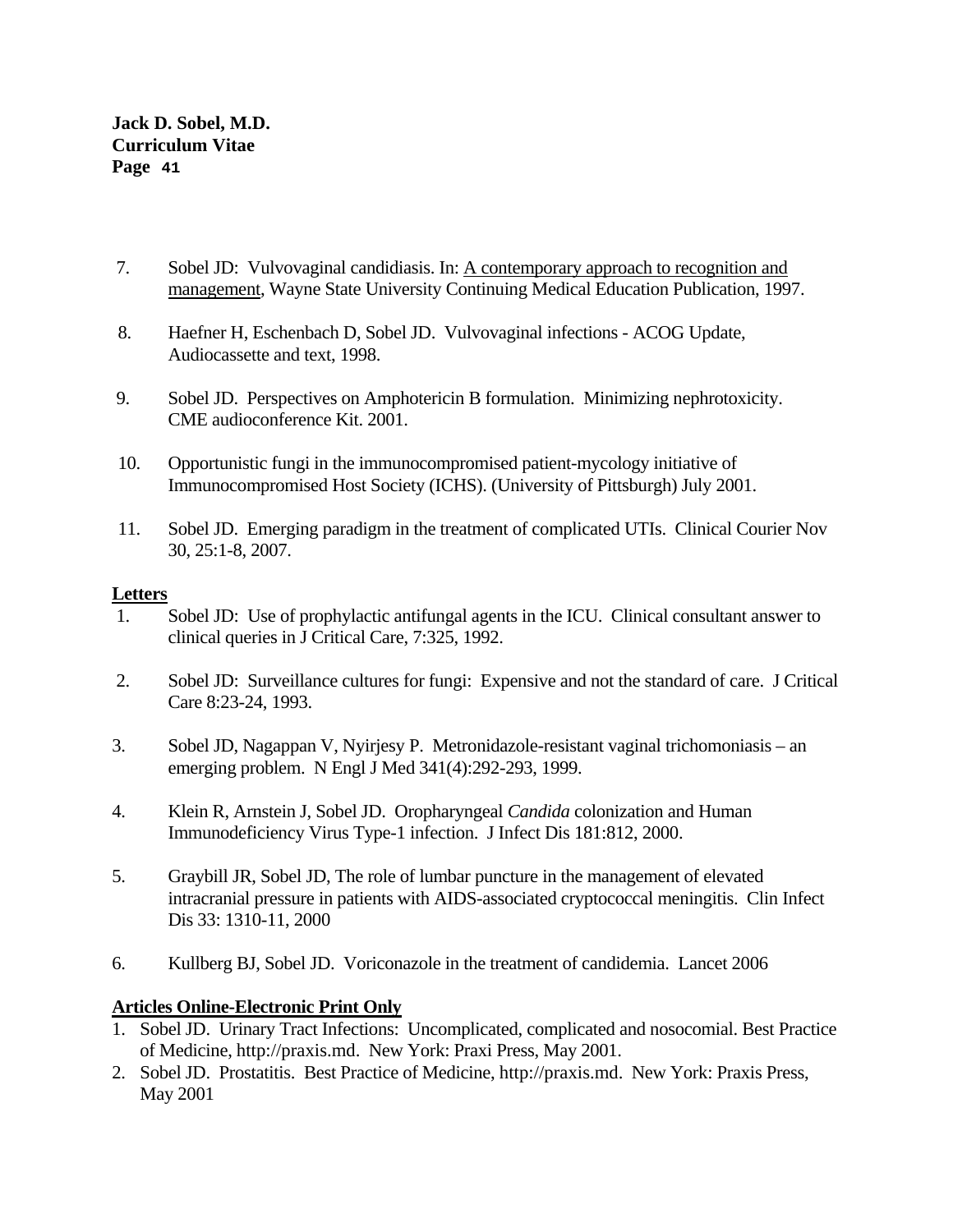7. Sobel JD: Vulvovaginal candidiasis. In: A contemporary approach to recognition and management, Wayne State University Continuing Medical Education Publication, 1997.

8. Haefner H, Eschenbach D, Sobel JD. Vulvovaginal infections - ACOG Update, Audiocassette and text, 1998.

9. Sobel JD. Perspectives on Amphotericin B formulation. Minimizing nephrotoxicity. CME audioconference Kit. 2001.

10. Opportunistic fungi in the immunocompromised patient-mycology initiative of Immunocompromised Host Society (ICHS). (University of Pittsburgh) July 2001.

11. Sobel JD. Emerging paradigm in the treatment of complicated UTIs. Clinical Courier Nov 30, 25:1-8, 2007.

**Letters**

1. Sobel JD: Use of prophylactic antifungal agents in the ICU. Clinical consultant answer to clinical queries in J Critical Care, 7:325, 1992.

2. Sobel JD: Surveillance cultures for fungi: Expensive and not the standard of care. J Critical Care 8:23-24, 1993.

3. Sobel JD, Nagappan V, Nyirjesy P. Metronidazole-resistant vaginal trichomoniasis – an emerging problem. N Engl J Med 341(4):292-293, 1999.

4. Klein R, Arnstein J, Sobel JD. Oropharyngeal *Candida* colonization and Human Immunodeficiency Virus Type-1 infection. J Infect Dis 181:812, 2000.

5. Graybill JR, Sobel JD, The role of lumbar puncture in the management of elevated intracranial pressure in patients with AIDS-associated cryptococcal meningitis. Clin Infect Dis 33: 1310-11, 2000

6. Kullberg BJ, Sobel JD. Voriconazole in the treatment of candidemia. Lancet 2006

**Articles Online-Electronic Print Only**

1. Sobel JD. Urinary Tract Infections: Uncomplicated, complicated and nosocomial. Best Practice of Medicine, http://praxis.md. New York: Praxi Press, May 2001.
2. Sobel JD. Prostatitis. Best Practice of Medicine, http://praxis.md. New York: Praxis Press, May 2001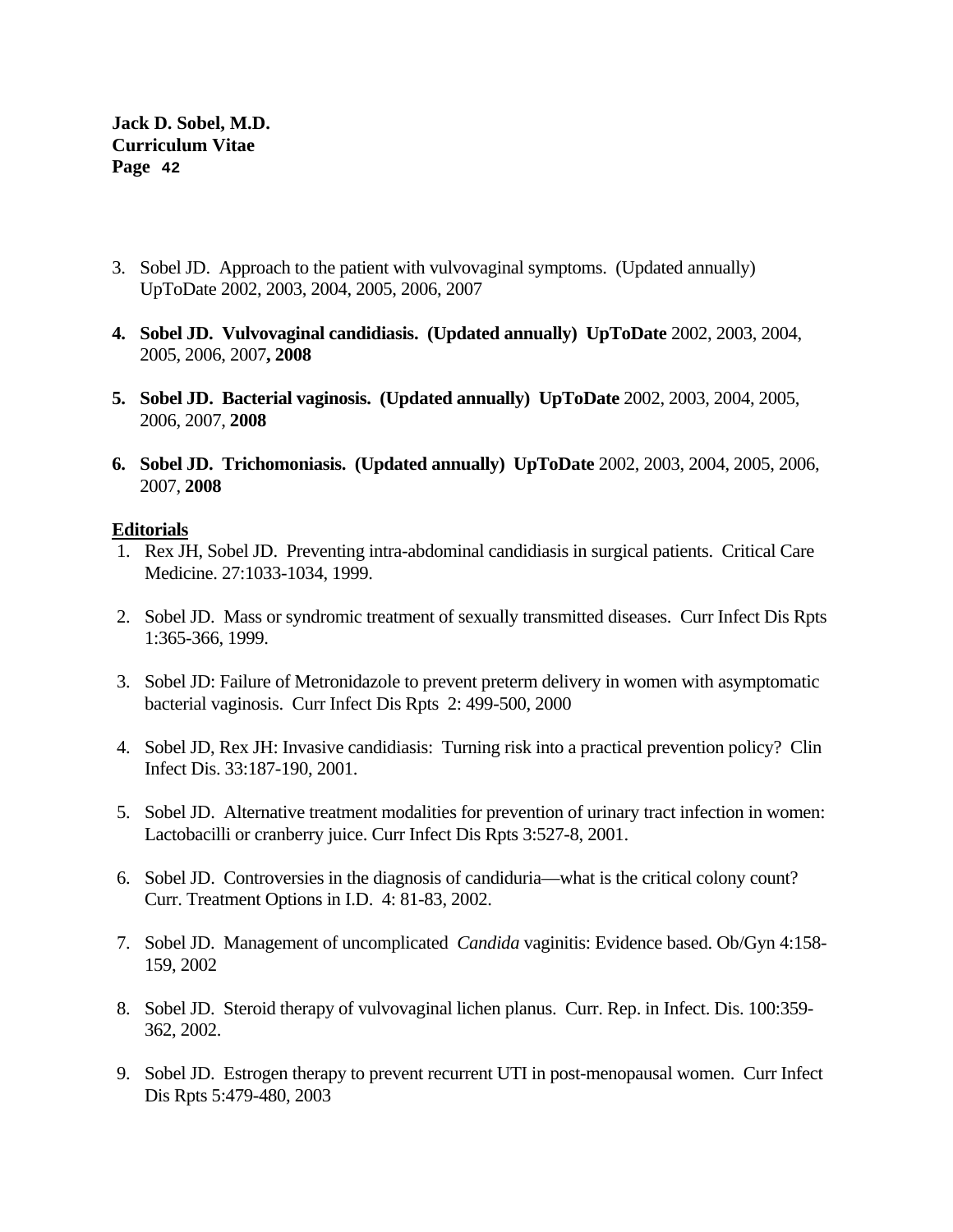3. Sobel JD. Approach to the patient with vulvovaginal symptoms. (Updated annually) UpToDate 2002, 2003, 2004, 2005, 2006, 2007

4. **Sobel JD. Vulvovaginal candidiasis. (Updated annually) UpToDate** 2002, 2003, 2004, 2005, 2006, 2007**, 2008**

5. **Sobel JD. Bacterial vaginosis. (Updated annually) UpToDate** 2002, 2003, 2004, 2005, 2006, 2007, **2008**

6. **Sobel JD. Trichomoniasis. (Updated annually) UpToDate** 2002, 2003, 2004, 2005, 2006, 2007, **2008**

**Editorials**

1. Rex JH, Sobel JD. Preventing intra-abdominal candidiasis in surgical patients. Critical Care Medicine. 27:1033-1034, 1999.

2. Sobel JD. Mass or syndromic treatment of sexually transmitted diseases. Curr Infect Dis Rpts 1:365-366, 1999.

3. Sobel JD: Failure of Metronidazole to prevent preterm delivery in women with asymptomatic bacterial vaginosis. Curr Infect Dis Rpts 2: 499-500, 2000

4. Sobel JD, Rex JH: Invasive candidiasis: Turning risk into a practical prevention policy? Clin Infect Dis. 33:187-190, 2001.

5. Sobel JD. Alternative treatment modalities for prevention of urinary tract infection in women: Lactobacilli or cranberry juice. Curr Infect Dis Rpts 3:527-8, 2001.

6. Sobel JD. Controversies in the diagnosis of candiduria—what is the critical colony count? Curr. Treatment Options in I.D. 4: 81-83, 2002.

7. Sobel JD. Management of uncomplicated *Candida* vaginitis: Evidence based. Ob/Gyn 4:158-159, 2002

8. Sobel JD. Steroid therapy of vulvovaginal lichen planus. Curr. Rep. in Infect. Dis. 100:359-362, 2002.

9. Sobel JD. Estrogen therapy to prevent recurrent UTI in post-menopausal women. Curr Infect Dis Rpts 5:479-480, 2003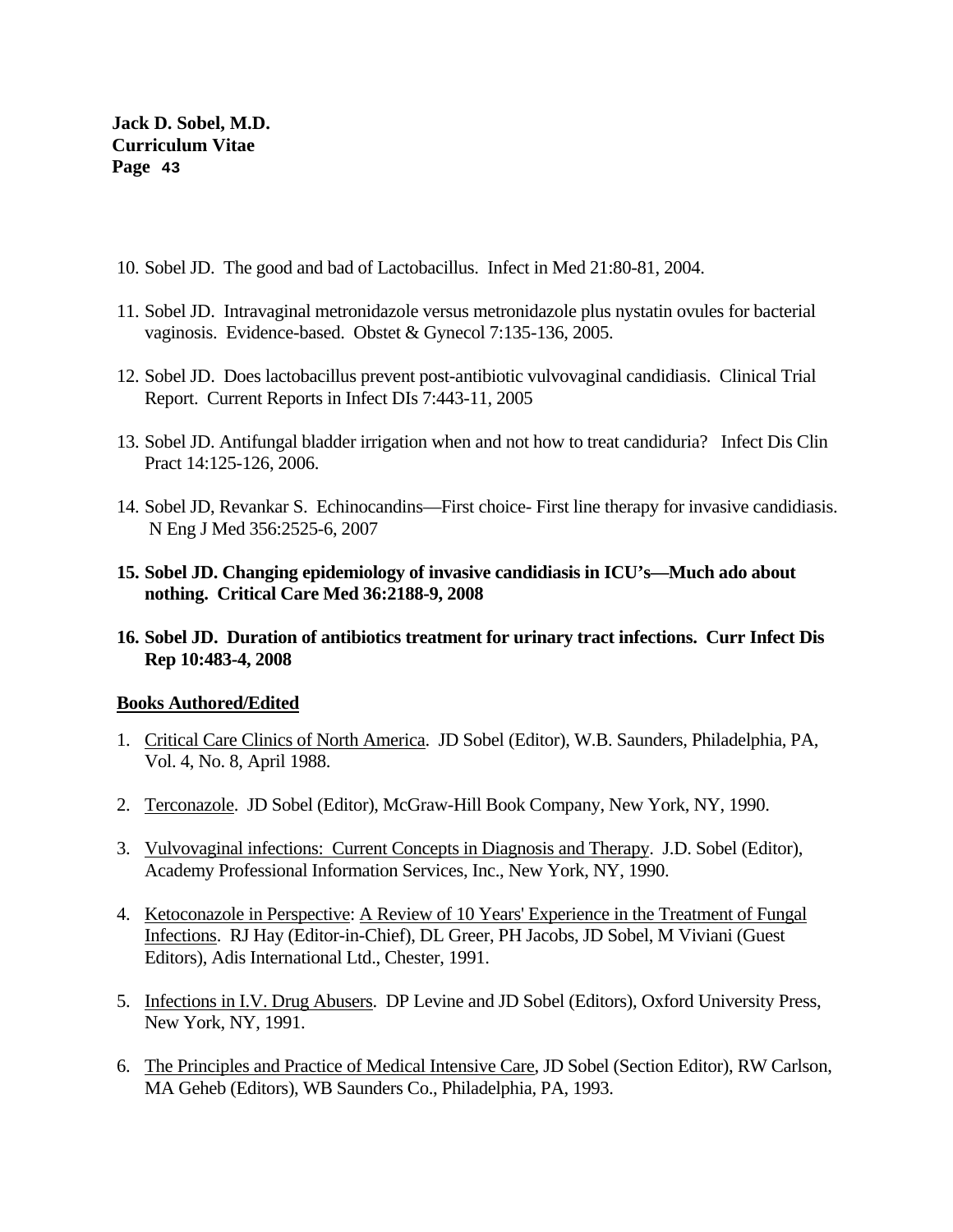10. Sobel JD. The good and bad of Lactobacillus. Infect in Med 21:80-81, 2004.

11. Sobel JD. Intravaginal metronidazole versus metronidazole plus nystatin ovules for bacterial vaginosis. Evidence-based. Obstet & Gynecol 7:135-136, 2005.

12. Sobel JD. Does lactobacillus prevent post-antibiotic vulvovaginal candidiasis. Clinical Trial Report. Current Reports in Infect DIs 7:443-11, 2005

13. Sobel JD. Antifungal bladder irrigation when and not how to treat candiduria? Infect Dis Clin Pract 14:125-126, 2006.

14. Sobel JD, Revankar S. Echinocandins—First choice- First line therapy for invasive candidiasis. N Eng J Med 356:2525-6, 2007

15. **Sobel JD. Changing epidemiology of invasive candidiasis in ICU's—Much ado about nothing. Critical Care Med 36:2188-9, 2008**

16. **Sobel JD. Duration of antibiotics treatment for urinary tract infections. Curr Infect Dis Rep 10:483-4, 2008**

**Books Authored/Edited**

1. Critical Care Clinics of North America. JD Sobel (Editor), W.B. Saunders, Philadelphia, PA, Vol. 4, No. 8, April 1988.

2. Terconazole. JD Sobel (Editor), McGraw-Hill Book Company, New York, NY, 1990.

3. Vulvovaginal infections: Current Concepts in Diagnosis and Therapy. J.D. Sobel (Editor), Academy Professional Information Services, Inc., New York, NY, 1990.

4. Ketoconazole in Perspective: A Review of 10 Years' Experience in the Treatment of Fungal Infections. RJ Hay (Editor-in-Chief), DL Greer, PH Jacobs, JD Sobel, M Viviani (Guest Editors), Adis International Ltd., Chester, 1991.

5. Infections in I.V. Drug Abusers. DP Levine and JD Sobel (Editors), Oxford University Press, New York, NY, 1991.

6. The Principles and Practice of Medical Intensive Care, JD Sobel (Section Editor), RW Carlson, MA Geheb (Editors), WB Saunders Co., Philadelphia, PA, 1993.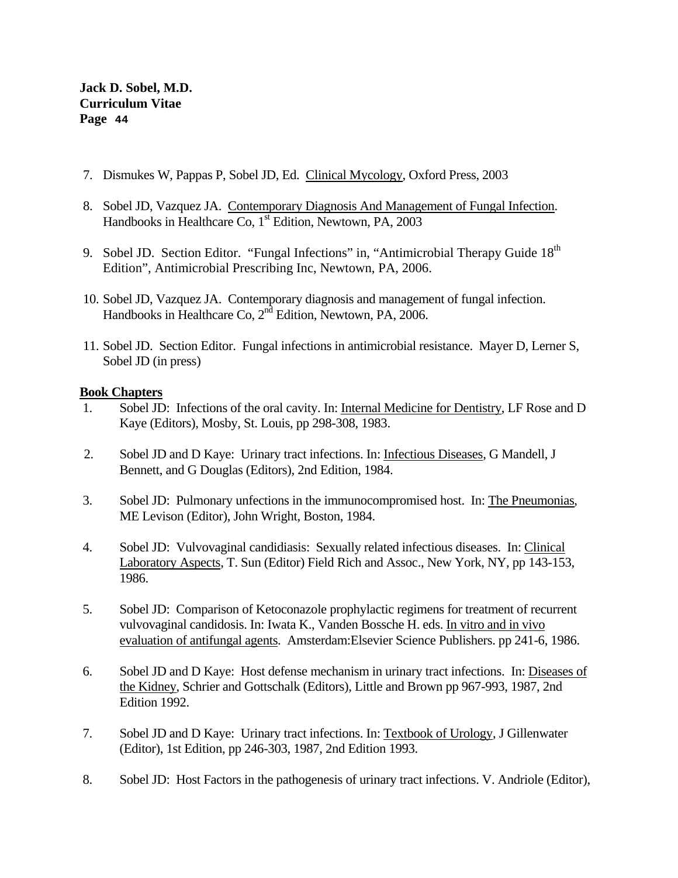7. Dismukes W, Pappas P, Sobel JD, Ed. Clinical Mycology, Oxford Press, 2003

8. Sobel JD, Vazquez JA. Contemporary Diagnosis And Management of Fungal Infection. Handbooks in Healthcare Co, 1st Edition, Newtown, PA, 2003

9. Sobel JD. Section Editor. "Fungal Infections" in, "Antimicrobial Therapy Guide 18th Edition", Antimicrobial Prescribing Inc, Newtown, PA, 2006.

10. Sobel JD, Vazquez JA. Contemporary diagnosis and management of fungal infection. Handbooks in Healthcare Co, 2nd Edition, Newtown, PA, 2006.

11. Sobel JD. Section Editor. Fungal infections in antimicrobial resistance. Mayer D, Lerner S, Sobel JD (in press)

**Book Chapters**

1. Sobel JD: Infections of the oral cavity. In: Internal Medicine for Dentistry, LF Rose and D Kaye (Editors), Mosby, St. Louis, pp 298-308, 1983.

2. Sobel JD and D Kaye: Urinary tract infections. In: Infectious Diseases, G Mandell, J Bennett, and G Douglas (Editors), 2nd Edition, 1984.

3. Sobel JD: Pulmonary unfections in the immunocompromised host. In: The Pneumonias, ME Levison (Editor), John Wright, Boston, 1984.

4. Sobel JD: Vulvovaginal candidiasis: Sexually related infectious diseases. In: Clinical Laboratory Aspects, T. Sun (Editor) Field Rich and Assoc., New York, NY, pp 143-153, 1986.

5. Sobel JD: Comparison of Ketoconazole prophylactic regimens for treatment of recurrent vulvovaginal candidosis. In: Iwata K., Vanden Bossche H. eds. In vitro and in vivo evaluation of antifungal agents. Amsterdam:Elsevier Science Publishers. pp 241-6, 1986.

6. Sobel JD and D Kaye: Host defense mechanism in urinary tract infections. In: Diseases of the Kidney, Schrier and Gottschalk (Editors), Little and Brown pp 967-993, 1987, 2nd Edition 1992.

7. Sobel JD and D Kaye: Urinary tract infections. In: Textbook of Urology, J Gillenwater (Editor), 1st Edition, pp 246-303, 1987, 2nd Edition 1993.

8. Sobel JD: Host Factors in the pathogenesis of urinary tract infections. V. Andriole (Editor),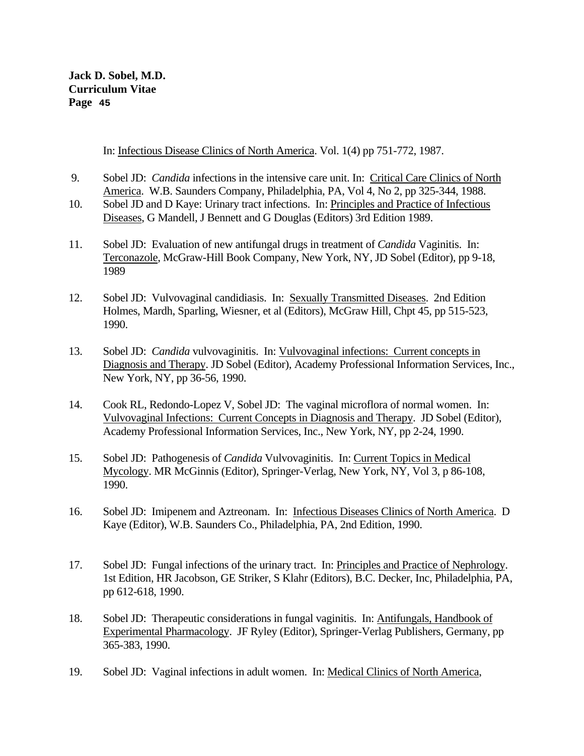In: <u>Infectious Disease Clinics of North America</u>. Vol. 1(4) pp 751-772, 1987.

9. Sobel JD: *Candida* infections in the intensive care unit. In: <u>Critical Care Clinics of North America</u>. W.B. Saunders Company, Philadelphia, PA, Vol 4, No 2, pp 325-344, 1988.

10. Sobel JD and D Kaye: Urinary tract infections. In: <u>Principles and Practice of Infectious Diseases</u>, G Mandell, J Bennett and G Douglas (Editors) 3rd Edition 1989.

11. Sobel JD: Evaluation of new antifungal drugs in treatment of *Candida* Vaginitis. In: <u>Terconazole</u>, McGraw-Hill Book Company, New York, NY, JD Sobel (Editor), pp 9-18, 1989

12. Sobel JD: Vulvovaginal candidiasis. In: <u>Sexually Transmitted Diseases</u>. 2nd Edition Holmes, Mardh, Sparling, Wiesner, et al (Editors), McGraw Hill, Chpt 45, pp 515-523, 1990.

13. Sobel JD: *Candida* vulvovaginitis. In: <u>Vulvovaginal infections: Current concepts in Diagnosis and Therapy</u>. JD Sobel (Editor), Academy Professional Information Services, Inc., New York, NY, pp 36-56, 1990.

14. Cook RL, Redondo-Lopez V, Sobel JD: The vaginal microflora of normal women. In: <u>Vulvovaginal Infections: Current Concepts in Diagnosis and Therapy</u>. JD Sobel (Editor), Academy Professional Information Services, Inc., New York, NY, pp 2-24, 1990.

15. Sobel JD: Pathogenesis of *Candida* Vulvovaginitis. In: <u>Current Topics in Medical Mycology</u>. MR McGinnis (Editor), Springer-Verlag, New York, NY, Vol 3, p 86-108, 1990.

16. Sobel JD: Imipenem and Aztreonam. In: <u>Infectious Diseases Clinics of North America</u>. D Kaye (Editor), W.B. Saunders Co., Philadelphia, PA, 2nd Edition, 1990.

17. Sobel JD: Fungal infections of the urinary tract. In: <u>Principles and Practice of Nephrology</u>. 1st Edition, HR Jacobson, GE Striker, S Klahr (Editors), B.C. Decker, Inc, Philadelphia, PA, pp 612-618, 1990.

18. Sobel JD: Therapeutic considerations in fungal vaginitis. In: <u>Antifungals, Handbook of Experimental Pharmacology</u>. JF Ryley (Editor), Springer-Verlag Publishers, Germany, pp 365-383, 1990.

19. Sobel JD: Vaginal infections in adult women. In: <u>Medical Clinics of North America</u>,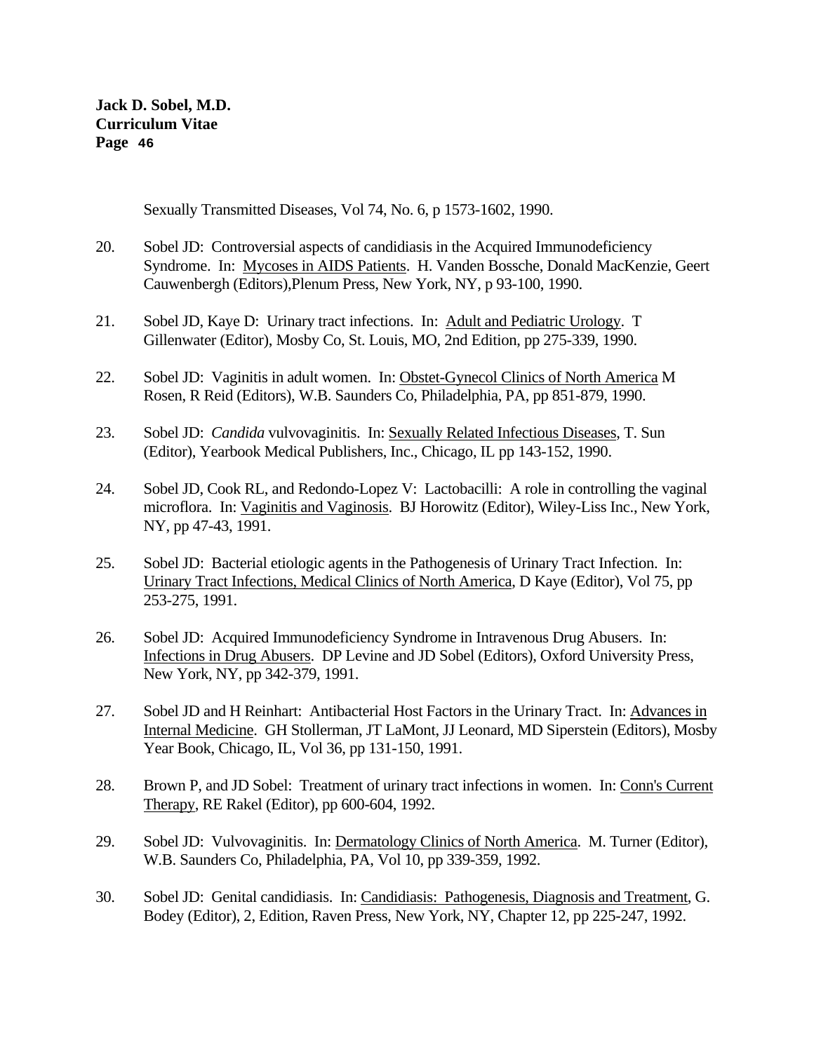Sexually Transmitted Diseases, Vol 74, No. 6, p 1573-1602, 1990.

20. Sobel JD: Controversial aspects of candidiasis in the Acquired Immunodeficiency Syndrome. In: Mycoses in AIDS Patients. H. Vanden Bossche, Donald MacKenzie, Geert Cauwenbergh (Editors),Plenum Press, New York, NY, p 93-100, 1990.

21. Sobel JD, Kaye D: Urinary tract infections. In: Adult and Pediatric Urology. T Gillenwater (Editor), Mosby Co, St. Louis, MO, 2nd Edition, pp 275-339, 1990.

22. Sobel JD: Vaginitis in adult women. In: Obstet-Gynecol Clinics of North America M Rosen, R Reid (Editors), W.B. Saunders Co, Philadelphia, PA, pp 851-879, 1990.

23. Sobel JD: *Candida* vulvovaginitis. In: Sexually Related Infectious Diseases, T. Sun (Editor), Yearbook Medical Publishers, Inc., Chicago, IL pp 143-152, 1990.

24. Sobel JD, Cook RL, and Redondo-Lopez V: Lactobacilli: A role in controlling the vaginal microflora. In: Vaginitis and Vaginosis. BJ Horowitz (Editor), Wiley-Liss Inc., New York, NY, pp 47-43, 1991.

25. Sobel JD: Bacterial etiologic agents in the Pathogenesis of Urinary Tract Infection. In: Urinary Tract Infections, Medical Clinics of North America, D Kaye (Editor), Vol 75, pp 253-275, 1991.

26. Sobel JD: Acquired Immunodeficiency Syndrome in Intravenous Drug Abusers. In: Infections in Drug Abusers. DP Levine and JD Sobel (Editors), Oxford University Press, New York, NY, pp 342-379, 1991.

27. Sobel JD and H Reinhart: Antibacterial Host Factors in the Urinary Tract. In: Advances in Internal Medicine. GH Stollerman, JT LaMont, JJ Leonard, MD Siperstein (Editors), Mosby Year Book, Chicago, IL, Vol 36, pp 131-150, 1991.

28. Brown P, and JD Sobel: Treatment of urinary tract infections in women. In: Conn's Current Therapy, RE Rakel (Editor), pp 600-604, 1992.

29. Sobel JD: Vulvovaginitis. In: Dermatology Clinics of North America. M. Turner (Editor), W.B. Saunders Co, Philadelphia, PA, Vol 10, pp 339-359, 1992.

30. Sobel JD: Genital candidiasis. In: Candidiasis: Pathogenesis, Diagnosis and Treatment, G. Bodey (Editor), 2, Edition, Raven Press, New York, NY, Chapter 12, pp 225-247, 1992.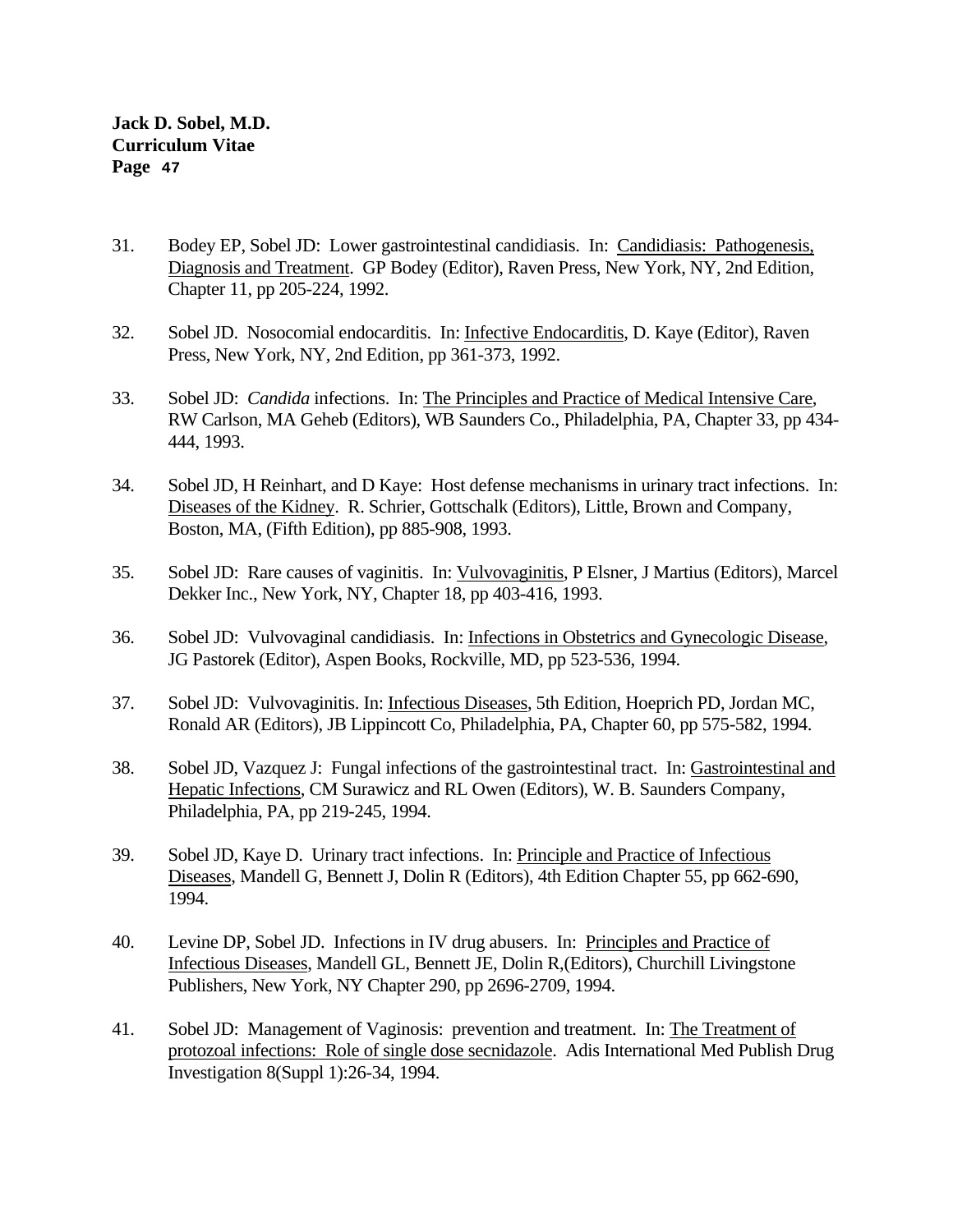31. Bodey EP, Sobel JD: Lower gastrointestinal candidiasis. In: Candidiasis: Pathogenesis, Diagnosis and Treatment. GP Bodey (Editor), Raven Press, New York, NY, 2nd Edition, Chapter 11, pp 205-224, 1992.

32. Sobel JD. Nosocomial endocarditis. In: Infective Endocarditis, D. Kaye (Editor), Raven Press, New York, NY, 2nd Edition, pp 361-373, 1992.

33. Sobel JD: *Candida* infections. In: The Principles and Practice of Medical Intensive Care, RW Carlson, MA Geheb (Editors), WB Saunders Co., Philadelphia, PA, Chapter 33, pp 434-444, 1993.

34. Sobel JD, H Reinhart, and D Kaye: Host defense mechanisms in urinary tract infections. In: Diseases of the Kidney. R. Schrier, Gottschalk (Editors), Little, Brown and Company, Boston, MA, (Fifth Edition), pp 885-908, 1993.

35. Sobel JD: Rare causes of vaginitis. In: Vulvovaginitis, P Elsner, J Martius (Editors), Marcel Dekker Inc., New York, NY, Chapter 18, pp 403-416, 1993.

36. Sobel JD: Vulvovaginal candidiasis. In: Infections in Obstetrics and Gynecologic Disease, JG Pastorek (Editor), Aspen Books, Rockville, MD, pp 523-536, 1994.

37. Sobel JD: Vulvovaginitis. In: Infectious Diseases, 5th Edition, Hoeprich PD, Jordan MC, Ronald AR (Editors), JB Lippincott Co, Philadelphia, PA, Chapter 60, pp 575-582, 1994.

38. Sobel JD, Vazquez J: Fungal infections of the gastrointestinal tract. In: Gastrointestinal and Hepatic Infections, CM Surawicz and RL Owen (Editors), W. B. Saunders Company, Philadelphia, PA, pp 219-245, 1994.

39. Sobel JD, Kaye D. Urinary tract infections. In: Principle and Practice of Infectious Diseases, Mandell G, Bennett J, Dolin R (Editors), 4th Edition Chapter 55, pp 662-690, 1994.

40. Levine DP, Sobel JD. Infections in IV drug abusers. In: Principles and Practice of Infectious Diseases, Mandell GL, Bennett JE, Dolin R,(Editors), Churchill Livingstone Publishers, New York, NY Chapter 290, pp 2696-2709, 1994.

41. Sobel JD: Management of Vaginosis: prevention and treatment. In: The Treatment of protozoal infections: Role of single dose secnidazole. Adis International Med Publish Drug Investigation 8(Suppl 1):26-34, 1994.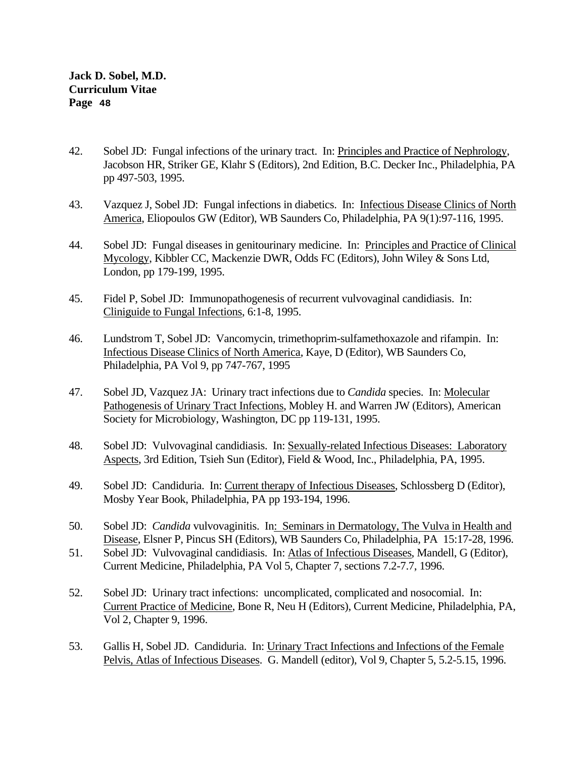42. Sobel JD: Fungal infections of the urinary tract. In: Principles and Practice of Nephrology, Jacobson HR, Striker GE, Klahr S (Editors), 2nd Edition, B.C. Decker Inc., Philadelphia, PA pp 497-503, 1995.

43. Vazquez J, Sobel JD: Fungal infections in diabetics. In: Infectious Disease Clinics of North America, Eliopoulos GW (Editor), WB Saunders Co, Philadelphia, PA 9(1):97-116, 1995.

44. Sobel JD: Fungal diseases in genitourinary medicine. In: Principles and Practice of Clinical Mycology, Kibbler CC, Mackenzie DWR, Odds FC (Editors), John Wiley & Sons Ltd, London, pp 179-199, 1995.

45. Fidel P, Sobel JD: Immunopathogenesis of recurrent vulvovaginal candidiasis. In: Cliniguide to Fungal Infections, 6:1-8, 1995.

46. Lundstrom T, Sobel JD: Vancomycin, trimethoprim-sulfamethoxazole and rifampin. In: Infectious Disease Clinics of North America, Kaye, D (Editor), WB Saunders Co, Philadelphia, PA Vol 9, pp 747-767, 1995

47. Sobel JD, Vazquez JA: Urinary tract infections due to *Candida* species. In: Molecular Pathogenesis of Urinary Tract Infections, Mobley H. and Warren JW (Editors), American Society for Microbiology, Washington, DC pp 119-131, 1995.

48. Sobel JD: Vulvovaginal candidiasis. In: Sexually-related Infectious Diseases: Laboratory Aspects, 3rd Edition, Tsieh Sun (Editor), Field & Wood, Inc., Philadelphia, PA, 1995.

49. Sobel JD: Candiduria. In: Current therapy of Infectious Diseases, Schlossberg D (Editor), Mosby Year Book, Philadelphia, PA pp 193-194, 1996.

50. Sobel JD: *Candida* vulvovaginitis. In: Seminars in Dermatology, The Vulva in Health and Disease, Elsner P, Pincus SH (Editors), WB Saunders Co, Philadelphia, PA 15:17-28, 1996.

51. Sobel JD: Vulvovaginal candidiasis. In: Atlas of Infectious Diseases, Mandell, G (Editor), Current Medicine, Philadelphia, PA Vol 5, Chapter 7, sections 7.2-7.7, 1996.

52. Sobel JD: Urinary tract infections: uncomplicated, complicated and nosocomial. In: Current Practice of Medicine, Bone R, Neu H (Editors), Current Medicine, Philadelphia, PA, Vol 2, Chapter 9, 1996.

53. Gallis H, Sobel JD. Candiduria. In: Urinary Tract Infections and Infections of the Female Pelvis, Atlas of Infectious Diseases. G. Mandell (editor), Vol 9, Chapter 5, 5.2-5.15, 1996.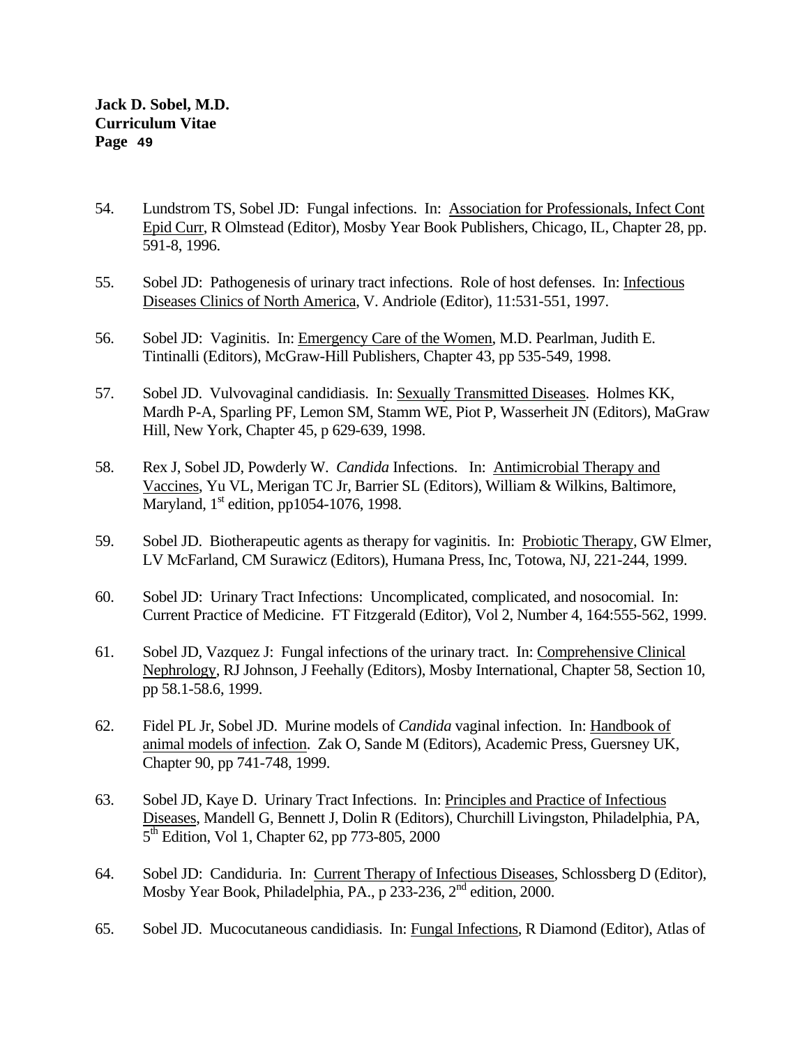54. Lundstrom TS, Sobel JD: Fungal infections. In: Association for Professionals, Infect Cont Epid Curr, R Olmstead (Editor), Mosby Year Book Publishers, Chicago, IL, Chapter 28, pp. 591-8, 1996.

55. Sobel JD: Pathogenesis of urinary tract infections. Role of host defenses. In: Infectious Diseases Clinics of North America, V. Andriole (Editor), 11:531-551, 1997.

56. Sobel JD: Vaginitis. In: Emergency Care of the Women, M.D. Pearlman, Judith E. Tintinalli (Editors), McGraw-Hill Publishers, Chapter 43, pp 535-549, 1998.

57. Sobel JD. Vulvovaginal candidiasis. In: Sexually Transmitted Diseases. Holmes KK, Mardh P-A, Sparling PF, Lemon SM, Stamm WE, Piot P, Wasserheit JN (Editors), MaGraw Hill, New York, Chapter 45, p 629-639, 1998.

58. Rex J, Sobel JD, Powderly W. *Candida* Infections. In: Antimicrobial Therapy and Vaccines, Yu VL, Merigan TC Jr, Barrier SL (Editors), William & Wilkins, Baltimore, Maryland, 1st edition, pp1054-1076, 1998.

59. Sobel JD. Biotherapeutic agents as therapy for vaginitis. In: Probiotic Therapy, GW Elmer, LV McFarland, CM Surawicz (Editors), Humana Press, Inc, Totowa, NJ, 221-244, 1999.

60. Sobel JD: Urinary Tract Infections: Uncomplicated, complicated, and nosocomial. In: Current Practice of Medicine. FT Fitzgerald (Editor), Vol 2, Number 4, 164:555-562, 1999.

61. Sobel JD, Vazquez J: Fungal infections of the urinary tract. In: Comprehensive Clinical Nephrology, RJ Johnson, J Feehally (Editors), Mosby International, Chapter 58, Section 10, pp 58.1-58.6, 1999.

62. Fidel PL Jr, Sobel JD. Murine models of *Candida* vaginal infection. In: Handbook of animal models of infection. Zak O, Sande M (Editors), Academic Press, Guersney UK, Chapter 90, pp 741-748, 1999.

63. Sobel JD, Kaye D. Urinary Tract Infections. In: Principles and Practice of Infectious Diseases, Mandell G, Bennett J, Dolin R (Editors), Churchill Livingston, Philadelphia, PA, 5th Edition, Vol 1, Chapter 62, pp 773-805, 2000

64. Sobel JD: Candiduria. In: Current Therapy of Infectious Diseases, Schlossberg D (Editor), Mosby Year Book, Philadelphia, PA., p 233-236, 2nd edition, 2000.

65. Sobel JD. Mucocutaneous candidiasis. In: Fungal Infections, R Diamond (Editor), Atlas of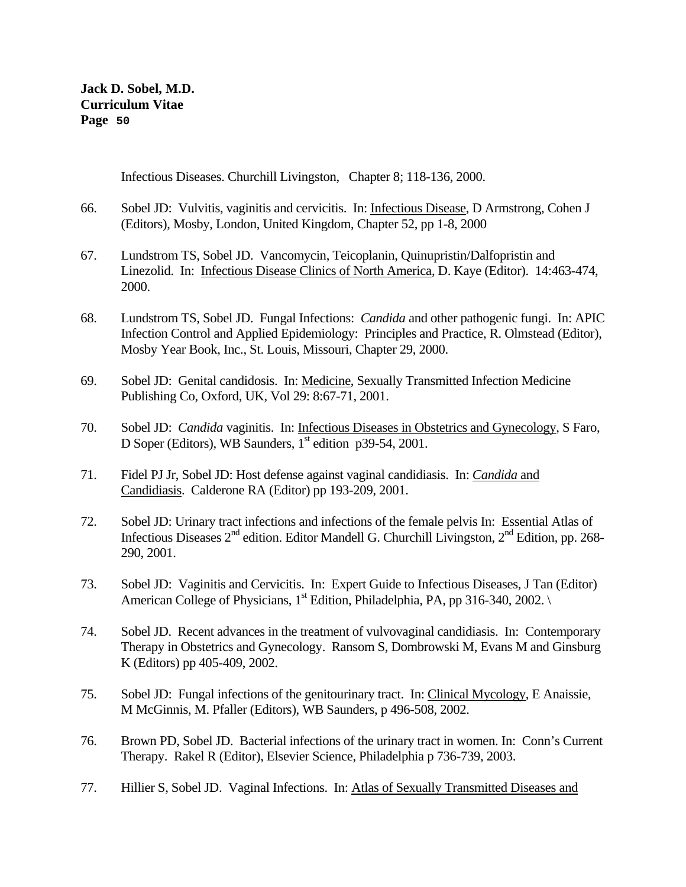Infectious Diseases. Churchill Livingston, Chapter 8; 118-136, 2000.

66. Sobel JD: Vulvitis, vaginitis and cervicitis. In: Infectious Disease, D Armstrong, Cohen J (Editors), Mosby, London, United Kingdom, Chapter 52, pp 1-8, 2000

67. Lundstrom TS, Sobel JD. Vancomycin, Teicoplanin, Quinupristin/Dalfopristin and Linezolid. In: Infectious Disease Clinics of North America, D. Kaye (Editor). 14:463-474, 2000.

68. Lundstrom TS, Sobel JD. Fungal Infections: *Candida* and other pathogenic fungi. In: APIC Infection Control and Applied Epidemiology: Principles and Practice, R. Olmstead (Editor), Mosby Year Book, Inc., St. Louis, Missouri, Chapter 29, 2000.

69. Sobel JD: Genital candidosis. In: Medicine, Sexually Transmitted Infection Medicine Publishing Co, Oxford, UK, Vol 29: 8:67-71, 2001.

70. Sobel JD: *Candida* vaginitis. In: Infectious Diseases in Obstetrics and Gynecology, S Faro, D Soper (Editors), WB Saunders, 1st edition p39-54, 2001.

71. Fidel PJ Jr, Sobel JD: Host defense against vaginal candidiasis. In: *Candida* and Candidiasis. Calderone RA (Editor) pp 193-209, 2001.

72. Sobel JD: Urinary tract infections and infections of the female pelvis In: Essential Atlas of Infectious Diseases 2nd edition. Editor Mandell G. Churchill Livingston, 2nd Edition, pp. 268-290, 2001.

73. Sobel JD: Vaginitis and Cervicitis. In: Expert Guide to Infectious Diseases, J Tan (Editor) American College of Physicians, 1st Edition, Philadelphia, PA, pp 316-340, 2002. \

74. Sobel JD. Recent advances in the treatment of vulvovaginal candidiasis. In: Contemporary Therapy in Obstetrics and Gynecology. Ransom S, Dombrowski M, Evans M and Ginsburg K (Editors) pp 405-409, 2002.

75. Sobel JD: Fungal infections of the genitourinary tract. In: Clinical Mycology, E Anaissie, M McGinnis, M. Pfaller (Editors), WB Saunders, p 496-508, 2002.

76. Brown PD, Sobel JD. Bacterial infections of the urinary tract in women. In: Conn's Current Therapy. Rakel R (Editor), Elsevier Science, Philadelphia p 736-739, 2003.

77. Hillier S, Sobel JD. Vaginal Infections. In: Atlas of Sexually Transmitted Diseases and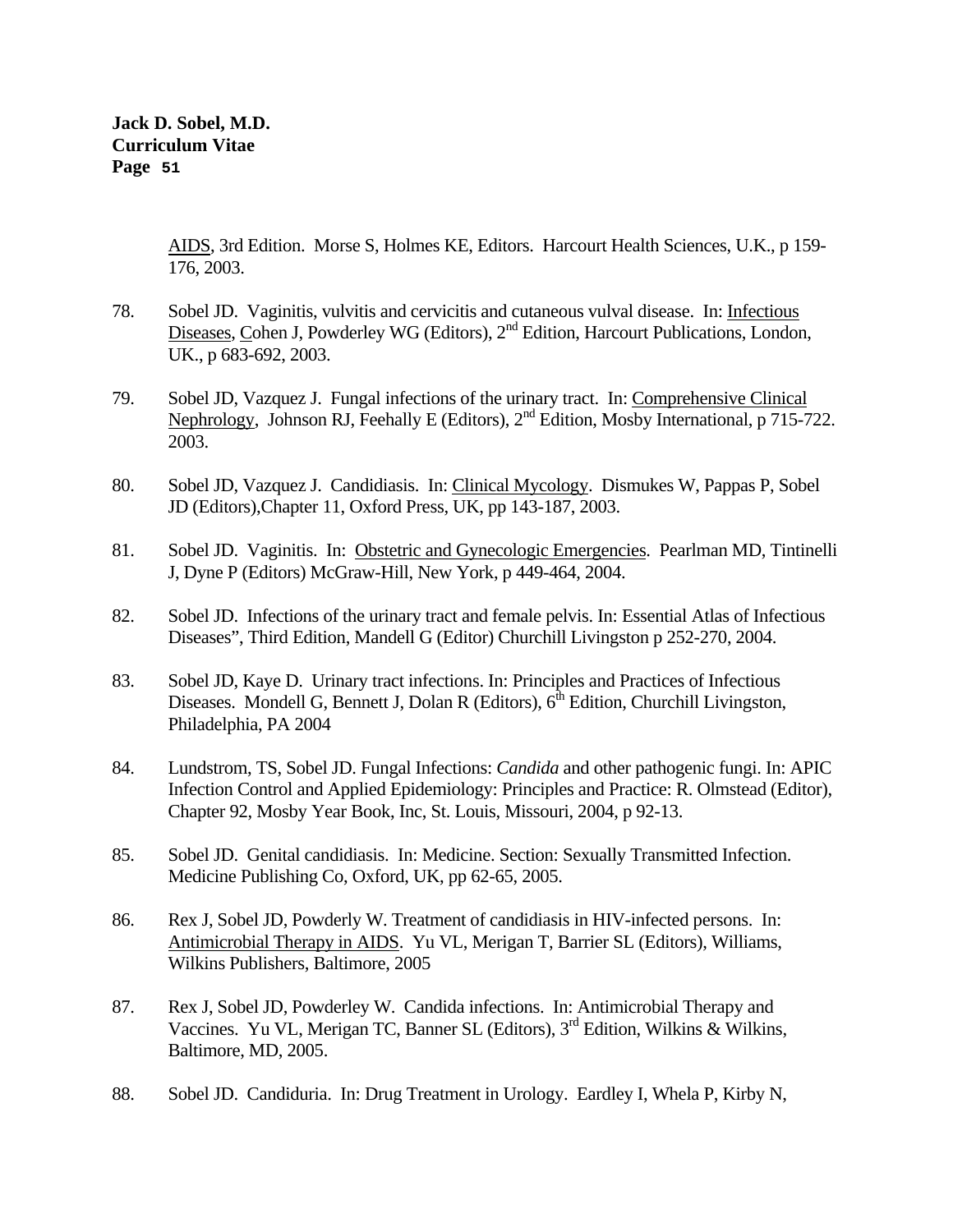AIDS, 3rd Edition. Morse S, Holmes KE, Editors. Harcourt Health Sciences, U.K., p 159-176, 2003.

78. Sobel JD. Vaginitis, vulvitis and cervicitis and cutaneous vulval disease. In: Infectious Diseases, Cohen J, Powderley WG (Editors), 2nd Edition, Harcourt Publications, London, UK., p 683-692, 2003.

79. Sobel JD, Vazquez J. Fungal infections of the urinary tract. In: Comprehensive Clinical Nephrology, Johnson RJ, Feehally E (Editors), 2nd Edition, Mosby International, p 715-722. 2003.

80. Sobel JD, Vazquez J. Candidiasis. In: Clinical Mycology. Dismukes W, Pappas P, Sobel JD (Editors),Chapter 11, Oxford Press, UK, pp 143-187, 2003.

81. Sobel JD. Vaginitis. In: Obstetric and Gynecologic Emergencies. Pearlman MD, Tintinelli J, Dyne P (Editors) McGraw-Hill, New York, p 449-464, 2004.

82. Sobel JD. Infections of the urinary tract and female pelvis. In: Essential Atlas of Infectious Diseases", Third Edition, Mandell G (Editor) Churchill Livingston p 252-270, 2004.

83. Sobel JD, Kaye D. Urinary tract infections. In: Principles and Practices of Infectious Diseases. Mondell G, Bennett J, Dolan R (Editors), 6th Edition, Churchill Livingston, Philadelphia, PA 2004

84. Lundstrom, TS, Sobel JD. Fungal Infections: *Candida* and other pathogenic fungi. In: APIC Infection Control and Applied Epidemiology: Principles and Practice: R. Olmstead (Editor), Chapter 92, Mosby Year Book, Inc, St. Louis, Missouri, 2004, p 92-13.

85. Sobel JD. Genital candidiasis. In: Medicine. Section: Sexually Transmitted Infection. Medicine Publishing Co, Oxford, UK, pp 62-65, 2005.

86. Rex J, Sobel JD, Powderly W. Treatment of candidiasis in HIV-infected persons. In: Antimicrobial Therapy in AIDS. Yu VL, Merigan T, Barrier SL (Editors), Williams, Wilkins Publishers, Baltimore, 2005

87. Rex J, Sobel JD, Powderley W. Candida infections. In: Antimicrobial Therapy and Vaccines. Yu VL, Merigan TC, Banner SL (Editors), 3rd Edition, Wilkins & Wilkins, Baltimore, MD, 2005.

88. Sobel JD. Candiduria. In: Drug Treatment in Urology. Eardley I, Whela P, Kirby N,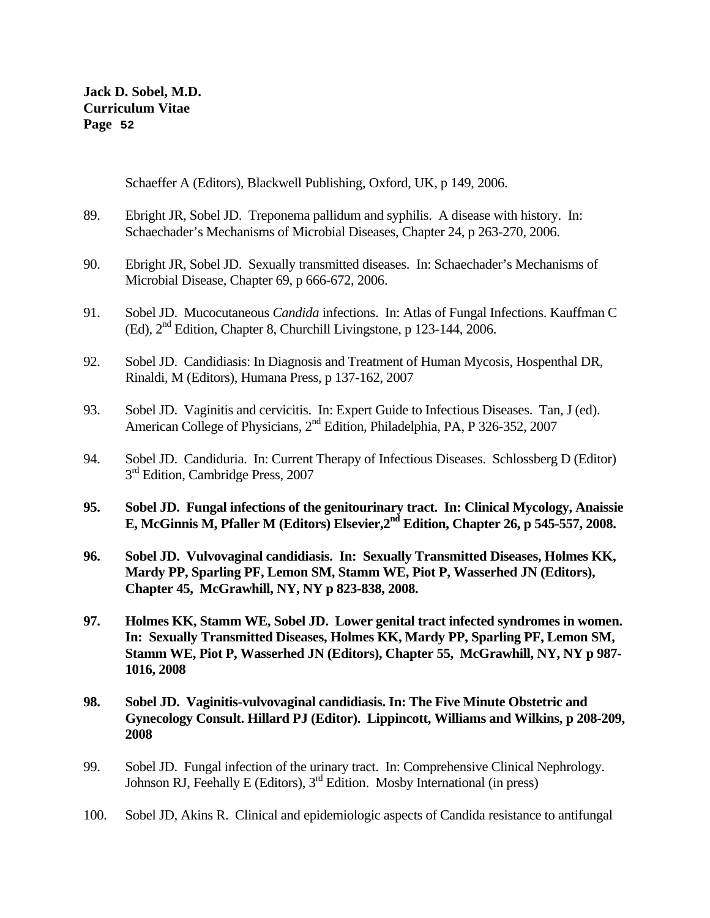Schaeffer A (Editors), Blackwell Publishing, Oxford, UK, p 149, 2006.

89. Ebright JR, Sobel JD. Treponema pallidum and syphilis. A disease with history. In: Schaechader's Mechanisms of Microbial Diseases, Chapter 24, p 263-270, 2006.

90. Ebright JR, Sobel JD. Sexually transmitted diseases. In: Schaechader's Mechanisms of Microbial Disease, Chapter 69, p 666-672, 2006.

91. Sobel JD. Mucocutaneous *Candida* infections. In: Atlas of Fungal Infections. Kauffman C (Ed), 2nd Edition, Chapter 8, Churchill Livingstone, p 123-144, 2006.

92. Sobel JD. Candidiasis: In Diagnosis and Treatment of Human Mycosis, Hospenthal DR, Rinaldi, M (Editors), Humana Press, p 137-162, 2007

93. Sobel JD. Vaginitis and cervicitis. In: Expert Guide to Infectious Diseases. Tan, J (ed). American College of Physicians, 2nd Edition, Philadelphia, PA, P 326-352, 2007

94. Sobel JD. Candiduria. In: Current Therapy of Infectious Diseases. Schlossberg D (Editor) 3rd Edition, Cambridge Press, 2007

**95. Sobel JD. Fungal infections of the genitourinary tract. In: Clinical Mycology, Anaissie E, McGinnis M, Pfaller M (Editors) Elsevier,2nd Edition, Chapter 26, p 545-557, 2008.**

**96. Sobel JD. Vulvovaginal candidiasis. In: Sexually Transmitted Diseases, Holmes KK, Mardy PP, Sparling PF, Lemon SM, Stamm WE, Piot P, Wasserhed JN (Editors), Chapter 45, McGrawhill, NY, NY p 823-838, 2008.**

**97. Holmes KK, Stamm WE, Sobel JD. Lower genital tract infected syndromes in women. In: Sexually Transmitted Diseases, Holmes KK, Mardy PP, Sparling PF, Lemon SM, Stamm WE, Piot P, Wasserhed JN (Editors), Chapter 55, McGrawhill, NY, NY p 987-1016, 2008**

**98. Sobel JD. Vaginitis-vulvovaginal candidiasis. In: The Five Minute Obstetric and Gynecology Consult. Hillard PJ (Editor). Lippincott, Williams and Wilkins, p 208-209, 2008**

99. Sobel JD. Fungal infection of the urinary tract. In: Comprehensive Clinical Nephrology. Johnson RJ, Feehally E (Editors), 3rd Edition. Mosby International (in press)

100. Sobel JD, Akins R. Clinical and epidemiologic aspects of Candida resistance to antifungal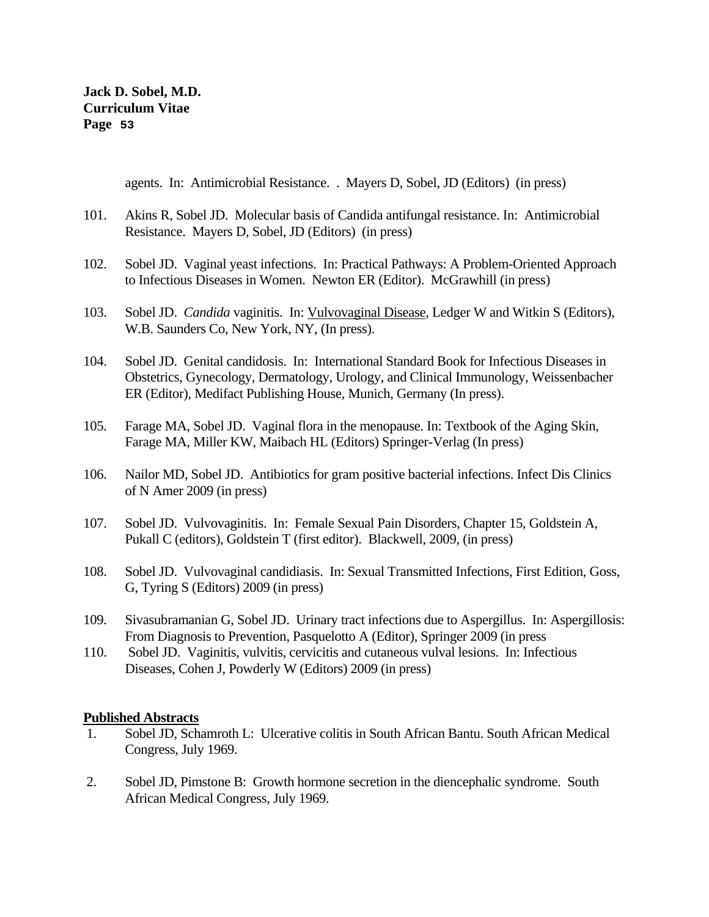agents. In: Antimicrobial Resistance. . Mayers D, Sobel, JD (Editors) (in press)

101. Akins R, Sobel JD. Molecular basis of Candida antifungal resistance. In: Antimicrobial Resistance. Mayers D, Sobel, JD (Editors) (in press)

102. Sobel JD. Vaginal yeast infections. In: Practical Pathways: A Problem-Oriented Approach to Infectious Diseases in Women. Newton ER (Editor). McGrawhill (in press)

103. Sobel JD. *Candida* vaginitis. In: <u>Vulvovaginal Disease</u>, Ledger W and Witkin S (Editors), W.B. Saunders Co, New York, NY, (In press).

104. Sobel JD. Genital candidosis. In: International Standard Book for Infectious Diseases in Obstetrics, Gynecology, Dermatology, Urology, and Clinical Immunology, Weissenbacher ER (Editor), Medifact Publishing House, Munich, Germany (In press).

105. Farage MA, Sobel JD. Vaginal flora in the menopause. In: Textbook of the Aging Skin, Farage MA, Miller KW, Maibach HL (Editors) Springer-Verlag (In press)

106. Nailor MD, Sobel JD. Antibiotics for gram positive bacterial infections. Infect Dis Clinics of N Amer 2009 (in press)

107. Sobel JD. Vulvovaginitis. In: Female Sexual Pain Disorders, Chapter 15, Goldstein A, Pukall C (editors), Goldstein T (first editor). Blackwell, 2009, (in press)

108. Sobel JD. Vulvovaginal candidiasis. In: Sexual Transmitted Infections, First Edition, Goss, G, Tyring S (Editors) 2009 (in press)

109. Sivasubramanian G, Sobel JD. Urinary tract infections due to Aspergillus. In: Aspergillosis: From Diagnosis to Prevention, Pasquelotto A (Editor), Springer 2009 (in press

110. Sobel JD. Vaginitis, vulvitis, cervicitis and cutaneous vulval lesions. In: Infectious Diseases, Cohen J, Powderly W (Editors) 2009 (in press)

## <u>Published Abstracts</u>

1. Sobel JD, Schamroth L: Ulcerative colitis in South African Bantu. South African Medical Congress, July 1969.

2. Sobel JD, Pimstone B: Growth hormone secretion in the diencephalic syndrome. South African Medical Congress, July 1969.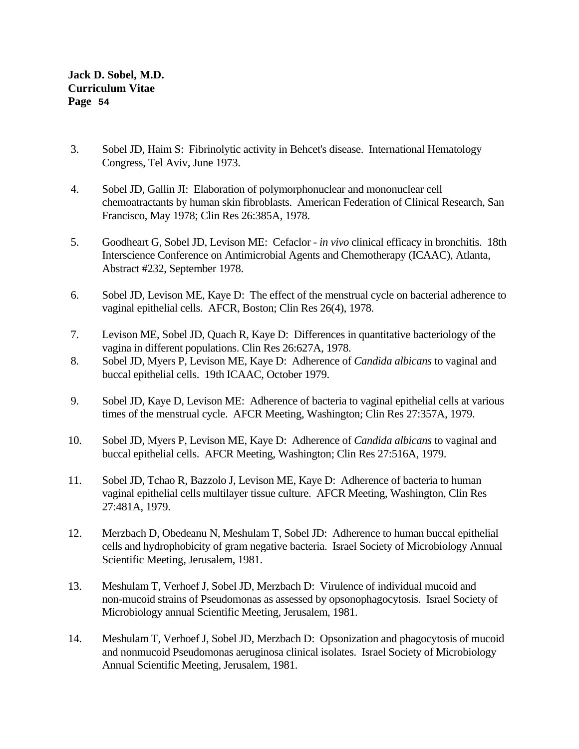3. Sobel JD, Haim S: Fibrinolytic activity in Behcet's disease. International Hematology Congress, Tel Aviv, June 1973.

4. Sobel JD, Gallin JI: Elaboration of polymorphonuclear and mononuclear cell chemoatractants by human skin fibroblasts. American Federation of Clinical Research, San Francisco, May 1978; Clin Res 26:385A, 1978.

5. Goodheart G, Sobel JD, Levison ME: Cefaclor - *in vivo* clinical efficacy in bronchitis. 18th Interscience Conference on Antimicrobial Agents and Chemotherapy (ICAAC), Atlanta, Abstract #232, September 1978.

6. Sobel JD, Levison ME, Kaye D: The effect of the menstrual cycle on bacterial adherence to vaginal epithelial cells. AFCR, Boston; Clin Res 26(4), 1978.

7. Levison ME, Sobel JD, Quach R, Kaye D: Differences in quantitative bacteriology of the vagina in different populations. Clin Res 26:627A, 1978.

8. Sobel JD, Myers P, Levison ME, Kaye D: Adherence of *Candida albicans* to vaginal and buccal epithelial cells. 19th ICAAC, October 1979.

9. Sobel JD, Kaye D, Levison ME: Adherence of bacteria to vaginal epithelial cells at various times of the menstrual cycle. AFCR Meeting, Washington; Clin Res 27:357A, 1979.

10. Sobel JD, Myers P, Levison ME, Kaye D: Adherence of *Candida albicans* to vaginal and buccal epithelial cells. AFCR Meeting, Washington; Clin Res 27:516A, 1979.

11. Sobel JD, Tchao R, Bazzolo J, Levison ME, Kaye D: Adherence of bacteria to human vaginal epithelial cells multilayer tissue culture. AFCR Meeting, Washington, Clin Res 27:481A, 1979.

12. Merzbach D, Obedeanu N, Meshulam T, Sobel JD: Adherence to human buccal epithelial cells and hydrophobicity of gram negative bacteria. Israel Society of Microbiology Annual Scientific Meeting, Jerusalem, 1981.

13. Meshulam T, Verhoef J, Sobel JD, Merzbach D: Virulence of individual mucoid and non-mucoid strains of Pseudomonas as assessed by opsonophagocytosis. Israel Society of Microbiology annual Scientific Meeting, Jerusalem, 1981.

14. Meshulam T, Verhoef J, Sobel JD, Merzbach D: Opsonization and phagocytosis of mucoid and nonmucoid Pseudomonas aeruginosa clinical isolates. Israel Society of Microbiology Annual Scientific Meeting, Jerusalem, 1981.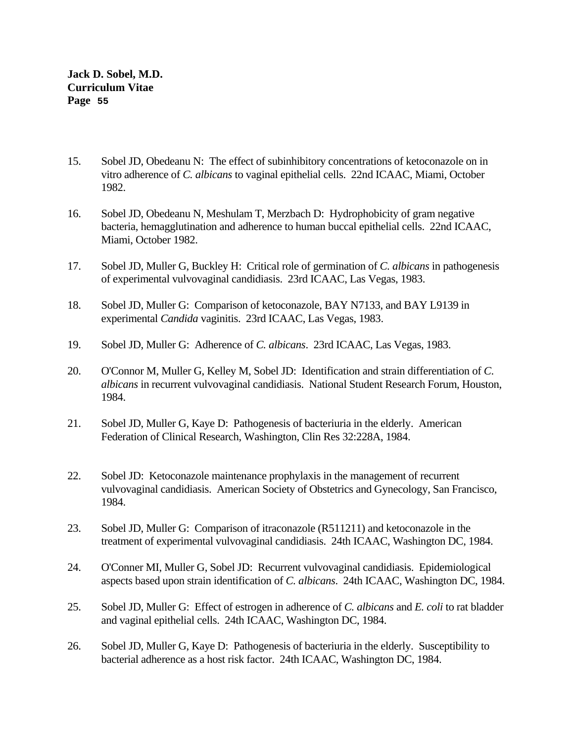15. Sobel JD, Obedeanu N: The effect of subinhibitory concentrations of ketoconazole on in vitro adherence of *C. albicans* to vaginal epithelial cells. 22nd ICAAC, Miami, October 1982.

16. Sobel JD, Obedeanu N, Meshulam T, Merzbach D: Hydrophobicity of gram negative bacteria, hemagglutination and adherence to human buccal epithelial cells. 22nd ICAAC, Miami, October 1982.

17. Sobel JD, Muller G, Buckley H: Critical role of germination of *C. albicans* in pathogenesis of experimental vulvovaginal candidiasis. 23rd ICAAC, Las Vegas, 1983.

18. Sobel JD, Muller G: Comparison of ketoconazole, BAY N7133, and BAY L9139 in experimental *Candida* vaginitis. 23rd ICAAC, Las Vegas, 1983.

19. Sobel JD, Muller G: Adherence of *C. albicans*. 23rd ICAAC, Las Vegas, 1983.

20. O'Connor M, Muller G, Kelley M, Sobel JD: Identification and strain differentiation of *C. albicans* in recurrent vulvovaginal candidiasis. National Student Research Forum, Houston, 1984.

21. Sobel JD, Muller G, Kaye D: Pathogenesis of bacteriuria in the elderly. American Federation of Clinical Research, Washington, Clin Res 32:228A, 1984.

22. Sobel JD: Ketoconazole maintenance prophylaxis in the management of recurrent vulvovaginal candidiasis. American Society of Obstetrics and Gynecology, San Francisco, 1984.

23. Sobel JD, Muller G: Comparison of itraconazole (R511211) and ketoconazole in the treatment of experimental vulvovaginal candidiasis. 24th ICAAC, Washington DC, 1984.

24. O'Conner MI, Muller G, Sobel JD: Recurrent vulvovaginal candidiasis. Epidemiological aspects based upon strain identification of *C. albicans*. 24th ICAAC, Washington DC, 1984.

25. Sobel JD, Muller G: Effect of estrogen in adherence of *C. albicans* and *E. coli* to rat bladder and vaginal epithelial cells. 24th ICAAC, Washington DC, 1984.

26. Sobel JD, Muller G, Kaye D: Pathogenesis of bacteriuria in the elderly. Susceptibility to bacterial adherence as a host risk factor. 24th ICAAC, Washington DC, 1984.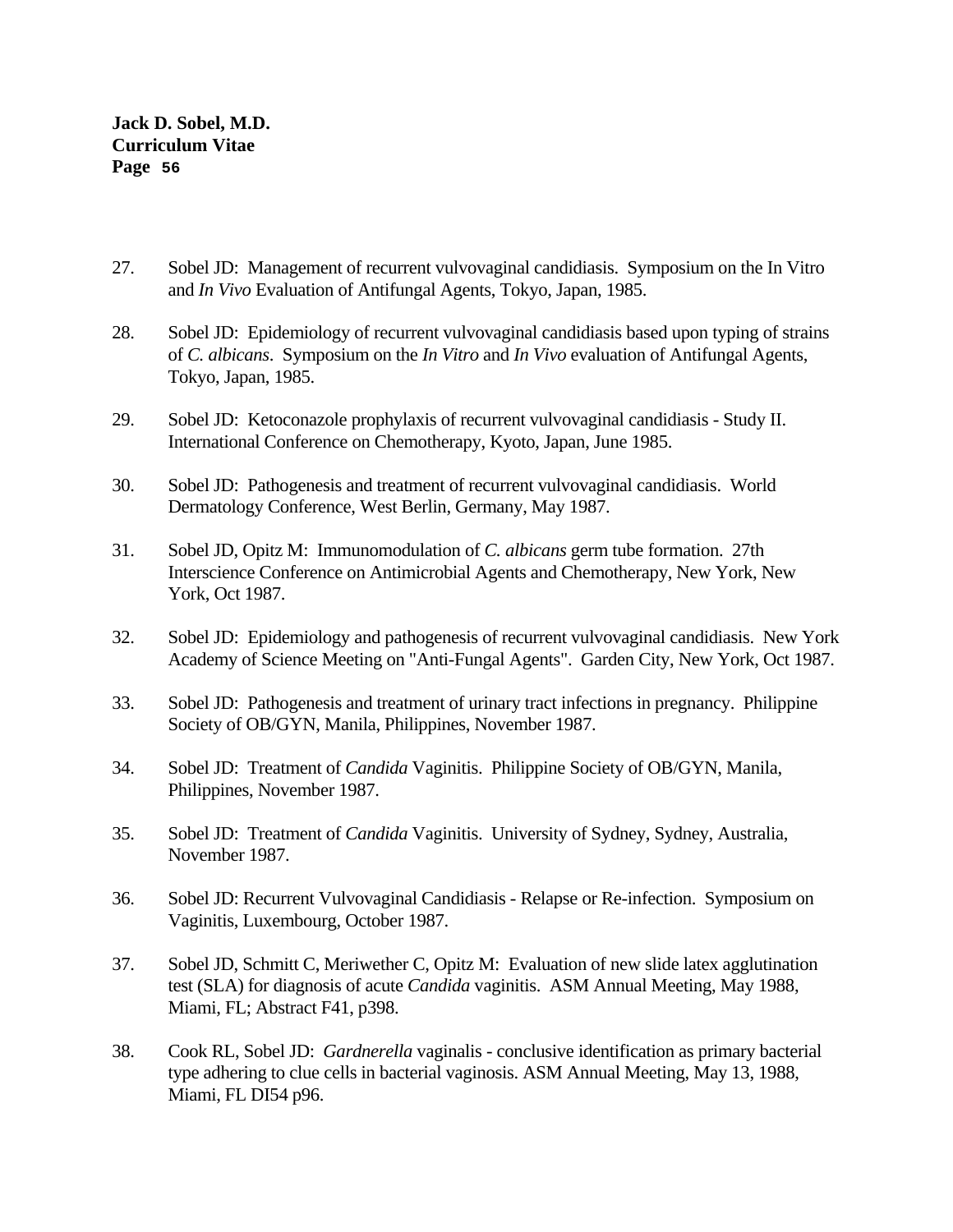27. Sobel JD: Management of recurrent vulvovaginal candidiasis. Symposium on the In Vitro and *In Vivo* Evaluation of Antifungal Agents, Tokyo, Japan, 1985.

28. Sobel JD: Epidemiology of recurrent vulvovaginal candidiasis based upon typing of strains of *C. albicans*. Symposium on the *In Vitro* and *In Vivo* evaluation of Antifungal Agents, Tokyo, Japan, 1985.

29. Sobel JD: Ketoconazole prophylaxis of recurrent vulvovaginal candidiasis - Study II. International Conference on Chemotherapy, Kyoto, Japan, June 1985.

30. Sobel JD: Pathogenesis and treatment of recurrent vulvovaginal candidiasis. World Dermatology Conference, West Berlin, Germany, May 1987.

31. Sobel JD, Opitz M: Immunomodulation of *C. albicans* germ tube formation. 27th Interscience Conference on Antimicrobial Agents and Chemotherapy, New York, New York, Oct 1987.

32. Sobel JD: Epidemiology and pathogenesis of recurrent vulvovaginal candidiasis. New York Academy of Science Meeting on "Anti-Fungal Agents". Garden City, New York, Oct 1987.

33. Sobel JD: Pathogenesis and treatment of urinary tract infections in pregnancy. Philippine Society of OB/GYN, Manila, Philippines, November 1987.

34. Sobel JD: Treatment of *Candida* Vaginitis. Philippine Society of OB/GYN, Manila, Philippines, November 1987.

35. Sobel JD: Treatment of *Candida* Vaginitis. University of Sydney, Sydney, Australia, November 1987.

36. Sobel JD: Recurrent Vulvovaginal Candidiasis - Relapse or Re-infection. Symposium on Vaginitis, Luxembourg, October 1987.

37. Sobel JD, Schmitt C, Meriwether C, Opitz M: Evaluation of new slide latex agglutination test (SLA) for diagnosis of acute *Candida* vaginitis. ASM Annual Meeting, May 1988, Miami, FL; Abstract F41, p398.

38. Cook RL, Sobel JD: *Gardnerella* vaginalis - conclusive identification as primary bacterial type adhering to clue cells in bacterial vaginosis. ASM Annual Meeting, May 13, 1988, Miami, FL DI54 p96.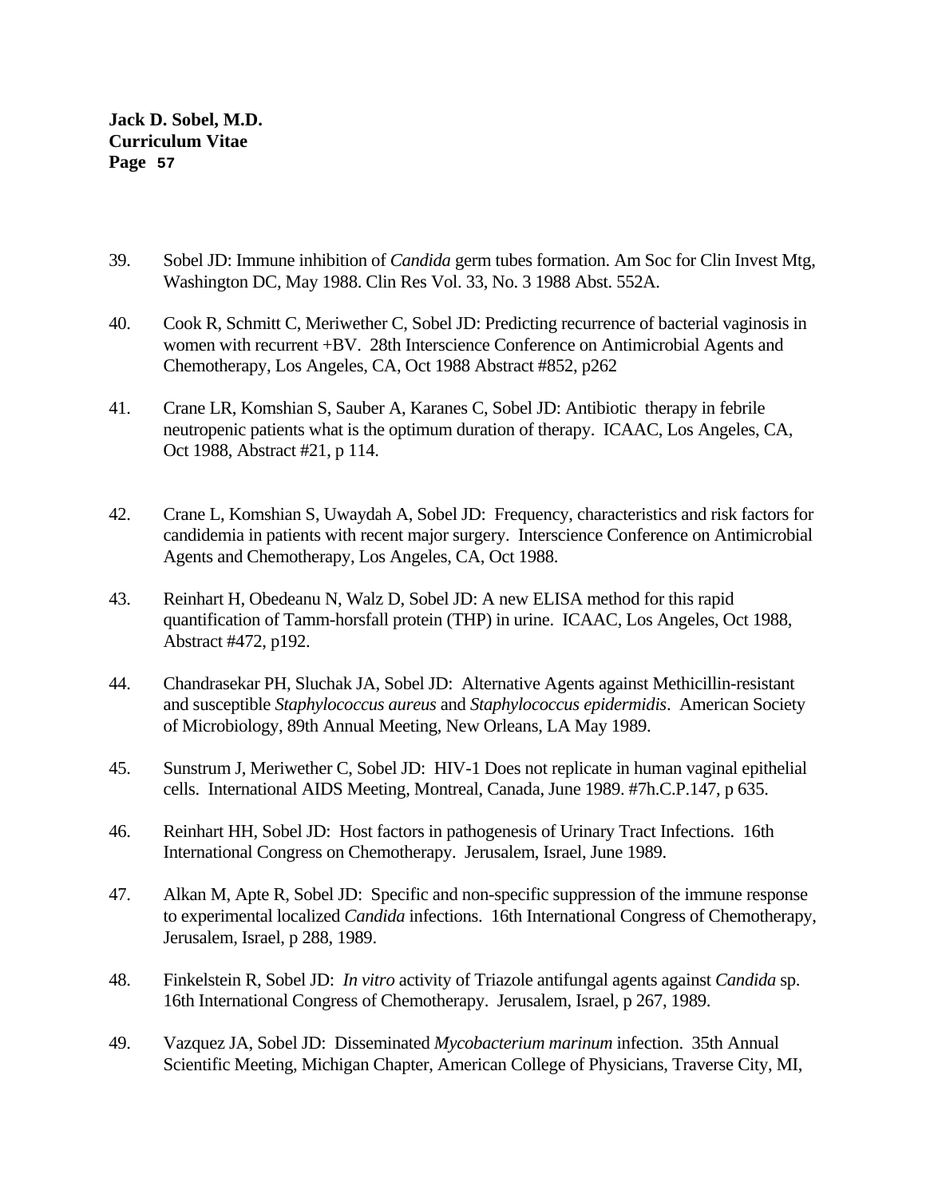39. Sobel JD: Immune inhibition of *Candida* germ tubes formation. Am Soc for Clin Invest Mtg, Washington DC, May 1988. Clin Res Vol. 33, No. 3 1988 Abst. 552A.

40. Cook R, Schmitt C, Meriwether C, Sobel JD: Predicting recurrence of bacterial vaginosis in women with recurrent +BV. 28th Interscience Conference on Antimicrobial Agents and Chemotherapy, Los Angeles, CA, Oct 1988 Abstract #852, p262

41. Crane LR, Komshian S, Sauber A, Karanes C, Sobel JD: Antibiotic therapy in febrile neutropenic patients what is the optimum duration of therapy. ICAAC, Los Angeles, CA, Oct 1988, Abstract #21, p 114.

42. Crane L, Komshian S, Uwaydah A, Sobel JD: Frequency, characteristics and risk factors for candidemia in patients with recent major surgery. Interscience Conference on Antimicrobial Agents and Chemotherapy, Los Angeles, CA, Oct 1988.

43. Reinhart H, Obedeanu N, Walz D, Sobel JD: A new ELISA method for this rapid quantification of Tamm-horsfall protein (THP) in urine. ICAAC, Los Angeles, Oct 1988, Abstract #472, p192.

44. Chandrasekar PH, Sluchak JA, Sobel JD: Alternative Agents against Methicillin-resistant and susceptible *Staphylococcus aureus* and *Staphylococcus epidermidis*. American Society of Microbiology, 89th Annual Meeting, New Orleans, LA May 1989.

45. Sunstrum J, Meriwether C, Sobel JD: HIV-1 Does not replicate in human vaginal epithelial cells. International AIDS Meeting, Montreal, Canada, June 1989. #7h.C.P.147, p 635.

46. Reinhart HH, Sobel JD: Host factors in pathogenesis of Urinary Tract Infections. 16th International Congress on Chemotherapy. Jerusalem, Israel, June 1989.

47. Alkan M, Apte R, Sobel JD: Specific and non-specific suppression of the immune response to experimental localized *Candida* infections. 16th International Congress of Chemotherapy, Jerusalem, Israel, p 288, 1989.

48. Finkelstein R, Sobel JD: *In vitro* activity of Triazole antifungal agents against *Candida* sp. 16th International Congress of Chemotherapy. Jerusalem, Israel, p 267, 1989.

49. Vazquez JA, Sobel JD: Disseminated *Mycobacterium marinum* infection. 35th Annual Scientific Meeting, Michigan Chapter, American College of Physicians, Traverse City, MI,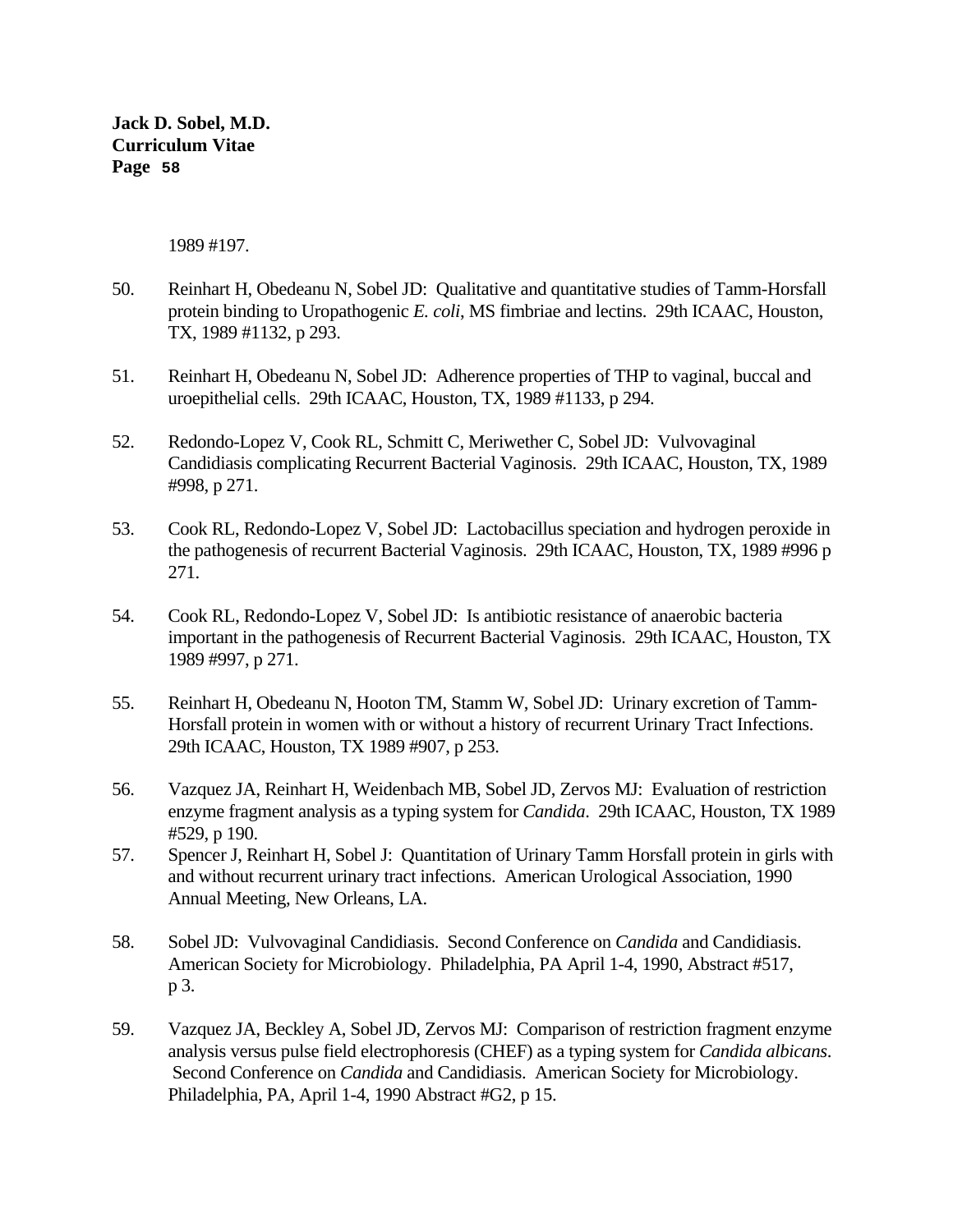1989 #197.

50. Reinhart H, Obedeanu N, Sobel JD: Qualitative and quantitative studies of Tamm-Horsfall protein binding to Uropathogenic *E. coli*, MS fimbriae and lectins. 29th ICAAC, Houston, TX, 1989 #1132, p 293.

51. Reinhart H, Obedeanu N, Sobel JD: Adherence properties of THP to vaginal, buccal and uroepithelial cells. 29th ICAAC, Houston, TX, 1989 #1133, p 294.

52. Redondo-Lopez V, Cook RL, Schmitt C, Meriwether C, Sobel JD: Vulvovaginal Candidiasis complicating Recurrent Bacterial Vaginosis. 29th ICAAC, Houston, TX, 1989 #998, p 271.

53. Cook RL, Redondo-Lopez V, Sobel JD: Lactobacillus speciation and hydrogen peroxide in the pathogenesis of recurrent Bacterial Vaginosis. 29th ICAAC, Houston, TX, 1989 #996 p 271.

54. Cook RL, Redondo-Lopez V, Sobel JD: Is antibiotic resistance of anaerobic bacteria important in the pathogenesis of Recurrent Bacterial Vaginosis. 29th ICAAC, Houston, TX 1989 #997, p 271.

55. Reinhart H, Obedeanu N, Hooton TM, Stamm W, Sobel JD: Urinary excretion of Tamm-Horsfall protein in women with or without a history of recurrent Urinary Tract Infections. 29th ICAAC, Houston, TX 1989 #907, p 253.

56. Vazquez JA, Reinhart H, Weidenbach MB, Sobel JD, Zervos MJ: Evaluation of restriction enzyme fragment analysis as a typing system for *Candida*. 29th ICAAC, Houston, TX 1989 #529, p 190.

57. Spencer J, Reinhart H, Sobel J: Quantitation of Urinary Tamm Horsfall protein in girls with and without recurrent urinary tract infections. American Urological Association, 1990 Annual Meeting, New Orleans, LA.

58. Sobel JD: Vulvovaginal Candidiasis. Second Conference on *Candida* and Candidiasis. American Society for Microbiology. Philadelphia, PA April 1-4, 1990, Abstract #517, p 3.

59. Vazquez JA, Beckley A, Sobel JD, Zervos MJ: Comparison of restriction fragment enzyme analysis versus pulse field electrophoresis (CHEF) as a typing system for *Candida albicans*. Second Conference on *Candida* and Candidiasis. American Society for Microbiology. Philadelphia, PA, April 1-4, 1990 Abstract #G2, p 15.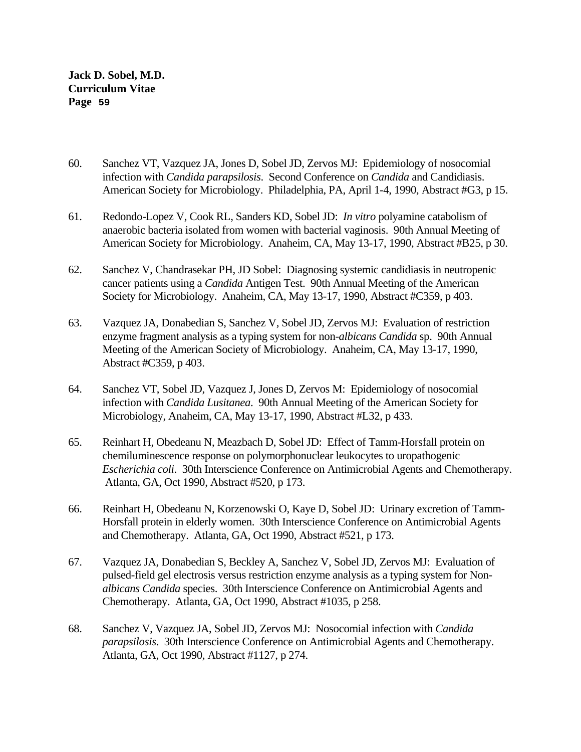60. Sanchez VT, Vazquez JA, Jones D, Sobel JD, Zervos MJ: Epidemiology of nosocomial infection with *Candida parapsilosis*. Second Conference on *Candida* and Candidiasis. American Society for Microbiology. Philadelphia, PA, April 1-4, 1990, Abstract #G3, p 15.

61. Redondo-Lopez V, Cook RL, Sanders KD, Sobel JD: *In vitro* polyamine catabolism of anaerobic bacteria isolated from women with bacterial vaginosis. 90th Annual Meeting of American Society for Microbiology. Anaheim, CA, May 13-17, 1990, Abstract #B25, p 30.

62. Sanchez V, Chandrasekar PH, JD Sobel: Diagnosing systemic candidiasis in neutropenic cancer patients using a *Candida* Antigen Test. 90th Annual Meeting of the American Society for Microbiology. Anaheim, CA, May 13-17, 1990, Abstract #C359, p 403.

63. Vazquez JA, Donabedian S, Sanchez V, Sobel JD, Zervos MJ: Evaluation of restriction enzyme fragment analysis as a typing system for non-*albicans Candida* sp. 90th Annual Meeting of the American Society of Microbiology. Anaheim, CA, May 13-17, 1990, Abstract #C359, p 403.

64. Sanchez VT, Sobel JD, Vazquez J, Jones D, Zervos M: Epidemiology of nosocomial infection with *Candida Lusitanea*. 90th Annual Meeting of the American Society for Microbiology, Anaheim, CA, May 13-17, 1990, Abstract #L32, p 433.

65. Reinhart H, Obedeanu N, Meazbach D, Sobel JD: Effect of Tamm-Horsfall protein on chemiluminescence response on polymorphonuclear leukocytes to uropathogenic *Escherichia coli*. 30th Interscience Conference on Antimicrobial Agents and Chemotherapy. Atlanta, GA, Oct 1990, Abstract #520, p 173.

66. Reinhart H, Obedeanu N, Korzenowski O, Kaye D, Sobel JD: Urinary excretion of Tamm-Horsfall protein in elderly women. 30th Interscience Conference on Antimicrobial Agents and Chemotherapy. Atlanta, GA, Oct 1990, Abstract #521, p 173.

67. Vazquez JA, Donabedian S, Beckley A, Sanchez V, Sobel JD, Zervos MJ: Evaluation of pulsed-field gel electrosis versus restriction enzyme analysis as a typing system for Non-*albicans Candida* species. 30th Interscience Conference on Antimicrobial Agents and Chemotherapy. Atlanta, GA, Oct 1990, Abstract #1035, p 258.

68. Sanchez V, Vazquez JA, Sobel JD, Zervos MJ: Nosocomial infection with *Candida parapsilosis*. 30th Interscience Conference on Antimicrobial Agents and Chemotherapy. Atlanta, GA, Oct 1990, Abstract #1127, p 274.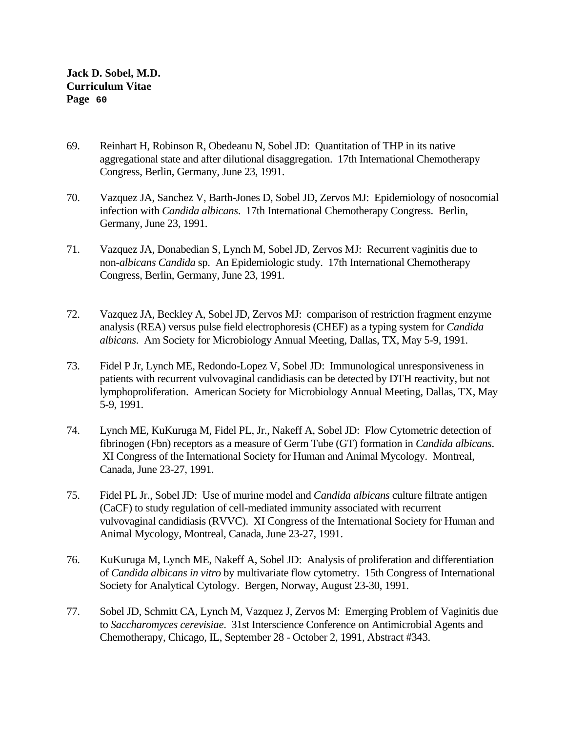69. Reinhart H, Robinson R, Obedeanu N, Sobel JD: Quantitation of THP in its native aggregational state and after dilutional disaggregation. 17th International Chemotherapy Congress, Berlin, Germany, June 23, 1991.

70. Vazquez JA, Sanchez V, Barth-Jones D, Sobel JD, Zervos MJ: Epidemiology of nosocomial infection with *Candida albicans*. 17th International Chemotherapy Congress. Berlin, Germany, June 23, 1991.

71. Vazquez JA, Donabedian S, Lynch M, Sobel JD, Zervos MJ: Recurrent vaginitis due to non-*albicans Candida* sp. An Epidemiologic study. 17th International Chemotherapy Congress, Berlin, Germany, June 23, 1991.

72. Vazquez JA, Beckley A, Sobel JD, Zervos MJ: comparison of restriction fragment enzyme analysis (REA) versus pulse field electrophoresis (CHEF) as a typing system for *Candida albicans*. Am Society for Microbiology Annual Meeting, Dallas, TX, May 5-9, 1991.

73. Fidel P Jr, Lynch ME, Redondo-Lopez V, Sobel JD: Immunological unresponsiveness in patients with recurrent vulvovaginal candidiasis can be detected by DTH reactivity, but not lymphoproliferation. American Society for Microbiology Annual Meeting, Dallas, TX, May 5-9, 1991.

74. Lynch ME, KuKuruga M, Fidel PL, Jr., Nakeff A, Sobel JD: Flow Cytometric detection of fibrinogen (Fbn) receptors as a measure of Germ Tube (GT) formation in *Candida albicans*. XI Congress of the International Society for Human and Animal Mycology. Montreal, Canada, June 23-27, 1991.

75. Fidel PL Jr., Sobel JD: Use of murine model and *Candida albicans* culture filtrate antigen (CaCF) to study regulation of cell-mediated immunity associated with recurrent vulvovaginal candidiasis (RVVC). XI Congress of the International Society for Human and Animal Mycology, Montreal, Canada, June 23-27, 1991.

76. KuKuruga M, Lynch ME, Nakeff A, Sobel JD: Analysis of proliferation and differentiation of *Candida albicans in vitro* by multivariate flow cytometry. 15th Congress of International Society for Analytical Cytology. Bergen, Norway, August 23-30, 1991.

77. Sobel JD, Schmitt CA, Lynch M, Vazquez J, Zervos M: Emerging Problem of Vaginitis due to *Saccharomyces cerevisiae*. 31st Interscience Conference on Antimicrobial Agents and Chemotherapy, Chicago, IL, September 28 - October 2, 1991, Abstract #343.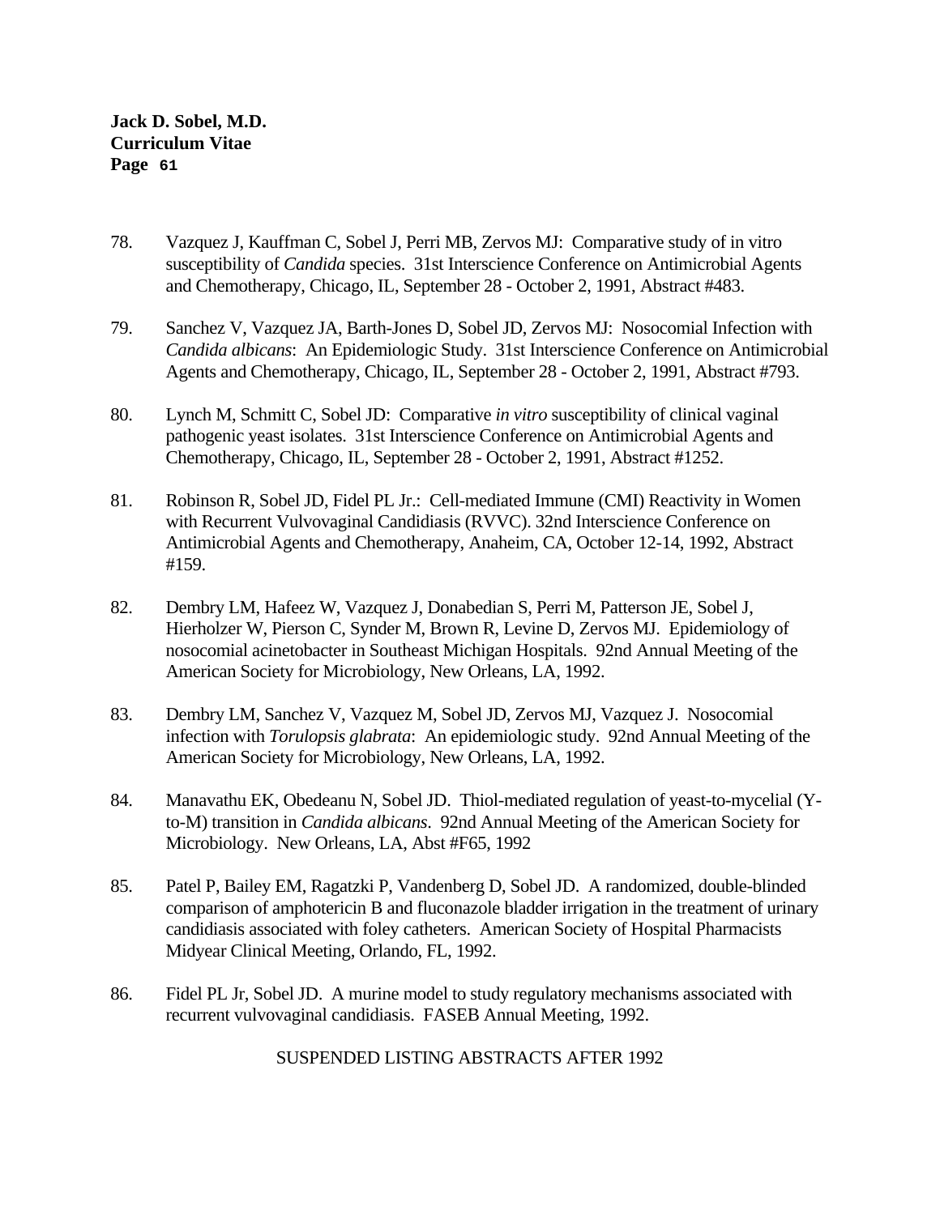78. Vazquez J, Kauffman C, Sobel J, Perri MB, Zervos MJ: Comparative study of in vitro susceptibility of *Candida* species. 31st Interscience Conference on Antimicrobial Agents and Chemotherapy, Chicago, IL, September 28 - October 2, 1991, Abstract #483.

79. Sanchez V, Vazquez JA, Barth-Jones D, Sobel JD, Zervos MJ: Nosocomial Infection with *Candida albicans*: An Epidemiologic Study. 31st Interscience Conference on Antimicrobial Agents and Chemotherapy, Chicago, IL, September 28 - October 2, 1991, Abstract #793.

80. Lynch M, Schmitt C, Sobel JD: Comparative *in vitro* susceptibility of clinical vaginal pathogenic yeast isolates. 31st Interscience Conference on Antimicrobial Agents and Chemotherapy, Chicago, IL, September 28 - October 2, 1991, Abstract #1252.

81. Robinson R, Sobel JD, Fidel PL Jr.: Cell-mediated Immune (CMI) Reactivity in Women with Recurrent Vulvovaginal Candidiasis (RVVC). 32nd Interscience Conference on Antimicrobial Agents and Chemotherapy, Anaheim, CA, October 12-14, 1992, Abstract #159.

82. Dembry LM, Hafeez W, Vazquez J, Donabedian S, Perri M, Patterson JE, Sobel J, Hierholzer W, Pierson C, Synder M, Brown R, Levine D, Zervos MJ. Epidemiology of nosocomial acinetobacter in Southeast Michigan Hospitals. 92nd Annual Meeting of the American Society for Microbiology, New Orleans, LA, 1992.

83. Dembry LM, Sanchez V, Vazquez M, Sobel JD, Zervos MJ, Vazquez J. Nosocomial infection with *Torulopsis glabrata*: An epidemiologic study. 92nd Annual Meeting of the American Society for Microbiology, New Orleans, LA, 1992.

84. Manavathu EK, Obedeanu N, Sobel JD. Thiol-mediated regulation of yeast-to-mycelial (Y-to-M) transition in *Candida albicans*. 92nd Annual Meeting of the American Society for Microbiology. New Orleans, LA, Abst #F65, 1992

85. Patel P, Bailey EM, Ragatzki P, Vandenberg D, Sobel JD. A randomized, double-blinded comparison of amphotericin B and fluconazole bladder irrigation in the treatment of urinary candidiasis associated with foley catheters. American Society of Hospital Pharmacists Midyear Clinical Meeting, Orlando, FL, 1992.

86. Fidel PL Jr, Sobel JD. A murine model to study regulatory mechanisms associated with recurrent vulvovaginal candidiasis. FASEB Annual Meeting, 1992.

SUSPENDED LISTING ABSTRACTS AFTER 1992